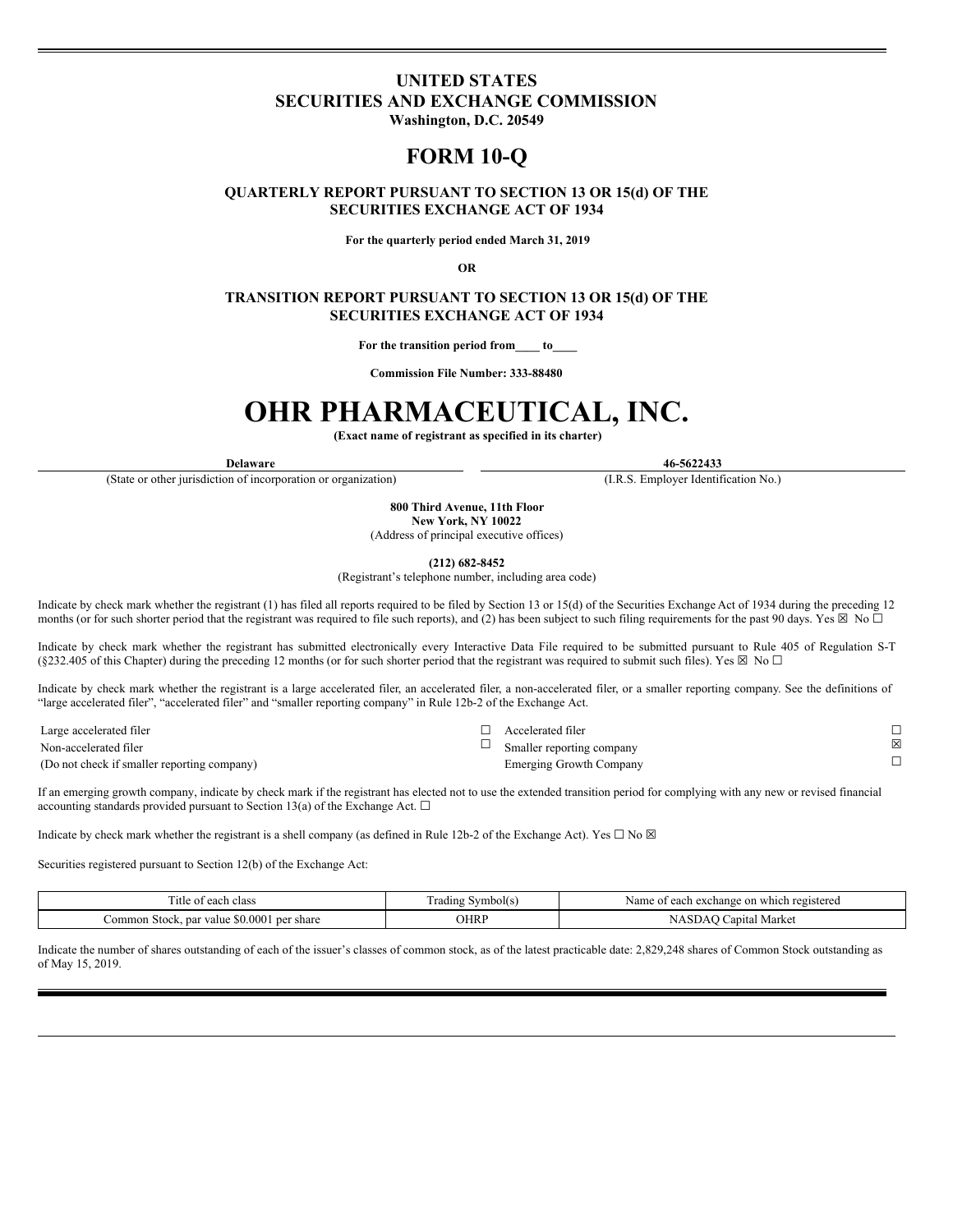# UNITED STATES
# SECURITIES AND EXCHANGE COMMISSION

**Washington, D.C. 20549**

# FORM 10-Q

**QUARTERLY REPORT PURSUANT TO SECTION 13 OR 15(d) OF THE SECURITIES EXCHANGE ACT OF 1934**

**For the quarterly period ended March 31, 2019**

**OR**

**TRANSITION REPORT PURSUANT TO SECTION 13 OR 15(d) OF THE SECURITIES EXCHANGE ACT OF 1934**

**For the transition period from____ to____**

**Commission File Number: 333-88480**

# OHR PHARMACEUTICAL, INC.

**(Exact name of registrant as specified in its charter)**

| **Delaware** | **46-5622433** |
|---|---|
| (State or other jurisdiction of incorporation or organization) | (I.R.S. Employer Identification No.) |

**800 Third Avenue, 11th Floor**
**New York, NY 10022**
(Address of principal executive offices)

**(212) 682-8452**
(Registrant's telephone number, including area code)

Indicate by check mark whether the registrant (1) has filed all reports required to be filed by Section 13 or 15(d) of the Securities Exchange Act of 1934 during the preceding 12 months (or for such shorter period that the registrant was required to file such reports), and (2) has been subject to such filing requirements for the past 90 days. Yes ☒ No ☐

Indicate by check mark whether the registrant has submitted electronically every Interactive Data File required to be submitted pursuant to Rule 405 of Regulation S-T (§232.405 of this Chapter) during the preceding 12 months (or for such shorter period that the registrant was required to submit such files). Yes ☒ No ☐

Indicate by check mark whether the registrant is a large accelerated filer, an accelerated filer, a non-accelerated filer, or a smaller reporting company. See the definitions of "large accelerated filer", "accelerated filer" and "smaller reporting company" in Rule 12b-2 of the Exchange Act.

| | | | |
|---|---|---|---|
| Large accelerated filer | ☐ | Accelerated filer | ☐ |
| Non-accelerated filer | ☐ | Smaller reporting company | ☒ |
| (Do not check if smaller reporting company) | | Emerging Growth Company | ☐ |

If an emerging growth company, indicate by check mark if the registrant has elected not to use the extended transition period for complying with any new or revised financial accounting standards provided pursuant to Section 13(a) of the Exchange Act. ☐

Indicate by check mark whether the registrant is a shell company (as defined in Rule 12b-2 of the Exchange Act). Yes ☐ No ☒

Securities registered pursuant to Section 12(b) of the Exchange Act:

| Title of each class | Trading Symbol(s) | Name of each exchange on which registered |
|---|---|---|
| Common Stock, par value $0.0001 per share | OHRP | NASDAQ Capital Market |

Indicate the number of shares outstanding of each of the issuer's classes of common stock, as of the latest practicable date: 2,829,248 shares of Common Stock outstanding as of May 15, 2019.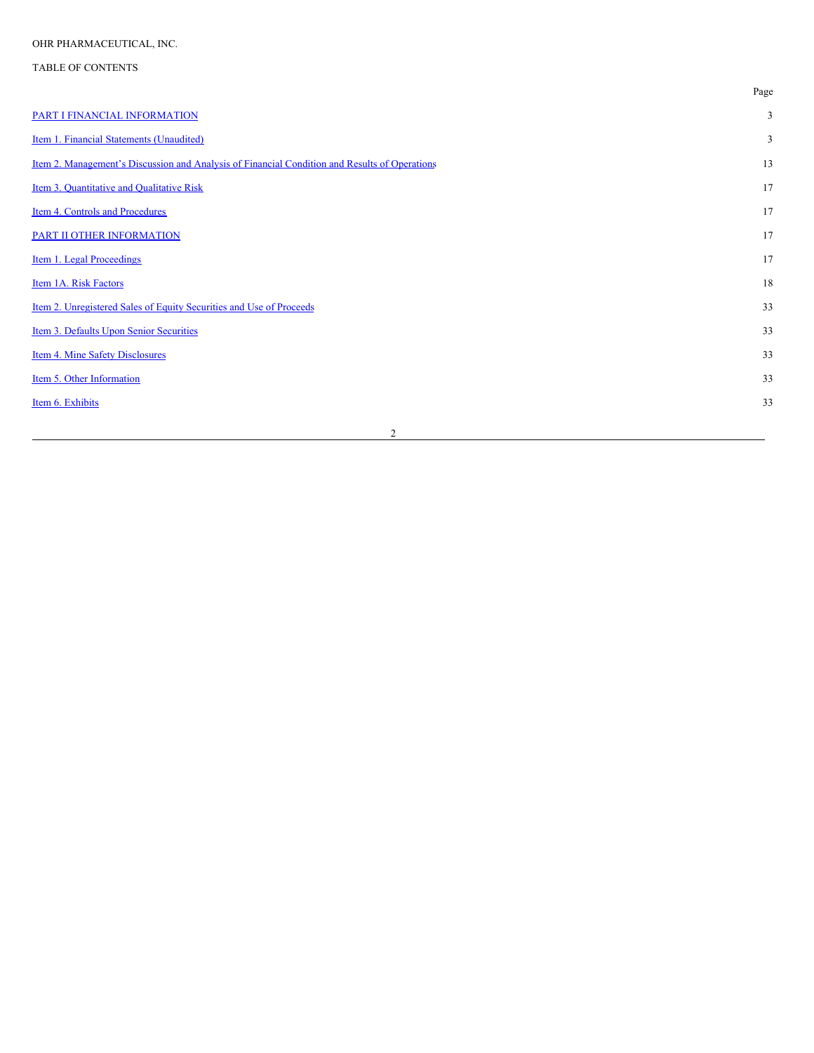OHR PHARMACEUTICAL, INC.

TABLE OF CONTENTS

| | Page |
|---|---|
| PART I FINANCIAL INFORMATION | 3 |
| Item 1. Financial Statements (Unaudited) | 3 |
| Item 2. Management's Discussion and Analysis of Financial Condition and Results of Operations | 13 |
| Item 3. Quantitative and Qualitative Risk | 17 |
| Item 4. Controls and Procedures | 17 |
| PART II OTHER INFORMATION | 17 |
| Item 1. Legal Proceedings | 17 |
| Item 1A. Risk Factors | 18 |
| Item 2. Unregistered Sales of Equity Securities and Use of Proceeds | 33 |
| Item 3. Defaults Upon Senior Securities | 33 |
| Item 4. Mine Safety Disclosures | 33 |
| Item 5. Other Information | 33 |
| Item 6. Exhibits | 33 |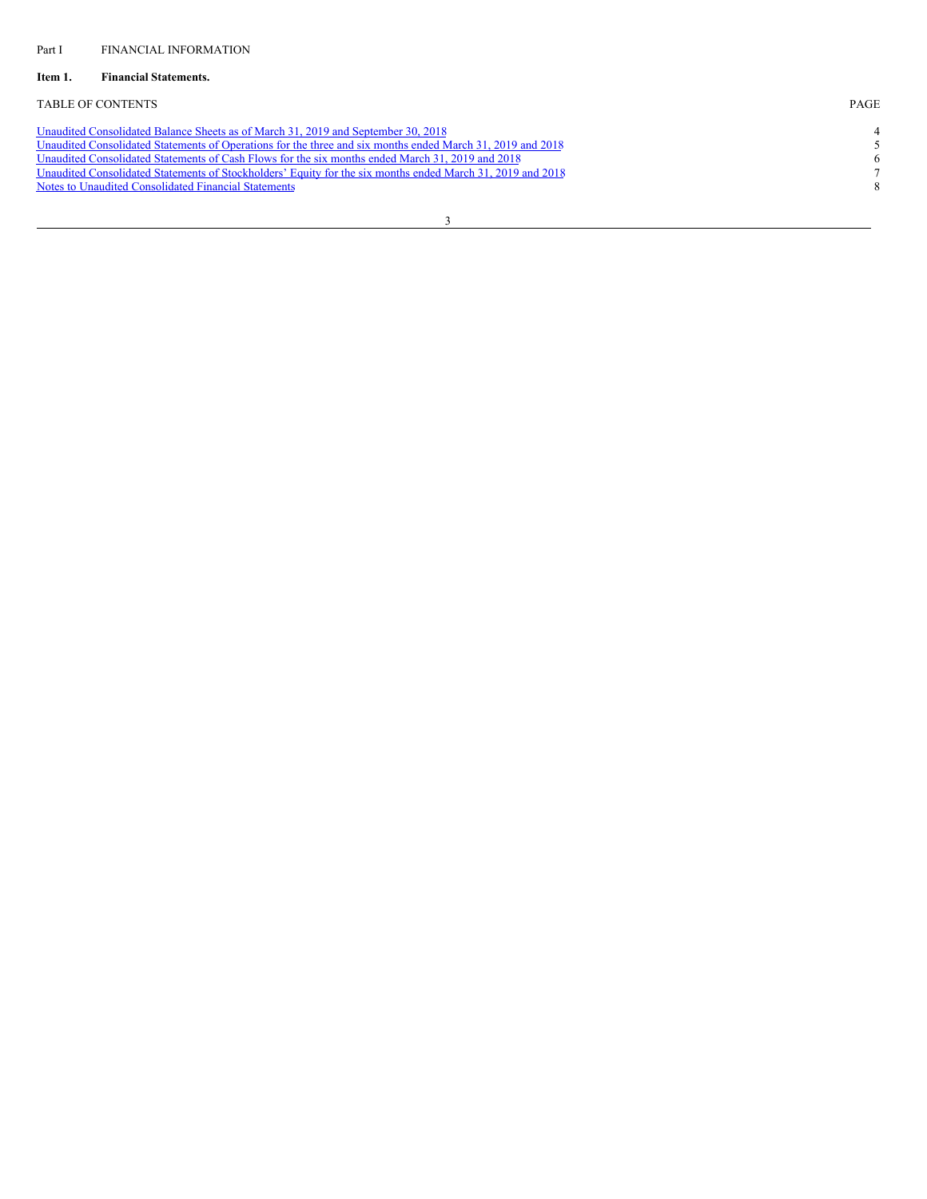Part I FINANCIAL INFORMATION

**Item 1. Financial Statements.**

| TABLE OF CONTENTS | PAGE |
| --- | --- |
| Unaudited Consolidated Balance Sheets as of March 31, 2019 and September 30, 2018 | 4 |
| Unaudited Consolidated Statements of Operations for the three and six months ended March 31, 2019 and 2018 | 5 |
| Unaudited Consolidated Statements of Cash Flows for the six months ended March 31, 2019 and 2018 | 6 |
| Unaudited Consolidated Statements of Stockholders' Equity for the six months ended March 31, 2019 and 2018 | 7 |
| Notes to Unaudited Consolidated Financial Statements | 8 |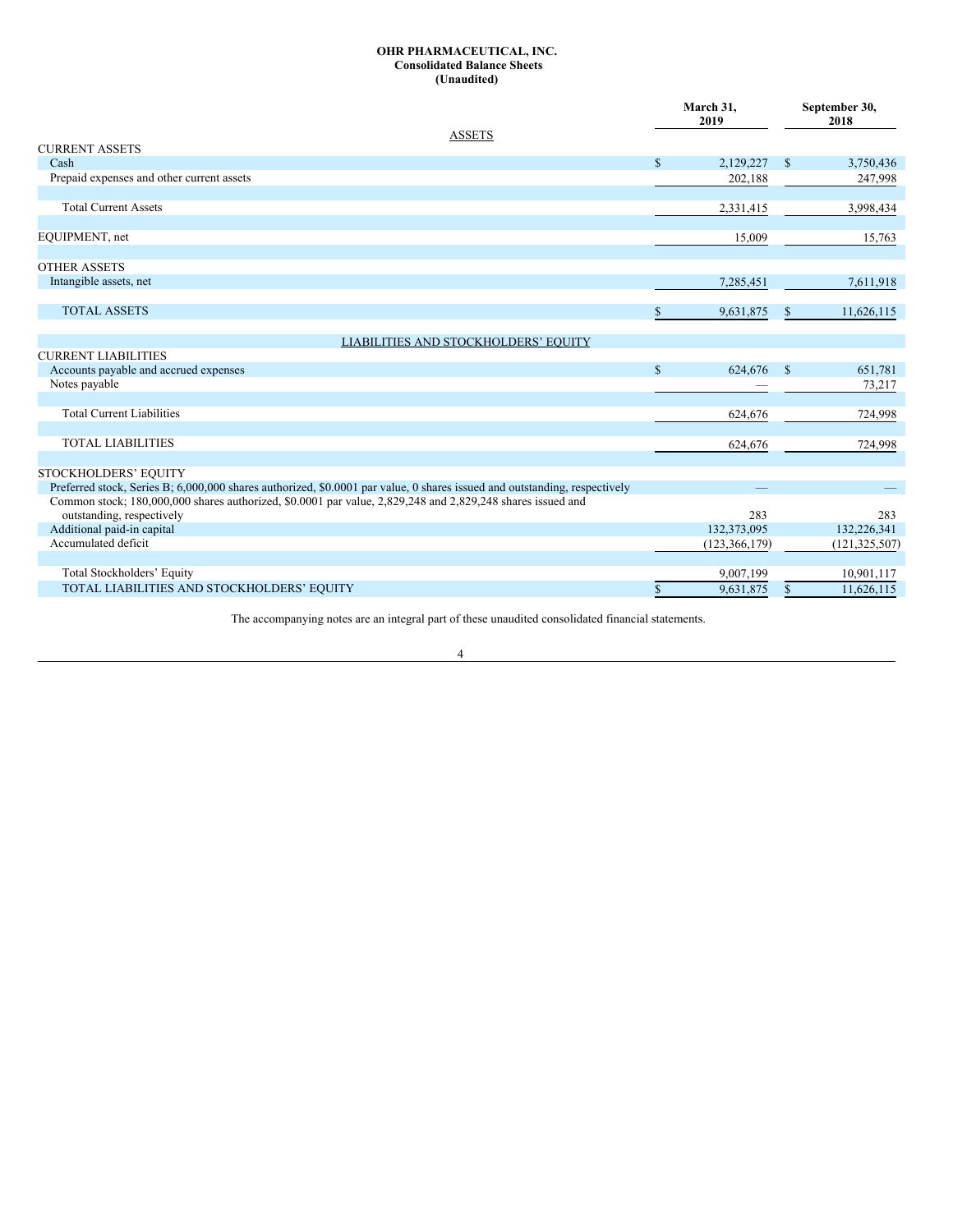**OHR PHARMACEUTICAL, INC.**
**Consolidated Balance Sheets**
**(Unaudited)**

| | March 31, 2019 | September 30, 2018 |
|---|---|---|
| **ASSETS** | | |
| CURRENT ASSETS | | |
| Cash | $ 2,129,227 | $ 3,750,436 |
| Prepaid expenses and other current assets | 202,188 | 247,998 |
| Total Current Assets | 2,331,415 | 3,998,434 |
| EQUIPMENT, net | 15,009 | 15,763 |
| OTHER ASSETS | | |
| Intangible assets, net | 7,285,451 | 7,611,918 |
| TOTAL ASSETS | $ 9,631,875 | $ 11,626,115 |
| **LIABILITIES AND STOCKHOLDERS' EQUITY** | | |
| CURRENT LIABILITIES | | |
| Accounts payable and accrued expenses | $ 624,676 | $ 651,781 |
| Notes payable | — | 73,217 |
| Total Current Liabilities | 624,676 | 724,998 |
| TOTAL LIABILITIES | 624,676 | 724,998 |
| STOCKHOLDERS' EQUITY | | |
| Preferred stock, Series B; 6,000,000 shares authorized, $0.0001 par value, 0 shares issued and outstanding, respectively | — | — |
| Common stock; 180,000,000 shares authorized, $0.0001 par value, 2,829,248 and 2,829,248 shares issued and outstanding, respectively | 283 | 283 |
| Additional paid-in capital | 132,373,095 | 132,226,341 |
| Accumulated deficit | (123,366,179) | (121,325,507) |
| Total Stockholders' Equity | 9,007,199 | 10,901,117 |
| TOTAL LIABILITIES AND STOCKHOLDERS' EQUITY | $ 9,631,875 | $ 11,626,115 |

The accompanying notes are an integral part of these unaudited consolidated financial statements.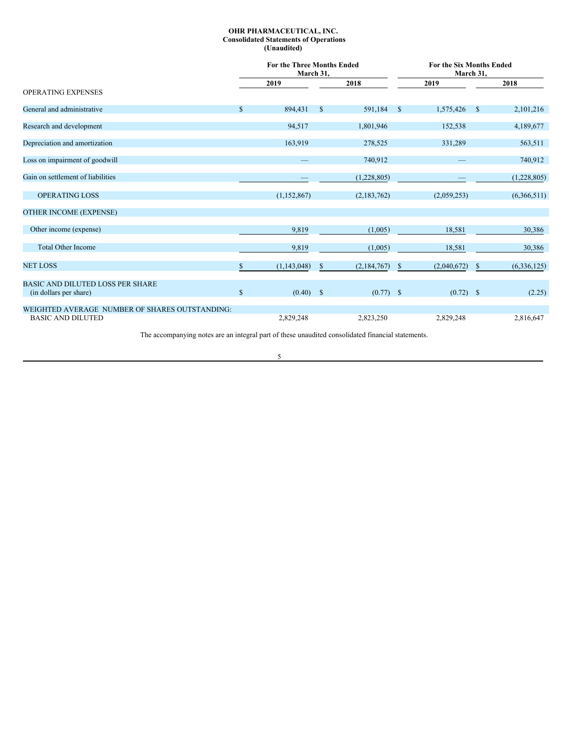**OHR PHARMACEUTICAL, INC.**
**Consolidated Statements of Operations**
**(Unaudited)**

| | For the Three Months Ended March 31, | | For the Six Months Ended March 31, | |
|---|---|---|---|---|
| | 2019 | 2018 | 2019 | 2018 |
| OPERATING EXPENSES | | | | |
| General and administrative | $ 894,431 | $ 591,184 | $ 1,575,426 | $ 2,101,216 |
| Research and development | 94,517 | 1,801,946 | 152,538 | 4,189,677 |
| Depreciation and amortization | 163,919 | 278,525 | 331,289 | 563,511 |
| Loss on impairment of goodwill | — | 740,912 | — | 740,912 |
| Gain on settlement of liabilities | — | (1,228,805) | — | (1,228,805) |
| OPERATING LOSS | (1,152,867) | (2,183,762) | (2,059,253) | (6,366,511) |
| OTHER INCOME (EXPENSE) | | | | |
| Other income (expense) | 9,819 | (1,005) | 18,581 | 30,386 |
| Total Other Income | 9,819 | (1,005) | 18,581 | 30,386 |
| NET LOSS | $ (1,143,048) | $ (2,184,767) | $ (2,040,672) | $ (6,336,125) |
| BASIC AND DILUTED LOSS PER SHARE (in dollars per share) | $ (0.40) | $ (0.77) | $ (0.72) | $ (2.25) |
| WEIGHTED AVERAGE NUMBER OF SHARES OUTSTANDING: BASIC AND DILUTED | 2,829,248 | 2,823,250 | 2,829,248 | 2,816,647 |

The accompanying notes are an integral part of these unaudited consolidated financial statements.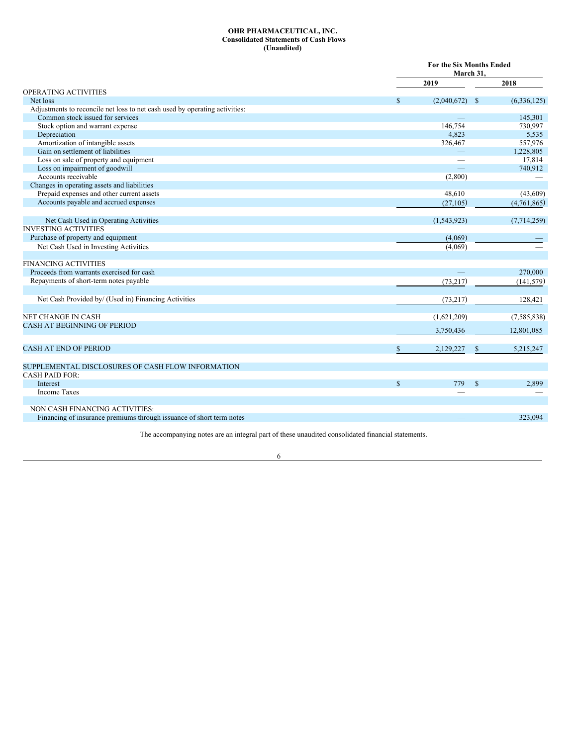**OHR PHARMACEUTICAL, INC.**
**Consolidated Statements of Cash Flows**
**(Unaudited)**

| | For the Six Months Ended March 31, | |
|---|---|---|
| | 2019 | 2018 |
| OPERATING ACTIVITIES | | |
| Net loss | $ (2,040,672) | $ (6,336,125) |
| Adjustments to reconcile net loss to net cash used by operating activities: | | |
| Common stock issued for services | — | 145,301 |
| Stock option and warrant expense | 146,754 | 730,997 |
| Depreciation | 4,823 | 5,535 |
| Amortization of intangible assets | 326,467 | 557,976 |
| Gain on settlement of liabilities | — | 1,228,805 |
| Loss on sale of property and equipment | — | 17,814 |
| Loss on impairment of goodwill | — | 740,912 |
| Accounts receivable | (2,800) | — |
| Changes in operating assets and liabilities | | |
| Prepaid expenses and other current assets | 48,610 | (43,609) |
| Accounts payable and accrued expenses | (27,105) | (4,761,865) |
| Net Cash Used in Operating Activities | (1,543,923) | (7,714,259) |
| INVESTING ACTIVITIES | | |
| Purchase of property and equipment | (4,069) | — |
| Net Cash Used in Investing Activities | (4,069) | — |
| FINANCING ACTIVITIES | | |
| Proceeds from warrants exercised for cash | — | 270,000 |
| Repayments of short-term notes payable | (73,217) | (141,579) |
| Net Cash Provided by/ (Used in) Financing Activities | (73,217) | 128,421 |
| NET CHANGE IN CASH | (1,621,209) | (7,585,838) |
| CASH AT BEGINNING OF PERIOD | 3,750,436 | 12,801,085 |
| CASH AT END OF PERIOD | $ 2,129,227 | $ 5,215,247 |
| SUPPLEMENTAL DISCLOSURES OF CASH FLOW INFORMATION | | |
| CASH PAID FOR: | | |
| Interest | $ 779 | $ 2,899 |
| Income Taxes | — | — |
| NON CASH FINANCING ACTIVITIES: | | |
| Financing of insurance premiums through issuance of short term notes | — | 323,094 |

The accompanying notes are an integral part of these unaudited consolidated financial statements.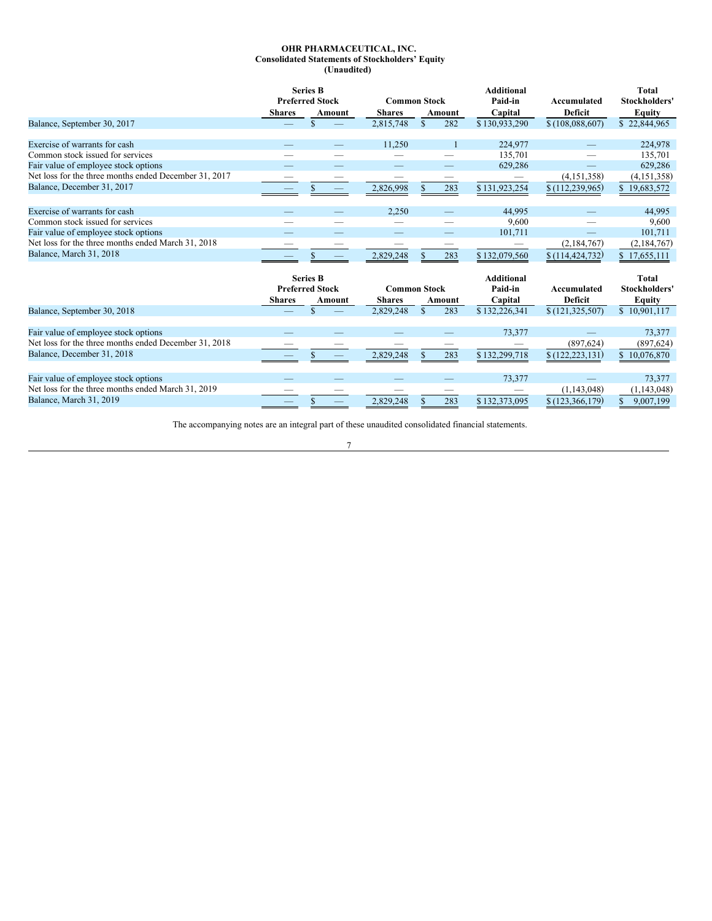**OHR PHARMACEUTICAL, INC.**
**Consolidated Statements of Stockholders' Equity**
**(Unaudited)**

| | Series B Preferred Stock | | Common Stock | | Additional Paid-in | Accumulated | Total Stockholders' |
|---|---|---|---|---|---|---|---|
| | Shares | Amount | Shares | Amount | Capital | Deficit | Equity |
| Balance, September 30, 2017 | — | $ — | 2,815,748 | $ 282 | $ 130,933,290 | $ (108,088,607) | $ 22,844,965 |
| Exercise of warrants for cash | — | — | 11,250 | 1 | 224,977 | — | 224,978 |
| Common stock issued for services | — | — | — | — | 135,701 | — | 135,701 |
| Fair value of employee stock options | — | — | — | — | 629,286 | — | 629,286 |
| Net loss for the three months ended December 31, 2017 | — | — | — | — | — | (4,151,358) | (4,151,358) |
| Balance, December 31, 2017 | — | $ — | 2,826,998 | $ 283 | $ 131,923,254 | $ (112,239,965) | $ 19,683,572 |
| Exercise of warrants for cash | — | — | 2,250 | — | 44,995 | — | 44,995 |
| Common stock issued for services | — | — | — | — | 9,600 | — | 9,600 |
| Fair value of employee stock options | — | — | — | — | 101,711 | — | 101,711 |
| Net loss for the three months ended March 31, 2018 | — | — | — | — | — | (2,184,767) | (2,184,767) |
| Balance, March 31, 2018 | — | $ — | 2,829,248 | $ 283 | $ 132,079,560 | $ (114,424,732) | $ 17,655,111 |

| | Series B Preferred Stock | | Common Stock | | Additional Paid-in | Accumulated | Total Stockholders' |
|---|---|---|---|---|---|---|---|
| | Shares | Amount | Shares | Amount | Capital | Deficit | Equity |
| Balance, September 30, 2018 | — | $ — | 2,829,248 | $ 283 | $ 132,226,341 | $ (121,325,507) | $ 10,901,117 |
| Fair value of employee stock options | — | — | — | — | 73,377 | — | 73,377 |
| Net loss for the three months ended December 31, 2018 | — | — | — | — | — | (897,624) | (897,624) |
| Balance, December 31, 2018 | — | $ — | 2,829,248 | $ 283 | $ 132,299,718 | $ (122,223,131) | $ 10,076,870 |
| Fair value of employee stock options | — | — | — | — | 73,377 | — | 73,377 |
| Net loss for the three months ended March 31, 2019 | — | — | — | — | — | (1,143,048) | (1,143,048) |
| Balance, March 31, 2019 | — | $ — | 2,829,248 | $ 283 | $ 132,373,095 | $ (123,366,179) | $ 9,007,199 |

The accompanying notes are an integral part of these unaudited consolidated financial statements.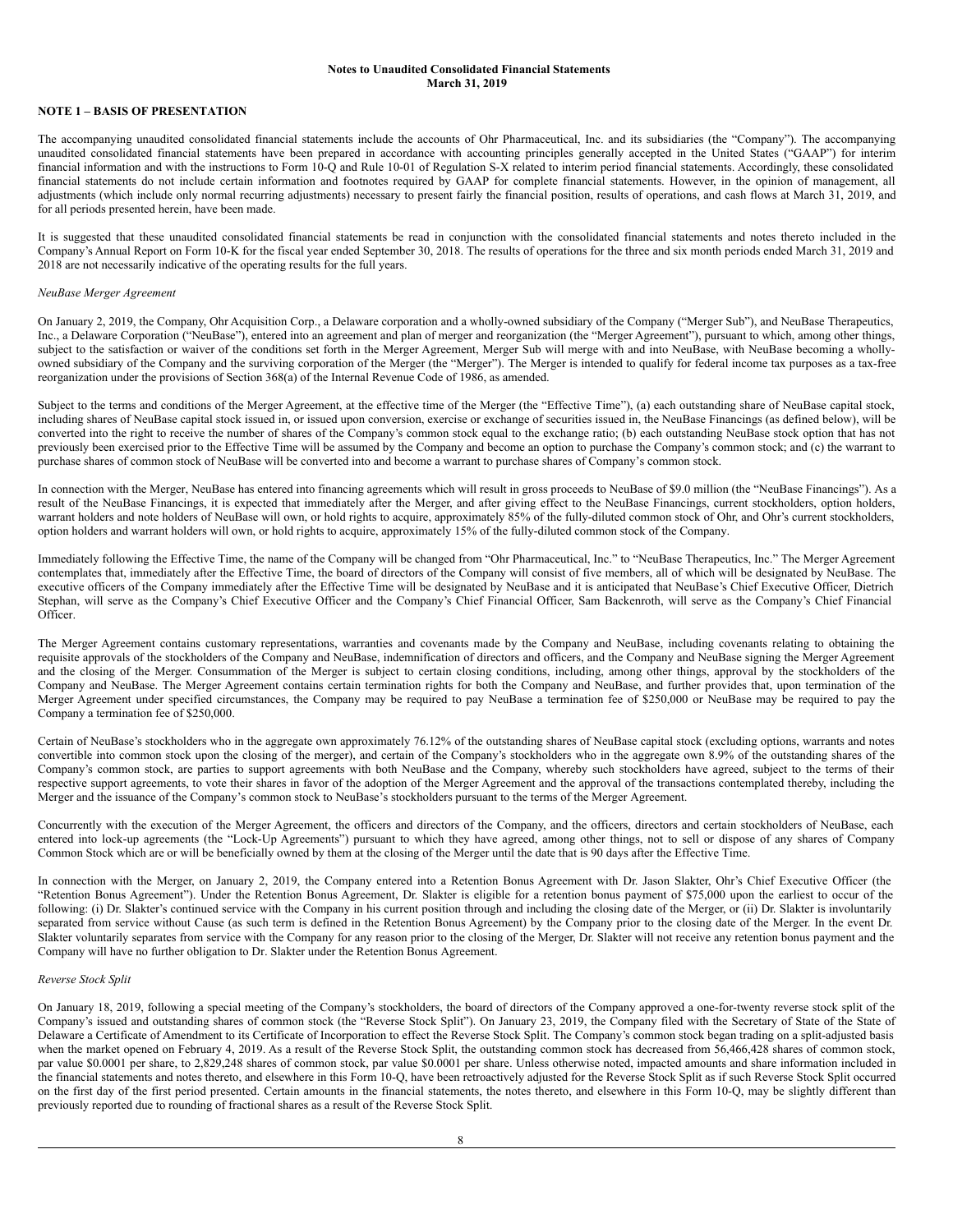**Notes to Unaudited Consolidated Financial Statements**
**March 31, 2019**

**NOTE 1 – BASIS OF PRESENTATION**

The accompanying unaudited consolidated financial statements include the accounts of Ohr Pharmaceutical, Inc. and its subsidiaries (the "Company"). The accompanying unaudited consolidated financial statements have been prepared in accordance with accounting principles generally accepted in the United States ("GAAP") for interim financial information and with the instructions to Form 10-Q and Rule 10-01 of Regulation S-X related to interim period financial statements. Accordingly, these consolidated financial statements do not include certain information and footnotes required by GAAP for complete financial statements. However, in the opinion of management, all adjustments (which include only normal recurring adjustments) necessary to present fairly the financial position, results of operations, and cash flows at March 31, 2019, and for all periods presented herein, have been made.

It is suggested that these unaudited consolidated financial statements be read in conjunction with the consolidated financial statements and notes thereto included in the Company's Annual Report on Form 10-K for the fiscal year ended September 30, 2018. The results of operations for the three and six month periods ended March 31, 2019 and 2018 are not necessarily indicative of the operating results for the full years.

*NeuBase Merger Agreement*

On January 2, 2019, the Company, Ohr Acquisition Corp., a Delaware corporation and a wholly-owned subsidiary of the Company ("Merger Sub"), and NeuBase Therapeutics, Inc., a Delaware Corporation ("NeuBase"), entered into an agreement and plan of merger and reorganization (the "Merger Agreement"), pursuant to which, among other things, subject to the satisfaction or waiver of the conditions set forth in the Merger Agreement, Merger Sub will merge with and into NeuBase, with NeuBase becoming a wholly-owned subsidiary of the Company and the surviving corporation of the Merger (the "Merger"). The Merger is intended to qualify for federal income tax purposes as a tax-free reorganization under the provisions of Section 368(a) of the Internal Revenue Code of 1986, as amended.

Subject to the terms and conditions of the Merger Agreement, at the effective time of the Merger (the "Effective Time"), (a) each outstanding share of NeuBase capital stock, including shares of NeuBase capital stock issued in, or issued upon conversion, exercise or exchange of securities issued in, the NeuBase Financings (as defined below), will be converted into the right to receive the number of shares of the Company's common stock equal to the exchange ratio; (b) each outstanding NeuBase stock option that has not previously been exercised prior to the Effective Time will be assumed by the Company and become an option to purchase the Company's common stock; and (c) the warrant to purchase shares of common stock of NeuBase will be converted into and become a warrant to purchase shares of Company's common stock.

In connection with the Merger, NeuBase has entered into financing agreements which will result in gross proceeds to NeuBase of $9.0 million (the "NeuBase Financings"). As a result of the NeuBase Financings, it is expected that immediately after the Merger, and after giving effect to the NeuBase Financings, current stockholders, option holders, warrant holders and note holders of NeuBase will own, or hold rights to acquire, approximately 85% of the fully-diluted common stock of Ohr, and Ohr's current stockholders, option holders and warrant holders will own, or hold rights to acquire, approximately 15% of the fully-diluted common stock of the Company.

Immediately following the Effective Time, the name of the Company will be changed from "Ohr Pharmaceutical, Inc." to "NeuBase Therapeutics, Inc." The Merger Agreement contemplates that, immediately after the Effective Time, the board of directors of the Company will consist of five members, all of which will be designated by NeuBase. The executive officers of the Company immediately after the Effective Time will be designated by NeuBase and it is anticipated that NeuBase's Chief Executive Officer, Dietrich Stephan, will serve as the Company's Chief Executive Officer and the Company's Chief Financial Officer, Sam Backenroth, will serve as the Company's Chief Financial Officer.

The Merger Agreement contains customary representations, warranties and covenants made by the Company and NeuBase, including covenants relating to obtaining the requisite approvals of the stockholders of the Company and NeuBase, indemnification of directors and officers, and the Company and NeuBase signing the Merger Agreement and the closing of the Merger. Consummation of the Merger is subject to certain closing conditions, including, among other things, approval by the stockholders of the Company and NeuBase. The Merger Agreement contains certain termination rights for both the Company and NeuBase, and further provides that, upon termination of the Merger Agreement under specified circumstances, the Company may be required to pay NeuBase a termination fee of $250,000 or NeuBase may be required to pay the Company a termination fee of $250,000.

Certain of NeuBase's stockholders who in the aggregate own approximately 76.12% of the outstanding shares of NeuBase capital stock (excluding options, warrants and notes convertible into common stock upon the closing of the merger), and certain of the Company's stockholders who in the aggregate own 8.9% of the outstanding shares of the Company's common stock, are parties to support agreements with both NeuBase and the Company, whereby such stockholders have agreed, subject to the terms of their respective support agreements, to vote their shares in favor of the adoption of the Merger Agreement and the approval of the transactions contemplated thereby, including the Merger and the issuance of the Company's common stock to NeuBase's stockholders pursuant to the terms of the Merger Agreement.

Concurrently with the execution of the Merger Agreement, the officers and directors of the Company, and the officers, directors and certain stockholders of NeuBase, each entered into lock-up agreements (the "Lock-Up Agreements") pursuant to which they have agreed, among other things, not to sell or dispose of any shares of Company Common Stock which are or will be beneficially owned by them at the closing of the Merger until the date that is 90 days after the Effective Time.

In connection with the Merger, on January 2, 2019, the Company entered into a Retention Bonus Agreement with Dr. Jason Slakter, Ohr's Chief Executive Officer (the "Retention Bonus Agreement"). Under the Retention Bonus Agreement, Dr. Slakter is eligible for a retention bonus payment of $75,000 upon the earliest to occur of the following: (i) Dr. Slakter's continued service with the Company in his current position through and including the closing date of the Merger, or (ii) Dr. Slakter is involuntarily separated from service without Cause (as such term is defined in the Retention Bonus Agreement) by the Company prior to the closing date of the Merger. In the event Dr. Slakter voluntarily separates from service with the Company for any reason prior to the closing of the Merger, Dr. Slakter will not receive any retention bonus payment and the Company will have no further obligation to Dr. Slakter under the Retention Bonus Agreement.

*Reverse Stock Split*

On January 18, 2019, following a special meeting of the Company's stockholders, the board of directors of the Company approved a one-for-twenty reverse stock split of the Company's issued and outstanding shares of common stock (the "Reverse Stock Split"). On January 23, 2019, the Company filed with the Secretary of State of the State of Delaware a Certificate of Amendment to its Certificate of Incorporation to effect the Reverse Stock Split. The Company's common stock began trading on a split-adjusted basis when the market opened on February 4, 2019. As a result of the Reverse Stock Split, the outstanding common stock has decreased from 56,466,428 shares of common stock, par value $0.0001 per share, to 2,829,248 shares of common stock, par value $0.0001 per share. Unless otherwise noted, impacted amounts and share information included in the financial statements and notes thereto, and elsewhere in this Form 10-Q, have been retroactively adjusted for the Reverse Stock Split as if such Reverse Stock Split occurred on the first day of the first period presented. Certain amounts in the financial statements, the notes thereto, and elsewhere in this Form 10-Q, may be slightly different than previously reported due to rounding of fractional shares as a result of the Reverse Stock Split.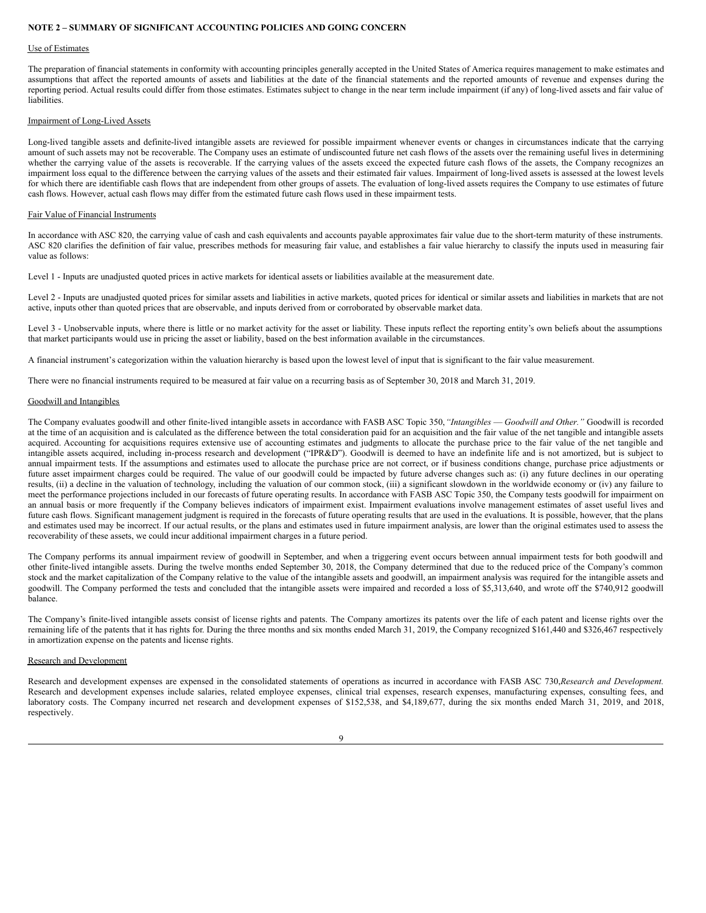## NOTE 2 – SUMMARY OF SIGNIFICANT ACCOUNTING POLICIES AND GOING CONCERN

Use of Estimates

The preparation of financial statements in conformity with accounting principles generally accepted in the United States of America requires management to make estimates and assumptions that affect the reported amounts of assets and liabilities at the date of the financial statements and the reported amounts of revenue and expenses during the reporting period. Actual results could differ from those estimates. Estimates subject to change in the near term include impairment (if any) of long-lived assets and fair value of liabilities.

Impairment of Long-Lived Assets

Long-lived tangible assets and definite-lived intangible assets are reviewed for possible impairment whenever events or changes in circumstances indicate that the carrying amount of such assets may not be recoverable. The Company uses an estimate of undiscounted future net cash flows of the assets over the remaining useful lives in determining whether the carrying value of the assets is recoverable. If the carrying values of the assets exceed the expected future cash flows of the assets, the Company recognizes an impairment loss equal to the difference between the carrying values of the assets and their estimated fair values. Impairment of long-lived assets is assessed at the lowest levels for which there are identifiable cash flows that are independent from other groups of assets. The evaluation of long-lived assets requires the Company to use estimates of future cash flows. However, actual cash flows may differ from the estimated future cash flows used in these impairment tests.

Fair Value of Financial Instruments

In accordance with ASC 820, the carrying value of cash and cash equivalents and accounts payable approximates fair value due to the short-term maturity of these instruments. ASC 820 clarifies the definition of fair value, prescribes methods for measuring fair value, and establishes a fair value hierarchy to classify the inputs used in measuring fair value as follows:

Level 1 - Inputs are unadjusted quoted prices in active markets for identical assets or liabilities available at the measurement date.

Level 2 - Inputs are unadjusted quoted prices for similar assets and liabilities in active markets, quoted prices for identical or similar assets and liabilities in markets that are not active, inputs other than quoted prices that are observable, and inputs derived from or corroborated by observable market data.

Level 3 - Unobservable inputs, where there is little or no market activity for the asset or liability. These inputs reflect the reporting entity's own beliefs about the assumptions that market participants would use in pricing the asset or liability, based on the best information available in the circumstances.

A financial instrument's categorization within the valuation hierarchy is based upon the lowest level of input that is significant to the fair value measurement.

There were no financial instruments required to be measured at fair value on a recurring basis as of September 30, 2018 and March 31, 2019.

Goodwill and Intangibles

The Company evaluates goodwill and other finite-lived intangible assets in accordance with FASB ASC Topic 350, *"Intangibles — Goodwill and Other."* Goodwill is recorded at the time of an acquisition and is calculated as the difference between the total consideration paid for an acquisition and the fair value of the net tangible and intangible assets acquired. Accounting for acquisitions requires extensive use of accounting estimates and judgments to allocate the purchase price to the fair value of the net tangible and intangible assets acquired, including in-process research and development ("IPR&D"). Goodwill is deemed to have an indefinite life and is not amortized, but is subject to annual impairment tests. If the assumptions and estimates used to allocate the purchase price are not correct, or if business conditions change, purchase price adjustments or future asset impairment charges could be required. The value of our goodwill could be impacted by future adverse changes such as: (i) any future declines in our operating results, (ii) a decline in the valuation of technology, including the valuation of our common stock, (iii) a significant slowdown in the worldwide economy or (iv) any failure to meet the performance projections included in our forecasts of future operating results. In accordance with FASB ASC Topic 350, the Company tests goodwill for impairment on an annual basis or more frequently if the Company believes indicators of impairment exist. Impairment evaluations involve management estimates of asset useful lives and future cash flows. Significant management judgment is required in the forecasts of future operating results that are used in the evaluations. It is possible, however, that the plans and estimates used may be incorrect. If our actual results, or the plans and estimates used in future impairment analysis, are lower than the original estimates used to assess the recoverability of these assets, we could incur additional impairment charges in a future period.

The Company performs its annual impairment review of goodwill in September, and when a triggering event occurs between annual impairment tests for both goodwill and other finite-lived intangible assets. During the twelve months ended September 30, 2018, the Company determined that due to the reduced price of the Company's common stock and the market capitalization of the Company relative to the value of the intangible assets and goodwill, an impairment analysis was required for the intangible assets and goodwill. The Company performed the tests and concluded that the intangible assets were impaired and recorded a loss of $5,313,640, and wrote off the $740,912 goodwill balance.

The Company's finite-lived intangible assets consist of license rights and patents. The Company amortizes its patents over the life of each patent and license rights over the remaining life of the patents that it has rights for. During the three months and six months ended March 31, 2019, the Company recognized $161,440 and $326,467 respectively in amortization expense on the patents and license rights.

Research and Development

Research and development expenses are expensed in the consolidated statements of operations as incurred in accordance with FASB ASC 730, *Research and Development.* Research and development expenses include salaries, related employee expenses, clinical trial expenses, research expenses, manufacturing expenses, consulting fees, and laboratory costs. The Company incurred net research and development expenses of $152,538, and $4,189,677, during the six months ended March 31, 2019, and 2018, respectively.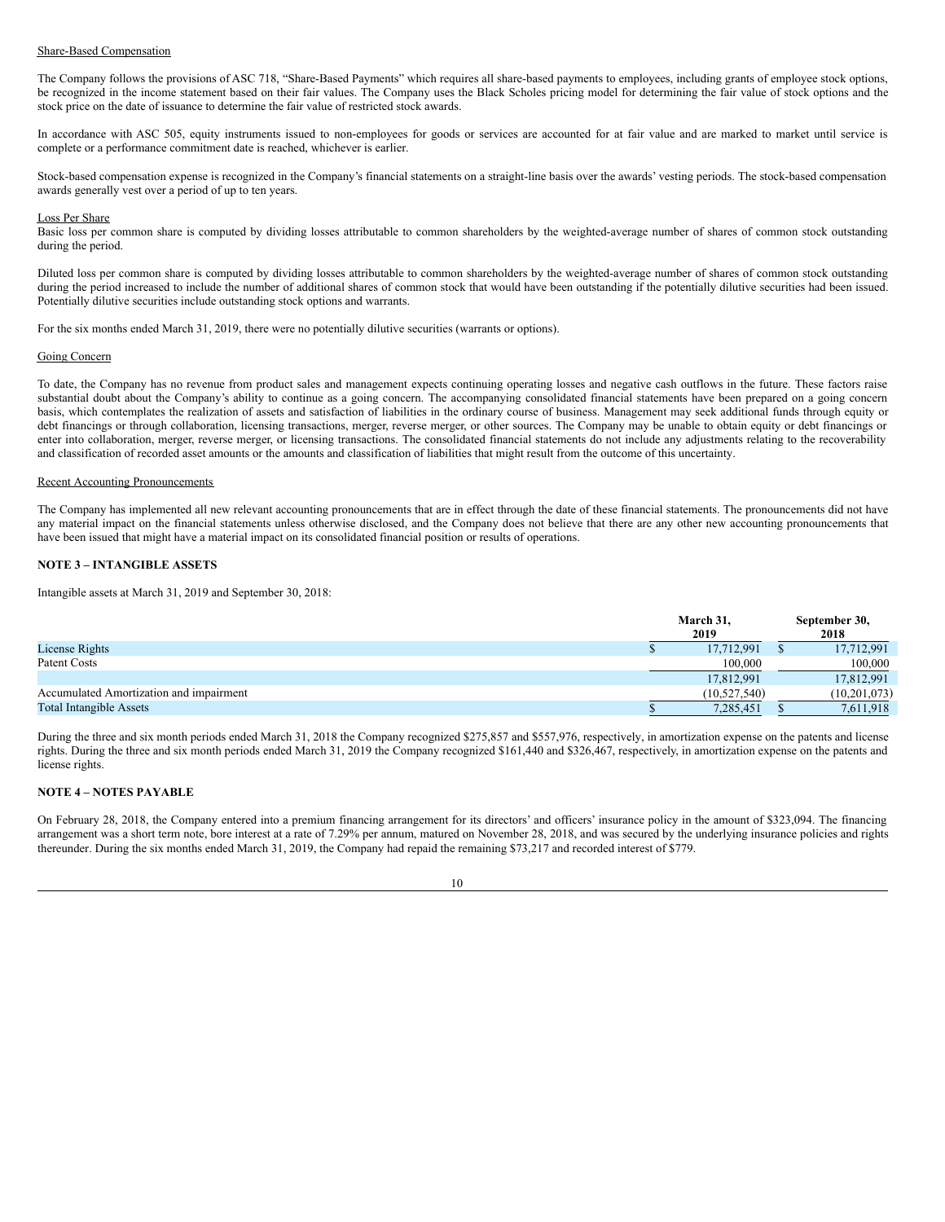Share-Based Compensation

The Company follows the provisions of ASC 718, "Share-Based Payments" which requires all share-based payments to employees, including grants of employee stock options, be recognized in the income statement based on their fair values. The Company uses the Black Scholes pricing model for determining the fair value of stock options and the stock price on the date of issuance to determine the fair value of restricted stock awards.

In accordance with ASC 505, equity instruments issued to non-employees for goods or services are accounted for at fair value and are marked to market until service is complete or a performance commitment date is reached, whichever is earlier.

Stock-based compensation expense is recognized in the Company's financial statements on a straight-line basis over the awards' vesting periods. The stock-based compensation awards generally vest over a period of up to ten years.

Loss Per Share

Basic loss per common share is computed by dividing losses attributable to common shareholders by the weighted-average number of shares of common stock outstanding during the period.

Diluted loss per common share is computed by dividing losses attributable to common shareholders by the weighted-average number of shares of common stock outstanding during the period increased to include the number of additional shares of common stock that would have been outstanding if the potentially dilutive securities had been issued. Potentially dilutive securities include outstanding stock options and warrants.

For the six months ended March 31, 2019, there were no potentially dilutive securities (warrants or options).

Going Concern

To date, the Company has no revenue from product sales and management expects continuing operating losses and negative cash outflows in the future. These factors raise substantial doubt about the Company's ability to continue as a going concern. The accompanying consolidated financial statements have been prepared on a going concern basis, which contemplates the realization of assets and satisfaction of liabilities in the ordinary course of business. Management may seek additional funds through equity or debt financings or through collaboration, licensing transactions, merger, reverse merger, or other sources. The Company may be unable to obtain equity or debt financings or enter into collaboration, merger, reverse merger, or licensing transactions. The consolidated financial statements do not include any adjustments relating to the recoverability and classification of recorded asset amounts or the amounts and classification of liabilities that might result from the outcome of this uncertainty.

Recent Accounting Pronouncements

The Company has implemented all new relevant accounting pronouncements that are in effect through the date of these financial statements. The pronouncements did not have any material impact on the financial statements unless otherwise disclosed, and the Company does not believe that there are any other new accounting pronouncements that have been issued that might have a material impact on its consolidated financial position or results of operations.

**NOTE 3 – INTANGIBLE ASSETS**

Intangible assets at March 31, 2019 and September 30, 2018:

| | March 31, 2019 | September 30, 2018 |
|---|---|---|
| License Rights | $ 17,712,991 | $ 17,712,991 |
| Patent Costs | 100,000 | 100,000 |
| | 17,812,991 | 17,812,991 |
| Accumulated Amortization and impairment | (10,527,540) | (10,201,073) |
| Total Intangible Assets | $ 7,285,451 | $ 7,611,918 |

During the three and six month periods ended March 31, 2018 the Company recognized $275,857 and $557,976, respectively, in amortization expense on the patents and license rights. During the three and six month periods ended March 31, 2019 the Company recognized $161,440 and $326,467, respectively, in amortization expense on the patents and license rights.

**NOTE 4 – NOTES PAYABLE**

On February 28, 2018, the Company entered into a premium financing arrangement for its directors' and officers' insurance policy in the amount of $323,094. The financing arrangement was a short term note, bore interest at a rate of 7.29% per annum, matured on November 28, 2018, and was secured by the underlying insurance policies and rights thereunder. During the six months ended March 31, 2019, the Company had repaid the remaining $73,217 and recorded interest of $779.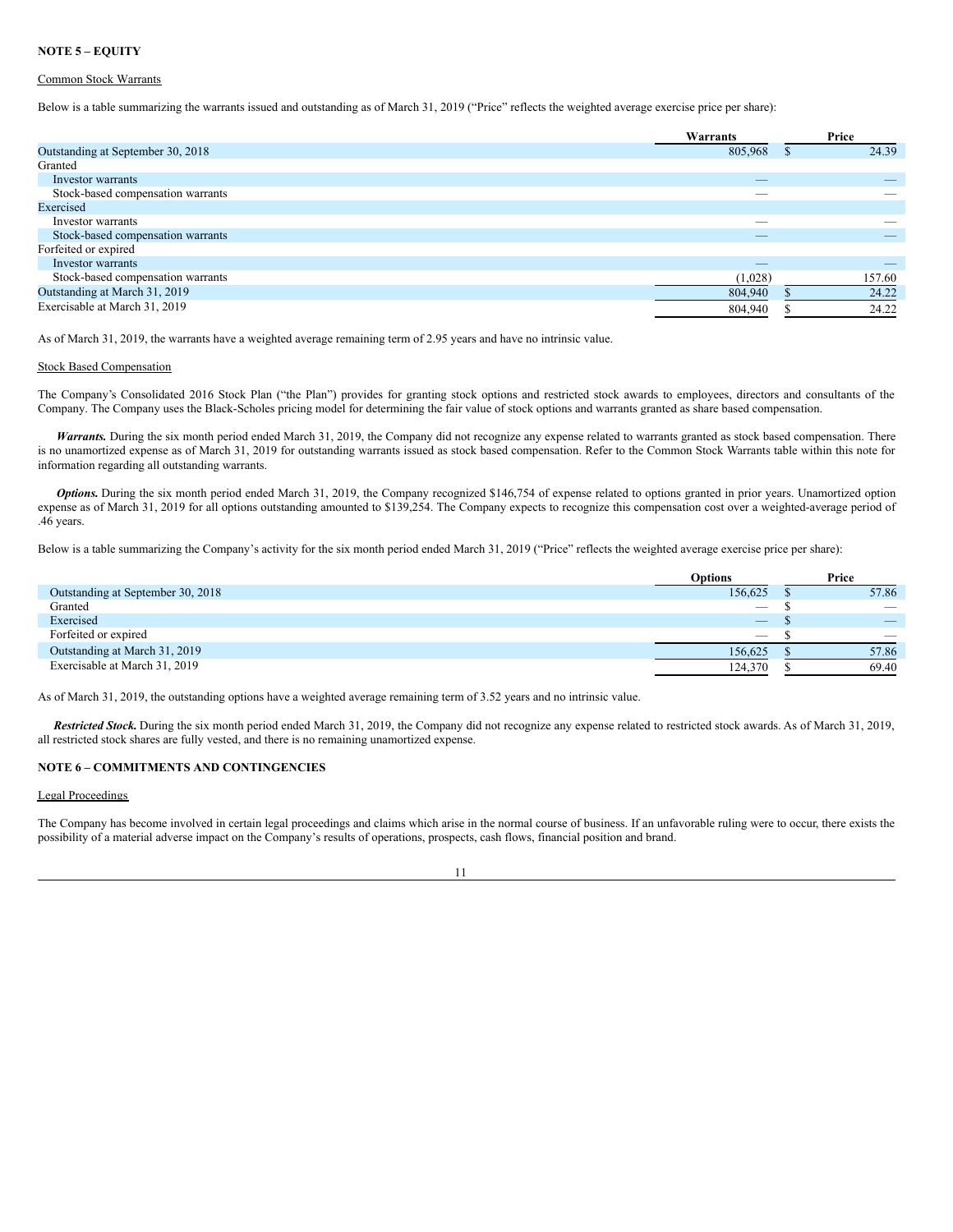## NOTE 5 – EQUITY

Common Stock Warrants

Below is a table summarizing the warrants issued and outstanding as of March 31, 2019 ("Price" reflects the weighted average exercise price per share):

| | Warrants | | Price |
|---|---|---|---|
| Outstanding at September 30, 2018 | 805,968 | $ | 24.39 |
| Granted | | | |
| Investor warrants | — | | — |
| Stock-based compensation warrants | — | | — |
| Exercised | | | |
| Investor warrants | — | | — |
| Stock-based compensation warrants | — | | — |
| Forfeited or expired | | | |
| Investor warrants | — | | — |
| Stock-based compensation warrants | (1,028) | | 157.60 |
| Outstanding at March 31, 2019 | 804,940 | $ | 24.22 |
| Exercisable at March 31, 2019 | 804,940 | $ | 24.22 |

As of March 31, 2019, the warrants have a weighted average remaining term of 2.95 years and have no intrinsic value.

Stock Based Compensation

The Company's Consolidated 2016 Stock Plan ("the Plan") provides for granting stock options and restricted stock awards to employees, directors and consultants of the Company. The Company uses the Black-Scholes pricing model for determining the fair value of stock options and warrants granted as share based compensation.

***Warrants.*** During the six month period ended March 31, 2019, the Company did not recognize any expense related to warrants granted as stock based compensation. There is no unamortized expense as of March 31, 2019 for outstanding warrants issued as stock based compensation. Refer to the Common Stock Warrants table within this note for information regarding all outstanding warrants.

***Options.*** During the six month period ended March 31, 2019, the Company recognized $146,754 of expense related to options granted in prior years. Unamortized option expense as of March 31, 2019 for all options outstanding amounted to $139,254. The Company expects to recognize this compensation cost over a weighted-average period of .46 years.

Below is a table summarizing the Company's activity for the six month period ended March 31, 2019 ("Price" reflects the weighted average exercise price per share):

| | Options | | Price |
|---|---|---|---|
| Outstanding at September 30, 2018 | 156,625 | $ | 57.86 |
| Granted | — | $ | — |
| Exercised | — | $ | — |
| Forfeited or expired | — | $ | — |
| Outstanding at March 31, 2019 | 156,625 | $ | 57.86 |
| Exercisable at March 31, 2019 | 124,370 | $ | 69.40 |

As of March 31, 2019, the outstanding options have a weighted average remaining term of 3.52 years and no intrinsic value.

***Restricted Stock.*** During the six month period ended March 31, 2019, the Company did not recognize any expense related to restricted stock awards. As of March 31, 2019, all restricted stock shares are fully vested, and there is no remaining unamortized expense.

## NOTE 6 – COMMITMENTS AND CONTINGENCIES

Legal Proceedings

The Company has become involved in certain legal proceedings and claims which arise in the normal course of business. If an unfavorable ruling were to occur, there exists the possibility of a material adverse impact on the Company's results of operations, prospects, cash flows, financial position and brand.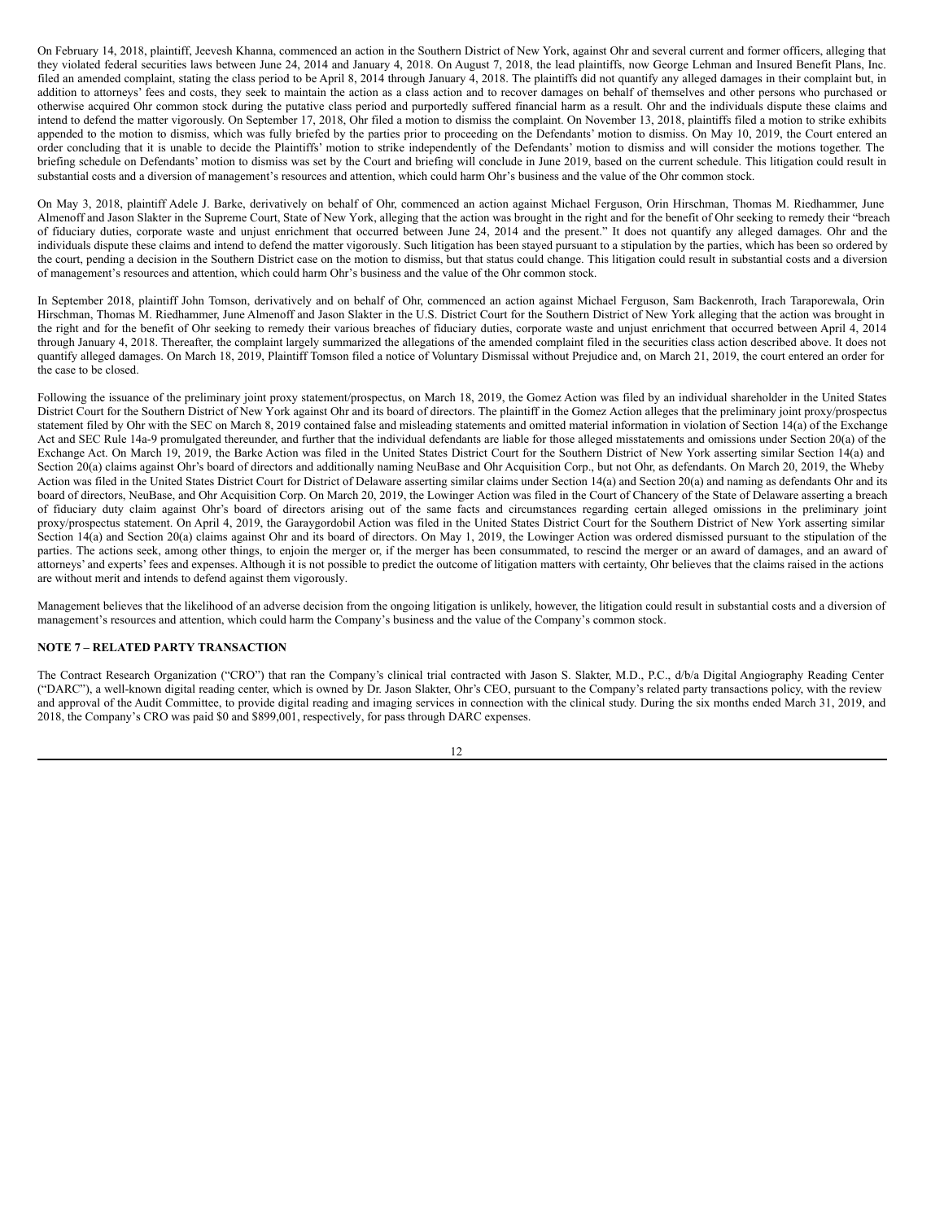On February 14, 2018, plaintiff, Jeevesh Khanna, commenced an action in the Southern District of New York, against Ohr and several current and former officers, alleging that they violated federal securities laws between June 24, 2014 and January 4, 2018. On August 7, 2018, the lead plaintiffs, now George Lehman and Insured Benefit Plans, Inc. filed an amended complaint, stating the class period to be April 8, 2014 through January 4, 2018. The plaintiffs did not quantify any alleged damages in their complaint but, in addition to attorneys' fees and costs, they seek to maintain the action as a class action and to recover damages on behalf of themselves and other persons who purchased or otherwise acquired Ohr common stock during the putative class period and purportedly suffered financial harm as a result. Ohr and the individuals dispute these claims and intend to defend the matter vigorously. On September 17, 2018, Ohr filed a motion to dismiss the complaint. On November 13, 2018, plaintiffs filed a motion to strike exhibits appended to the motion to dismiss, which was fully briefed by the parties prior to proceeding on the Defendants' motion to dismiss. On May 10, 2019, the Court entered an order concluding that it is unable to decide the Plaintiffs' motion to strike independently of the Defendants' motion to dismiss and will consider the motions together. The briefing schedule on Defendants' motion to dismiss was set by the Court and briefing will conclude in June 2019, based on the current schedule. This litigation could result in substantial costs and a diversion of management's resources and attention, which could harm Ohr's business and the value of the Ohr common stock.

On May 3, 2018, plaintiff Adele J. Barke, derivatively on behalf of Ohr, commenced an action against Michael Ferguson, Orin Hirschman, Thomas M. Riedhammer, June Almenoff and Jason Slakter in the Supreme Court, State of New York, alleging that the action was brought in the right and for the benefit of Ohr seeking to remedy their "breach of fiduciary duties, corporate waste and unjust enrichment that occurred between June 24, 2014 and the present." It does not quantify any alleged damages. Ohr and the individuals dispute these claims and intend to defend the matter vigorously. Such litigation has been stayed pursuant to a stipulation by the parties, which has been so ordered by the court, pending a decision in the Southern District case on the motion to dismiss, but that status could change. This litigation could result in substantial costs and a diversion of management's resources and attention, which could harm Ohr's business and the value of the Ohr common stock.

In September 2018, plaintiff John Tomson, derivatively and on behalf of Ohr, commenced an action against Michael Ferguson, Sam Backenroth, Irach Taraporewala, Orin Hirschman, Thomas M. Riedhammer, June Almenoff and Jason Slakter in the U.S. District Court for the Southern District of New York alleging that the action was brought in the right and for the benefit of Ohr seeking to remedy their various breaches of fiduciary duties, corporate waste and unjust enrichment that occurred between April 4, 2014 through January 4, 2018. Thereafter, the complaint largely summarized the allegations of the amended complaint filed in the securities class action described above. It does not quantify alleged damages. On March 18, 2019, Plaintiff Tomson filed a notice of Voluntary Dismissal without Prejudice and, on March 21, 2019, the court entered an order for the case to be closed.

Following the issuance of the preliminary joint proxy statement/prospectus, on March 18, 2019, the Gomez Action was filed by an individual shareholder in the United States District Court for the Southern District of New York against Ohr and its board of directors. The plaintiff in the Gomez Action alleges that the preliminary joint proxy/prospectus statement filed by Ohr with the SEC on March 8, 2019 contained false and misleading statements and omitted material information in violation of Section 14(a) of the Exchange Act and SEC Rule 14a-9 promulgated thereunder, and further that the individual defendants are liable for those alleged misstatements and omissions under Section 20(a) of the Exchange Act. On March 19, 2019, the Barke Action was filed in the United States District Court for the Southern District of New York asserting similar Section 14(a) and Section 20(a) claims against Ohr's board of directors and additionally naming NeuBase and Ohr Acquisition Corp., but not Ohr, as defendants. On March 20, 2019, the Wheby Action was filed in the United States District Court for District of Delaware asserting similar claims under Section 14(a) and Section 20(a) and naming as defendants Ohr and its board of directors, NeuBase, and Ohr Acquisition Corp. On March 20, 2019, the Lowinger Action was filed in the Court of Chancery of the State of Delaware asserting a breach of fiduciary duty claim against Ohr's board of directors arising out of the same facts and circumstances regarding certain alleged omissions in the preliminary joint proxy/prospectus statement. On April 4, 2019, the Garaygordobil Action was filed in the United States District Court for the Southern District of New York asserting similar Section 14(a) and Section 20(a) claims against Ohr and its board of directors. On May 1, 2019, the Lowinger Action was ordered dismissed pursuant to the stipulation of the parties. The actions seek, among other things, to enjoin the merger or, if the merger has been consummated, to rescind the merger or an award of damages, and an award of attorneys' and experts' fees and expenses. Although it is not possible to predict the outcome of litigation matters with certainty, Ohr believes that the claims raised in the actions are without merit and intends to defend against them vigorously.

Management believes that the likelihood of an adverse decision from the ongoing litigation is unlikely, however, the litigation could result in substantial costs and a diversion of management's resources and attention, which could harm the Company's business and the value of the Company's common stock.

## NOTE 7 – RELATED PARTY TRANSACTION

The Contract Research Organization ("CRO") that ran the Company's clinical trial contracted with Jason S. Slakter, M.D., P.C., d/b/a Digital Angiography Reading Center ("DARC"), a well-known digital reading center, which is owned by Dr. Jason Slakter, Ohr's CEO, pursuant to the Company's related party transactions policy, with the review and approval of the Audit Committee, to provide digital reading and imaging services in connection with the clinical study. During the six months ended March 31, 2019, and 2018, the Company's CRO was paid $0 and $899,001, respectively, for pass through DARC expenses.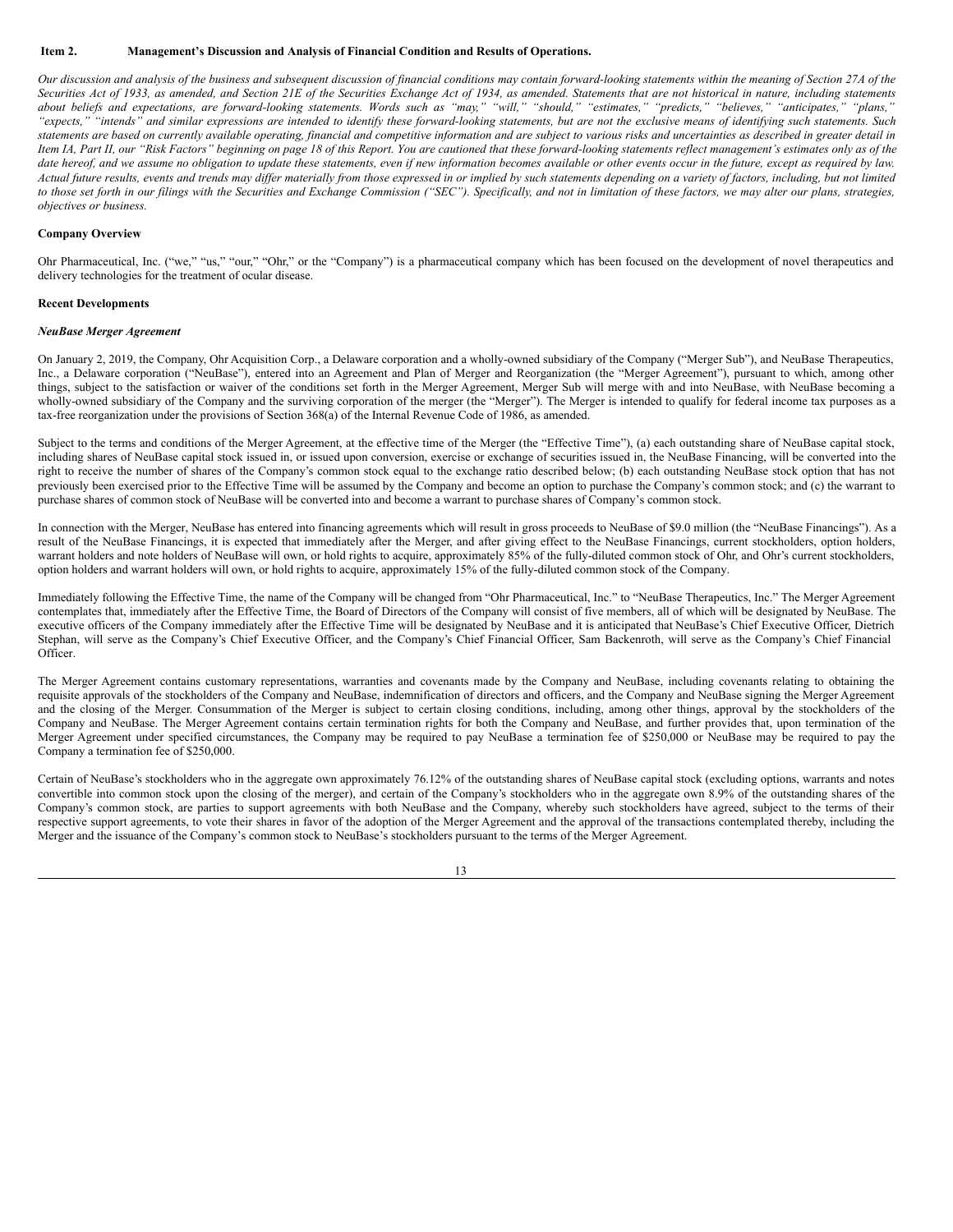**Item 2. Management's Discussion and Analysis of Financial Condition and Results of Operations.**

*Our discussion and analysis of the business and subsequent discussion of financial conditions may contain forward-looking statements within the meaning of Section 27A of the Securities Act of 1933, as amended, and Section 21E of the Securities Exchange Act of 1934, as amended. Statements that are not historical in nature, including statements about beliefs and expectations, are forward-looking statements. Words such as "may," "will," "should," "estimates," "predicts," "believes," "anticipates," "plans," "expects," "intends" and similar expressions are intended to identify these forward-looking statements, but are not the exclusive means of identifying such statements. Such statements are based on currently available operating, financial and competitive information and are subject to various risks and uncertainties as described in greater detail in Item IA, Part II, our "Risk Factors" beginning on page 18 of this Report. You are cautioned that these forward-looking statements reflect management's estimates only as of the date hereof, and we assume no obligation to update these statements, even if new information becomes available or other events occur in the future, except as required by law. Actual future results, events and trends may differ materially from those expressed in or implied by such statements depending on a variety of factors, including, but not limited to those set forth in our filings with the Securities and Exchange Commission ("SEC"). Specifically, and not in limitation of these factors, we may alter our plans, strategies, objectives or business.*

**Company Overview**

Ohr Pharmaceutical, Inc. ("we," "us," "our," "Ohr," or the "Company") is a pharmaceutical company which has been focused on the development of novel therapeutics and delivery technologies for the treatment of ocular disease.

**Recent Developments**

***NeuBase Merger Agreement***

On January 2, 2019, the Company, Ohr Acquisition Corp., a Delaware corporation and a wholly-owned subsidiary of the Company ("Merger Sub"), and NeuBase Therapeutics, Inc., a Delaware corporation ("NeuBase"), entered into an Agreement and Plan of Merger and Reorganization (the "Merger Agreement"), pursuant to which, among other things, subject to the satisfaction or waiver of the conditions set forth in the Merger Agreement, Merger Sub will merge with and into NeuBase, with NeuBase becoming a wholly-owned subsidiary of the Company and the surviving corporation of the merger (the "Merger"). The Merger is intended to qualify for federal income tax purposes as a tax-free reorganization under the provisions of Section 368(a) of the Internal Revenue Code of 1986, as amended.

Subject to the terms and conditions of the Merger Agreement, at the effective time of the Merger (the "Effective Time"), (a) each outstanding share of NeuBase capital stock, including shares of NeuBase capital stock issued in, or issued upon conversion, exercise or exchange of securities issued in, the NeuBase Financing, will be converted into the right to receive the number of shares of the Company's common stock equal to the exchange ratio described below; (b) each outstanding NeuBase stock option that has not previously been exercised prior to the Effective Time will be assumed by the Company and become an option to purchase the Company's common stock; and (c) the warrant to purchase shares of common stock of NeuBase will be converted into and become a warrant to purchase shares of Company's common stock.

In connection with the Merger, NeuBase has entered into financing agreements which will result in gross proceeds to NeuBase of $9.0 million (the "NeuBase Financings"). As a result of the NeuBase Financings, it is expected that immediately after the Merger, and after giving effect to the NeuBase Financings, current stockholders, option holders, warrant holders and note holders of NeuBase will own, or hold rights to acquire, approximately 85% of the fully-diluted common stock of Ohr, and Ohr's current stockholders, option holders and warrant holders will own, or hold rights to acquire, approximately 15% of the fully-diluted common stock of the Company.

Immediately following the Effective Time, the name of the Company will be changed from "Ohr Pharmaceutical, Inc." to "NeuBase Therapeutics, Inc." The Merger Agreement contemplates that, immediately after the Effective Time, the Board of Directors of the Company will consist of five members, all of which will be designated by NeuBase. The executive officers of the Company immediately after the Effective Time will be designated by NeuBase and it is anticipated that NeuBase's Chief Executive Officer, Dietrich Stephan, will serve as the Company's Chief Executive Officer, and the Company's Chief Financial Officer, Sam Backenroth, will serve as the Company's Chief Financial Officer.

The Merger Agreement contains customary representations, warranties and covenants made by the Company and NeuBase, including covenants relating to obtaining the requisite approvals of the stockholders of the Company and NeuBase, indemnification of directors and officers, and the Company and NeuBase signing the Merger Agreement and the closing of the Merger. Consummation of the Merger is subject to certain closing conditions, including, among other things, approval by the stockholders of the Company and NeuBase. The Merger Agreement contains certain termination rights for both the Company and NeuBase, and further provides that, upon termination of the Merger Agreement under specified circumstances, the Company may be required to pay NeuBase a termination fee of $250,000 or NeuBase may be required to pay the Company a termination fee of $250,000.

Certain of NeuBase's stockholders who in the aggregate own approximately 76.12% of the outstanding shares of NeuBase capital stock (excluding options, warrants and notes convertible into common stock upon the closing of the merger), and certain of the Company's stockholders who in the aggregate own 8.9% of the outstanding shares of the Company's common stock, are parties to support agreements with both NeuBase and the Company, whereby such stockholders have agreed, subject to the terms of their respective support agreements, to vote their shares in favor of the adoption of the Merger Agreement and the approval of the transactions contemplated thereby, including the Merger and the issuance of the Company's common stock to NeuBase's stockholders pursuant to the terms of the Merger Agreement.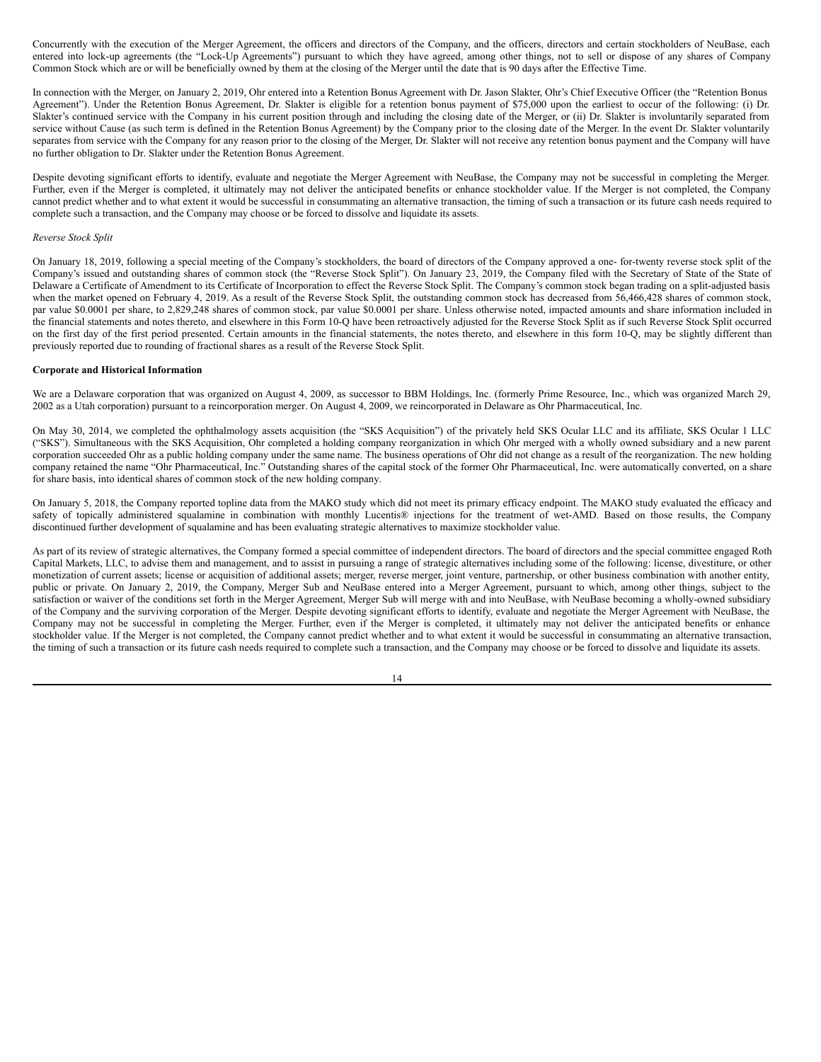Concurrently with the execution of the Merger Agreement, the officers and directors of the Company, and the officers, directors and certain stockholders of NeuBase, each entered into lock-up agreements (the "Lock-Up Agreements") pursuant to which they have agreed, among other things, not to sell or dispose of any shares of Company Common Stock which are or will be beneficially owned by them at the closing of the Merger until the date that is 90 days after the Effective Time.

In connection with the Merger, on January 2, 2019, Ohr entered into a Retention Bonus Agreement with Dr. Jason Slakter, Ohr's Chief Executive Officer (the "Retention Bonus Agreement"). Under the Retention Bonus Agreement, Dr. Slakter is eligible for a retention bonus payment of $75,000 upon the earliest to occur of the following: (i) Dr. Slakter's continued service with the Company in his current position through and including the closing date of the Merger, or (ii) Dr. Slakter is involuntarily separated from service without Cause (as such term is defined in the Retention Bonus Agreement) by the Company prior to the closing date of the Merger. In the event Dr. Slakter voluntarily separates from service with the Company for any reason prior to the closing of the Merger, Dr. Slakter will not receive any retention bonus payment and the Company will have no further obligation to Dr. Slakter under the Retention Bonus Agreement.

Despite devoting significant efforts to identify, evaluate and negotiate the Merger Agreement with NeuBase, the Company may not be successful in completing the Merger. Further, even if the Merger is completed, it ultimately may not deliver the anticipated benefits or enhance stockholder value. If the Merger is not completed, the Company cannot predict whether and to what extent it would be successful in consummating an alternative transaction, the timing of such a transaction or its future cash needs required to complete such a transaction, and the Company may choose or be forced to dissolve and liquidate its assets.

*Reverse Stock Split*

On January 18, 2019, following a special meeting of the Company's stockholders, the board of directors of the Company approved a one- for-twenty reverse stock split of the Company's issued and outstanding shares of common stock (the "Reverse Stock Split"). On January 23, 2019, the Company filed with the Secretary of State of the State of Delaware a Certificate of Amendment to its Certificate of Incorporation to effect the Reverse Stock Split. The Company's common stock began trading on a split-adjusted basis when the market opened on February 4, 2019. As a result of the Reverse Stock Split, the outstanding common stock has decreased from 56,466,428 shares of common stock, par value $0.0001 per share, to 2,829,248 shares of common stock, par value $0.0001 per share. Unless otherwise noted, impacted amounts and share information included in the financial statements and notes thereto, and elsewhere in this Form 10-Q have been retroactively adjusted for the Reverse Stock Split as if such Reverse Stock Split occurred on the first day of the first period presented. Certain amounts in the financial statements, the notes thereto, and elsewhere in this form 10-Q, may be slightly different than previously reported due to rounding of fractional shares as a result of the Reverse Stock Split.

**Corporate and Historical Information**

We are a Delaware corporation that was organized on August 4, 2009, as successor to BBM Holdings, Inc. (formerly Prime Resource, Inc., which was organized March 29, 2002 as a Utah corporation) pursuant to a reincorporation merger. On August 4, 2009, we reincorporated in Delaware as Ohr Pharmaceutical, Inc.

On May 30, 2014, we completed the ophthalmology assets acquisition (the "SKS Acquisition") of the privately held SKS Ocular LLC and its affiliate, SKS Ocular 1 LLC ("SKS"). Simultaneous with the SKS Acquisition, Ohr completed a holding company reorganization in which Ohr merged with a wholly owned subsidiary and a new parent corporation succeeded Ohr as a public holding company under the same name. The business operations of Ohr did not change as a result of the reorganization. The new holding company retained the name "Ohr Pharmaceutical, Inc." Outstanding shares of the capital stock of the former Ohr Pharmaceutical, Inc. were automatically converted, on a share for share basis, into identical shares of common stock of the new holding company.

On January 5, 2018, the Company reported topline data from the MAKO study which did not meet its primary efficacy endpoint. The MAKO study evaluated the efficacy and safety of topically administered squalamine in combination with monthly Lucentis® injections for the treatment of wet-AMD. Based on those results, the Company discontinued further development of squalamine and has been evaluating strategic alternatives to maximize stockholder value.

As part of its review of strategic alternatives, the Company formed a special committee of independent directors. The board of directors and the special committee engaged Roth Capital Markets, LLC, to advise them and management, and to assist in pursuing a range of strategic alternatives including some of the following: license, divestiture, or other monetization of current assets; license or acquisition of additional assets; merger, reverse merger, joint venture, partnership, or other business combination with another entity, public or private. On January 2, 2019, the Company, Merger Sub and NeuBase entered into a Merger Agreement, pursuant to which, among other things, subject to the satisfaction or waiver of the conditions set forth in the Merger Agreement, Merger Sub will merge with and into NeuBase, with NeuBase becoming a wholly-owned subsidiary of the Company and the surviving corporation of the Merger. Despite devoting significant efforts to identify, evaluate and negotiate the Merger Agreement with NeuBase, the Company may not be successful in completing the Merger. Further, even if the Merger is completed, it ultimately may not deliver the anticipated benefits or enhance stockholder value. If the Merger is not completed, the Company cannot predict whether and to what extent it would be successful in consummating an alternative transaction, the timing of such a transaction or its future cash needs required to complete such a transaction, and the Company may choose or be forced to dissolve and liquidate its assets.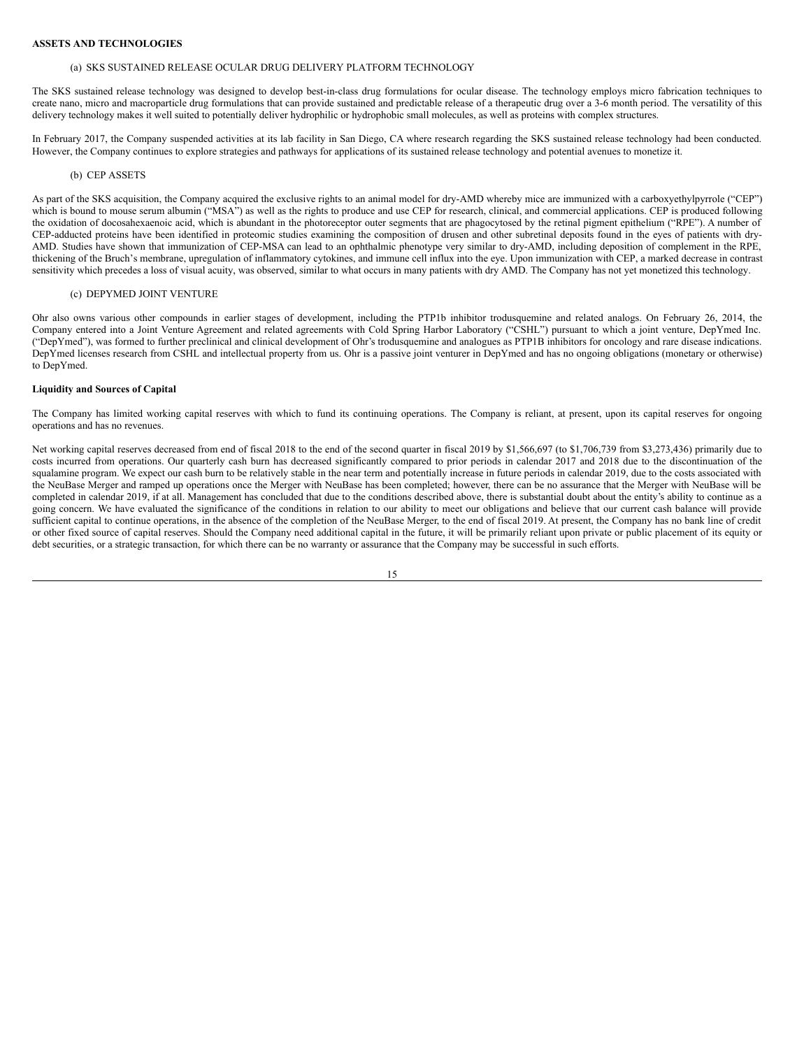**ASSETS AND TECHNOLOGIES**

(a) SKS SUSTAINED RELEASE OCULAR DRUG DELIVERY PLATFORM TECHNOLOGY

The SKS sustained release technology was designed to develop best-in-class drug formulations for ocular disease. The technology employs micro fabrication techniques to create nano, micro and macroparticle drug formulations that can provide sustained and predictable release of a therapeutic drug over a 3-6 month period. The versatility of this delivery technology makes it well suited to potentially deliver hydrophilic or hydrophobic small molecules, as well as proteins with complex structures.

In February 2017, the Company suspended activities at its lab facility in San Diego, CA where research regarding the SKS sustained release technology had been conducted. However, the Company continues to explore strategies and pathways for applications of its sustained release technology and potential avenues to monetize it.

(b) CEP ASSETS

As part of the SKS acquisition, the Company acquired the exclusive rights to an animal model for dry-AMD whereby mice are immunized with a carboxyethylpyrrole ("CEP") which is bound to mouse serum albumin ("MSA") as well as the rights to produce and use CEP for research, clinical, and commercial applications. CEP is produced following the oxidation of docosahexaenoic acid, which is abundant in the photoreceptor outer segments that are phagocytosed by the retinal pigment epithelium ("RPE"). A number of CEP-adducted proteins have been identified in proteomic studies examining the composition of drusen and other subretinal deposits found in the eyes of patients with dry-AMD. Studies have shown that immunization of CEP-MSA can lead to an ophthalmic phenotype very similar to dry-AMD, including deposition of complement in the RPE, thickening of the Bruch's membrane, upregulation of inflammatory cytokines, and immune cell influx into the eye. Upon immunization with CEP, a marked decrease in contrast sensitivity which precedes a loss of visual acuity, was observed, similar to what occurs in many patients with dry AMD. The Company has not yet monetized this technology.

(c) DEPYMED JOINT VENTURE

Ohr also owns various other compounds in earlier stages of development, including the PTP1b inhibitor trodusquemine and related analogs. On February 26, 2014, the Company entered into a Joint Venture Agreement and related agreements with Cold Spring Harbor Laboratory ("CSHL") pursuant to which a joint venture, DepYmed Inc. ("DepYmed"), was formed to further preclinical and clinical development of Ohr's trodusquemine and analogues as PTP1B inhibitors for oncology and rare disease indications. DepYmed licenses research from CSHL and intellectual property from us. Ohr is a passive joint venturer in DepYmed and has no ongoing obligations (monetary or otherwise) to DepYmed.

**Liquidity and Sources of Capital**

The Company has limited working capital reserves with which to fund its continuing operations. The Company is reliant, at present, upon its capital reserves for ongoing operations and has no revenues.

Net working capital reserves decreased from end of fiscal 2018 to the end of the second quarter in fiscal 2019 by $1,566,697 (to $1,706,739 from $3,273,436) primarily due to costs incurred from operations. Our quarterly cash burn has decreased significantly compared to prior periods in calendar 2017 and 2018 due to the discontinuation of the squalamine program. We expect our cash burn to be relatively stable in the near term and potentially increase in future periods in calendar 2019, due to the costs associated with the NeuBase Merger and ramped up operations once the Merger with NeuBase has been completed; however, there can be no assurance that the Merger with NeuBase will be completed in calendar 2019, if at all. Management has concluded that due to the conditions described above, there is substantial doubt about the entity's ability to continue as a going concern. We have evaluated the significance of the conditions in relation to our ability to meet our obligations and believe that our current cash balance will provide sufficient capital to continue operations, in the absence of the completion of the NeuBase Merger, to the end of fiscal 2019. At present, the Company has no bank line of credit or other fixed source of capital reserves. Should the Company need additional capital in the future, it will be primarily reliant upon private or public placement of its equity or debt securities, or a strategic transaction, for which there can be no warranty or assurance that the Company may be successful in such efforts.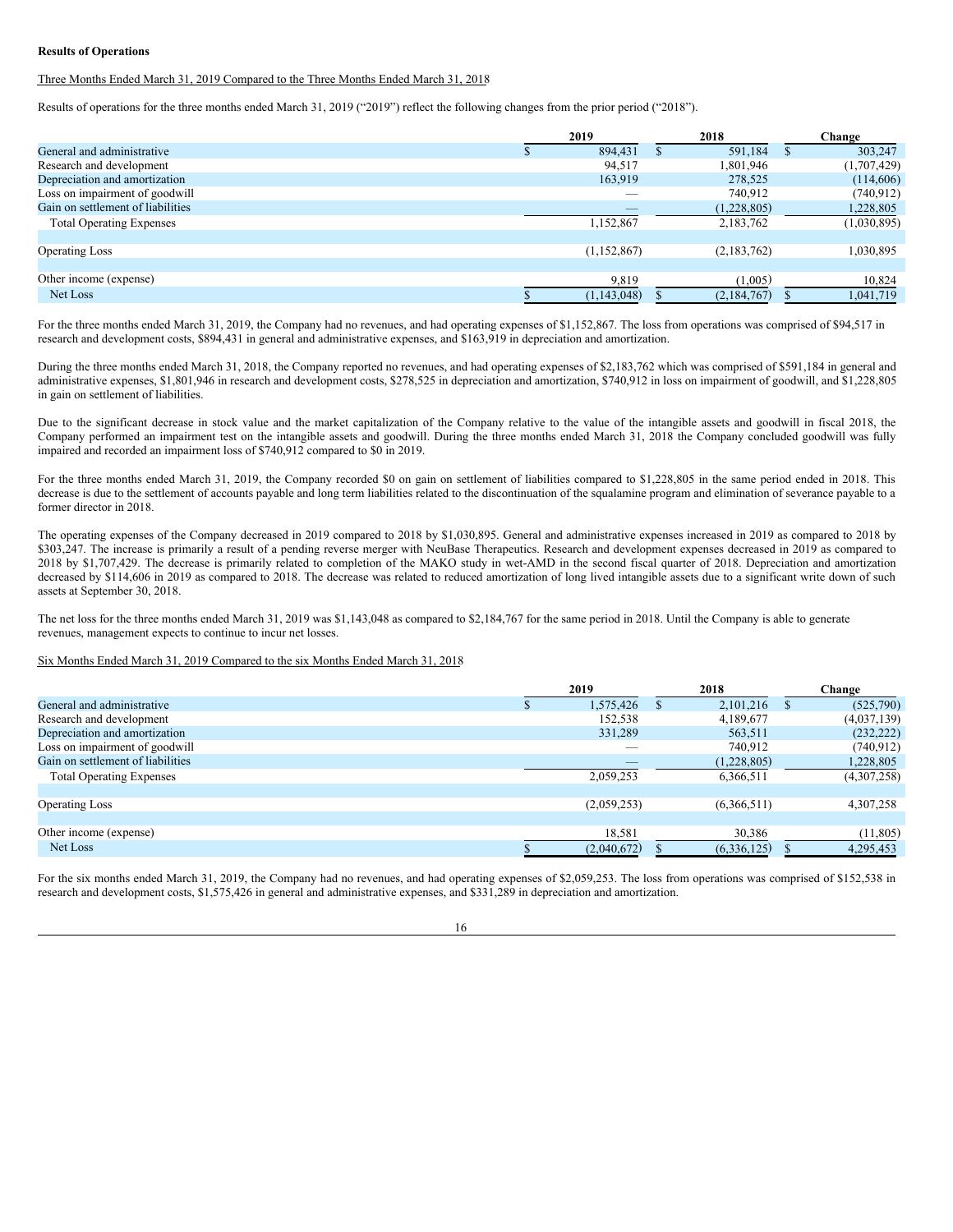**Results of Operations**

Three Months Ended March 31, 2019 Compared to the Three Months Ended March 31, 2018

Results of operations for the three months ended March 31, 2019 (“2019”) reflect the following changes from the prior period (“2018”).

| | 2019 | 2018 | Change |
|---|---|---|---|
| General and administrative | $ 894,431 | $ 591,184 | $ 303,247 |
| Research and development | 94,517 | 1,801,946 | (1,707,429) |
| Depreciation and amortization | 163,919 | 278,525 | (114,606) |
| Loss on impairment of goodwill | — | 740,912 | (740,912) |
| Gain on settlement of liabilities | — | (1,228,805) | 1,228,805 |
| Total Operating Expenses | 1,152,867 | 2,183,762 | (1,030,895) |
| | | | |
| Operating Loss | (1,152,867) | (2,183,762) | 1,030,895 |
| | | | |
| Other income (expense) | 9,819 | (1,005) | 10,824 |
| Net Loss | $ (1,143,048) | $ (2,184,767) | $ 1,041,719 |

For the three months ended March 31, 2019, the Company had no revenues, and had operating expenses of $1,152,867. The loss from operations was comprised of $94,517 in research and development costs, $894,431 in general and administrative expenses, and $163,919 in depreciation and amortization.

During the three months ended March 31, 2018, the Company reported no revenues, and had operating expenses of $2,183,762 which was comprised of $591,184 in general and administrative expenses, $1,801,946 in research and development costs, $278,525 in depreciation and amortization, $740,912 in loss on impairment of goodwill, and $1,228,805 in gain on settlement of liabilities.

Due to the significant decrease in stock value and the market capitalization of the Company relative to the value of the intangible assets and goodwill in fiscal 2018, the Company performed an impairment test on the intangible assets and goodwill. During the three months ended March 31, 2018 the Company concluded goodwill was fully impaired and recorded an impairment loss of $740,912 compared to $0 in 2019.

For the three months ended March 31, 2019, the Company recorded $0 on gain on settlement of liabilities compared to $1,228,805 in the same period ended in 2018. This decrease is due to the settlement of accounts payable and long term liabilities related to the discontinuation of the squalamine program and elimination of severance payable to a former director in 2018.

The operating expenses of the Company decreased in 2019 compared to 2018 by $1,030,895. General and administrative expenses increased in 2019 as compared to 2018 by $303,247. The increase is primarily a result of a pending reverse merger with NeuBase Therapeutics. Research and development expenses decreased in 2019 as compared to 2018 by $1,707,429. The decrease is primarily related to completion of the MAKO study in wet-AMD in the second fiscal quarter of 2018. Depreciation and amortization decreased by $114,606 in 2019 as compared to 2018. The decrease was related to reduced amortization of long lived intangible assets due to a significant write down of such assets at September 30, 2018.

The net loss for the three months ended March 31, 2019 was $1,143,048 as compared to $2,184,767 for the same period in 2018. Until the Company is able to generate revenues, management expects to continue to incur net losses.

Six Months Ended March 31, 2019 Compared to the six Months Ended March 31, 2018

| | 2019 | 2018 | Change |
|---|---|---|---|
| General and administrative | $ 1,575,426 | $ 2,101,216 | $ (525,790) |
| Research and development | 152,538 | 4,189,677 | (4,037,139) |
| Depreciation and amortization | 331,289 | 563,511 | (232,222) |
| Loss on impairment of goodwill | — | 740,912 | (740,912) |
| Gain on settlement of liabilities | — | (1,228,805) | 1,228,805 |
| Total Operating Expenses | 2,059,253 | 6,366,511 | (4,307,258) |
| | | | |
| Operating Loss | (2,059,253) | (6,366,511) | 4,307,258 |
| | | | |
| Other income (expense) | 18,581 | 30,386 | (11,805) |
| Net Loss | $ (2,040,672) | $ (6,336,125) | $ 4,295,453 |

For the six months ended March 31, 2019, the Company had no revenues, and had operating expenses of $2,059,253. The loss from operations was comprised of $152,538 in research and development costs, $1,575,426 in general and administrative expenses, and $331,289 in depreciation and amortization.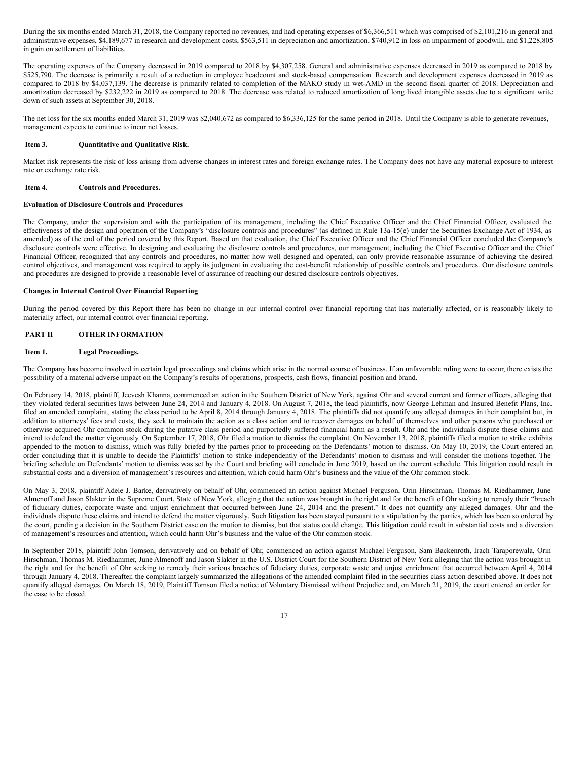During the six months ended March 31, 2018, the Company reported no revenues, and had operating expenses of $6,366,511 which was comprised of $2,101,216 in general and administrative expenses, $4,189,677 in research and development costs, $563,511 in depreciation and amortization, $740,912 in loss on impairment of goodwill, and $1,228,805 in gain on settlement of liabilities.

The operating expenses of the Company decreased in 2019 compared to 2018 by $4,307,258. General and administrative expenses decreased in 2019 as compared to 2018 by $525,790. The decrease is primarily a result of a reduction in employee headcount and stock-based compensation. Research and development expenses decreased in 2019 as compared to 2018 by $4,037,139. The decrease is primarily related to completion of the MAKO study in wet-AMD in the second fiscal quarter of 2018. Depreciation and amortization decreased by $232,222 in 2019 as compared to 2018. The decrease was related to reduced amortization of long lived intangible assets due to a significant write down of such assets at September 30, 2018.

The net loss for the six months ended March 31, 2019 was $2,040,672 as compared to $6,336,125 for the same period in 2018. Until the Company is able to generate revenues, management expects to continue to incur net losses.

## Item 3. Quantitative and Qualitative Risk.

Market risk represents the risk of loss arising from adverse changes in interest rates and foreign exchange rates. The Company does not have any material exposure to interest rate or exchange rate risk.

## Item 4. Controls and Procedures.

**Evaluation of Disclosure Controls and Procedures**

The Company, under the supervision and with the participation of its management, including the Chief Executive Officer and the Chief Financial Officer, evaluated the effectiveness of the design and operation of the Company's "disclosure controls and procedures" (as defined in Rule 13a-15(e) under the Securities Exchange Act of 1934, as amended) as of the end of the period covered by this Report. Based on that evaluation, the Chief Executive Officer and the Chief Financial Officer concluded the Company's disclosure controls were effective. In designing and evaluating the disclosure controls and procedures, our management, including the Chief Executive Officer and the Chief Financial Officer, recognized that any controls and procedures, no matter how well designed and operated, can only provide reasonable assurance of achieving the desired control objectives, and management was required to apply its judgment in evaluating the cost-benefit relationship of possible controls and procedures. Our disclosure controls and procedures are designed to provide a reasonable level of assurance of reaching our desired disclosure controls objectives.

**Changes in Internal Control Over Financial Reporting**

During the period covered by this Report there has been no change in our internal control over financial reporting that has materially affected, or is reasonably likely to materially affect, our internal control over financial reporting.

# PART II OTHER INFORMATION

## Item 1. Legal Proceedings.

The Company has become involved in certain legal proceedings and claims which arise in the normal course of business. If an unfavorable ruling were to occur, there exists the possibility of a material adverse impact on the Company's results of operations, prospects, cash flows, financial position and brand.

On February 14, 2018, plaintiff, Jeevesh Khanna, commenced an action in the Southern District of New York, against Ohr and several current and former officers, alleging that they violated federal securities laws between June 24, 2014 and January 4, 2018. On August 7, 2018, the lead plaintiffs, now George Lehman and Insured Benefit Plans, Inc. filed an amended complaint, stating the class period to be April 8, 2014 through January 4, 2018. The plaintiffs did not quantify any alleged damages in their complaint but, in addition to attorneys' fees and costs, they seek to maintain the action as a class action and to recover damages on behalf of themselves and other persons who purchased or otherwise acquired Ohr common stock during the putative class period and purportedly suffered financial harm as a result. Ohr and the individuals dispute these claims and intend to defend the matter vigorously. On September 17, 2018, Ohr filed a motion to dismiss the complaint. On November 13, 2018, plaintiffs filed a motion to strike exhibits appended to the motion to dismiss, which was fully briefed by the parties prior to proceeding on the Defendants' motion to dismiss. On May 10, 2019, the Court entered an order concluding that it is unable to decide the Plaintiffs' motion to strike independently of the Defendants' motion to dismiss and will consider the motions together. The briefing schedule on Defendants' motion to dismiss was set by the Court and briefing will conclude in June 2019, based on the current schedule. This litigation could result in substantial costs and a diversion of management's resources and attention, which could harm Ohr's business and the value of the Ohr common stock.

On May 3, 2018, plaintiff Adele J. Barke, derivatively on behalf of Ohr, commenced an action against Michael Ferguson, Orin Hirschman, Thomas M. Riedhammer, June Almenoff and Jason Slakter in the Supreme Court, State of New York, alleging that the action was brought in the right and for the benefit of Ohr seeking to remedy their "breach of fiduciary duties, corporate waste and unjust enrichment that occurred between June 24, 2014 and the present." It does not quantify any alleged damages. Ohr and the individuals dispute these claims and intend to defend the matter vigorously. Such litigation has been stayed pursuant to a stipulation by the parties, which has been so ordered by the court, pending a decision in the Southern District case on the motion to dismiss, but that status could change. This litigation could result in substantial costs and a diversion of management's resources and attention, which could harm Ohr's business and the value of the Ohr common stock.

In September 2018, plaintiff John Tomson, derivatively and on behalf of Ohr, commenced an action against Michael Ferguson, Sam Backenroth, Irach Taraporewala, Orin Hirschman, Thomas M. Riedhammer, June Almenoff and Jason Slakter in the U.S. District Court for the Southern District of New York alleging that the action was brought in the right and for the benefit of Ohr seeking to remedy their various breaches of fiduciary duties, corporate waste and unjust enrichment that occurred between April 4, 2014 through January 4, 2018. Thereafter, the complaint largely summarized the allegations of the amended complaint filed in the securities class action described above. It does not quantify alleged damages. On March 18, 2019, Plaintiff Tomson filed a notice of Voluntary Dismissal without Prejudice and, on March 21, 2019, the court entered an order for the case to be closed.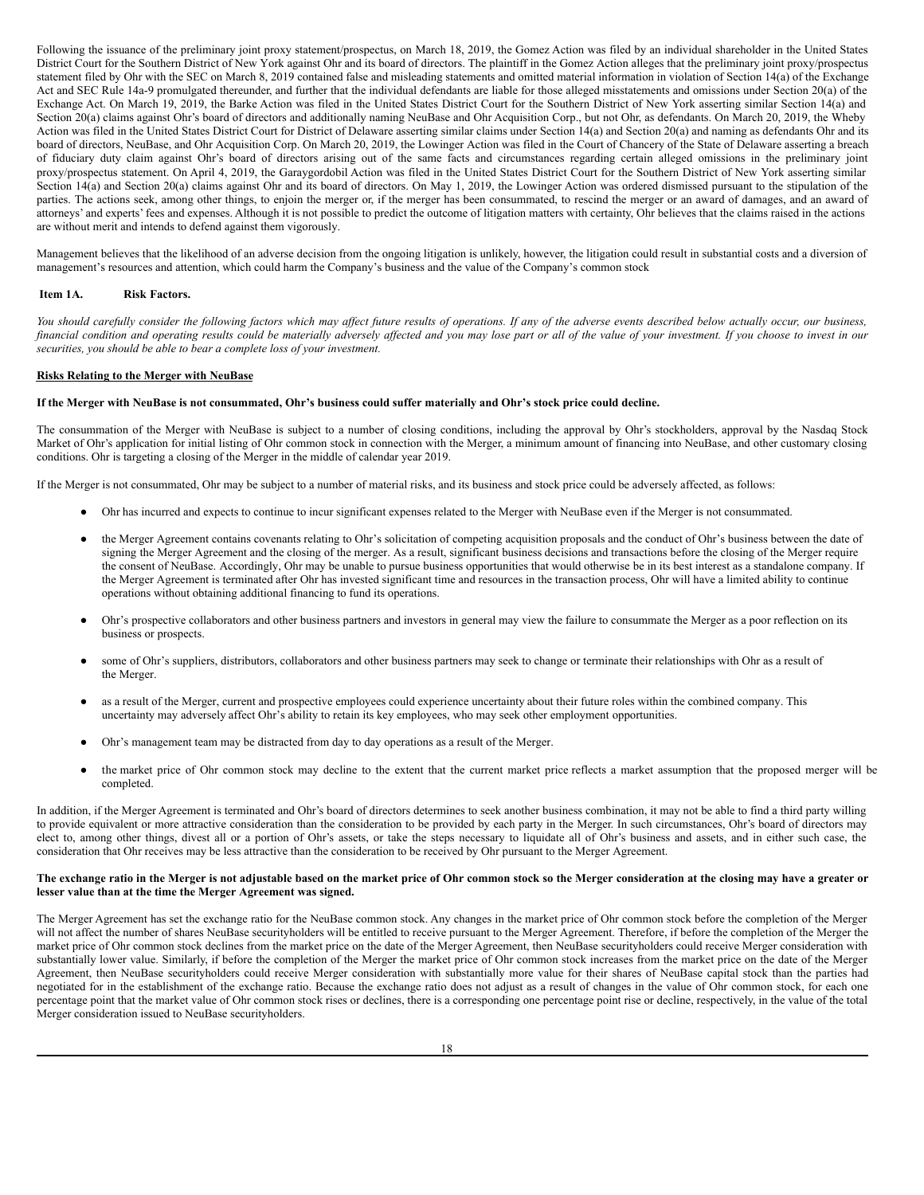Following the issuance of the preliminary joint proxy statement/prospectus, on March 18, 2019, the Gomez Action was filed by an individual shareholder in the United States District Court for the Southern District of New York against Ohr and its board of directors. The plaintiff in the Gomez Action alleges that the preliminary joint proxy/prospectus statement filed by Ohr with the SEC on March 8, 2019 contained false and misleading statements and omitted material information in violation of Section 14(a) of the Exchange Act and SEC Rule 14a-9 promulgated thereunder, and further that the individual defendants are liable for those alleged misstatements and omissions under Section 20(a) of the Exchange Act. On March 19, 2019, the Barke Action was filed in the United States District Court for the Southern District of New York asserting similar Section 14(a) and Section 20(a) claims against Ohr's board of directors and additionally naming NeuBase and Ohr Acquisition Corp., but not Ohr, as defendants. On March 20, 2019, the Wheby Action was filed in the United States District Court for District of Delaware asserting similar claims under Section 14(a) and Section 20(a) and naming as defendants Ohr and its board of directors, NeuBase, and Ohr Acquisition Corp. On March 20, 2019, the Lowinger Action was filed in the Court of Chancery of the State of Delaware asserting a breach of fiduciary duty claim against Ohr's board of directors arising out of the same facts and circumstances regarding certain alleged omissions in the preliminary joint proxy/prospectus statement. On April 4, 2019, the Garaygordobil Action was filed in the United States District Court for the Southern District of New York asserting similar Section 14(a) and Section 20(a) claims against Ohr and its board of directors. On May 1, 2019, the Lowinger Action was ordered dismissed pursuant to the stipulation of the parties. The actions seek, among other things, to enjoin the merger or, if the merger has been consummated, to rescind the merger or an award of damages, and an award of attorneys' and experts' fees and expenses. Although it is not possible to predict the outcome of litigation matters with certainty, Ohr believes that the claims raised in the actions are without merit and intends to defend against them vigorously.

Management believes that the likelihood of an adverse decision from the ongoing litigation is unlikely, however, the litigation could result in substantial costs and a diversion of management's resources and attention, which could harm the Company's business and the value of the Company's common stock

## Item 1A. Risk Factors.

*You should carefully consider the following factors which may affect future results of operations. If any of the adverse events described below actually occur, our business, financial condition and operating results could be materially adversely affected and you may lose part or all of the value of your investment. If you choose to invest in our securities, you should be able to bear a complete loss of your investment.*

**Risks Relating to the Merger with NeuBase**

**If the Merger with NeuBase is not consummated, Ohr's business could suffer materially and Ohr's stock price could decline.**

The consummation of the Merger with NeuBase is subject to a number of closing conditions, including the approval by Ohr's stockholders, approval by the Nasdaq Stock Market of Ohr's application for initial listing of Ohr common stock in connection with the Merger, a minimum amount of financing into NeuBase, and other customary closing conditions. Ohr is targeting a closing of the Merger in the middle of calendar year 2019.

If the Merger is not consummated, Ohr may be subject to a number of material risks, and its business and stock price could be adversely affected, as follows:

- Ohr has incurred and expects to continue to incur significant expenses related to the Merger with NeuBase even if the Merger is not consummated.
- the Merger Agreement contains covenants relating to Ohr's solicitation of competing acquisition proposals and the conduct of Ohr's business between the date of signing the Merger Agreement and the closing of the merger. As a result, significant business decisions and transactions before the closing of the Merger require the consent of NeuBase. Accordingly, Ohr may be unable to pursue business opportunities that would otherwise be in its best interest as a standalone company. If the Merger Agreement is terminated after Ohr has invested significant time and resources in the transaction process, Ohr will have a limited ability to continue operations without obtaining additional financing to fund its operations.
- Ohr's prospective collaborators and other business partners and investors in general may view the failure to consummate the Merger as a poor reflection on its business or prospects.
- some of Ohr's suppliers, distributors, collaborators and other business partners may seek to change or terminate their relationships with Ohr as a result of the Merger.
- as a result of the Merger, current and prospective employees could experience uncertainty about their future roles within the combined company. This uncertainty may adversely affect Ohr's ability to retain its key employees, who may seek other employment opportunities.
- Ohr's management team may be distracted from day to day operations as a result of the Merger.
- the market price of Ohr common stock may decline to the extent that the current market price reflects a market assumption that the proposed merger will be completed.

In addition, if the Merger Agreement is terminated and Ohr's board of directors determines to seek another business combination, it may not be able to find a third party willing to provide equivalent or more attractive consideration than the consideration to be provided by each party in the Merger. In such circumstances, Ohr's board of directors may elect to, among other things, divest all or a portion of Ohr's assets, or take the steps necessary to liquidate all of Ohr's business and assets, and in either such case, the consideration that Ohr receives may be less attractive than the consideration to be received by Ohr pursuant to the Merger Agreement.

**The exchange ratio in the Merger is not adjustable based on the market price of Ohr common stock so the Merger consideration at the closing may have a greater or lesser value than at the time the Merger Agreement was signed.**

The Merger Agreement has set the exchange ratio for the NeuBase common stock. Any changes in the market price of Ohr common stock before the completion of the Merger will not affect the number of shares NeuBase securityholders will be entitled to receive pursuant to the Merger Agreement. Therefore, if before the completion of the Merger the market price of Ohr common stock declines from the market price on the date of the Merger Agreement, then NeuBase securityholders could receive Merger consideration with substantially lower value. Similarly, if before the completion of the Merger the market price of Ohr common stock increases from the market price on the date of the Merger Agreement, then NeuBase securityholders could receive Merger consideration with substantially more value for their shares of NeuBase capital stock than the parties had negotiated for in the establishment of the exchange ratio. Because the exchange ratio does not adjust as a result of changes in the value of Ohr common stock, for each one percentage point that the market value of Ohr common stock rises or declines, there is a corresponding one percentage point rise or decline, respectively, in the value of the total Merger consideration issued to NeuBase securityholders.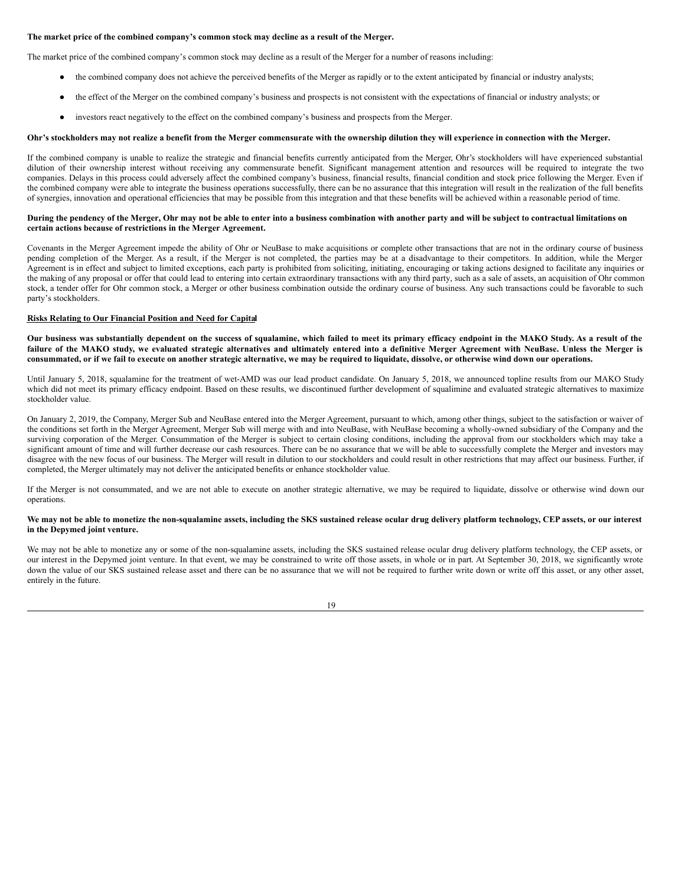**The market price of the combined company's common stock may decline as a result of the Merger.**

The market price of the combined company's common stock may decline as a result of the Merger for a number of reasons including:

- the combined company does not achieve the perceived benefits of the Merger as rapidly or to the extent anticipated by financial or industry analysts;
- the effect of the Merger on the combined company's business and prospects is not consistent with the expectations of financial or industry analysts; or
- investors react negatively to the effect on the combined company's business and prospects from the Merger.

**Ohr's stockholders may not realize a benefit from the Merger commensurate with the ownership dilution they will experience in connection with the Merger.**

If the combined company is unable to realize the strategic and financial benefits currently anticipated from the Merger, Ohr's stockholders will have experienced substantial dilution of their ownership interest without receiving any commensurate benefit. Significant management attention and resources will be required to integrate the two companies. Delays in this process could adversely affect the combined company's business, financial results, financial condition and stock price following the Merger. Even if the combined company were able to integrate the business operations successfully, there can be no assurance that this integration will result in the realization of the full benefits of synergies, innovation and operational efficiencies that may be possible from this integration and that these benefits will be achieved within a reasonable period of time.

**During the pendency of the Merger, Ohr may not be able to enter into a business combination with another party and will be subject to contractual limitations on certain actions because of restrictions in the Merger Agreement.**

Covenants in the Merger Agreement impede the ability of Ohr or NeuBase to make acquisitions or complete other transactions that are not in the ordinary course of business pending completion of the Merger. As a result, if the Merger is not completed, the parties may be at a disadvantage to their competitors. In addition, while the Merger Agreement is in effect and subject to limited exceptions, each party is prohibited from soliciting, initiating, encouraging or taking actions designed to facilitate any inquiries or the making of any proposal or offer that could lead to entering into certain extraordinary transactions with any third party, such as a sale of assets, an acquisition of Ohr common stock, a tender offer for Ohr common stock, a Merger or other business combination outside the ordinary course of business. Any such transactions could be favorable to such party's stockholders.

**Risks Relating to Our Financial Position and Need for Capital**

**Our business was substantially dependent on the success of squalamine, which failed to meet its primary efficacy endpoint in the MAKO Study. As a result of the failure of the MAKO study, we evaluated strategic alternatives and ultimately entered into a definitive Merger Agreement with NeuBase. Unless the Merger is consummated, or if we fail to execute on another strategic alternative, we may be required to liquidate, dissolve, or otherwise wind down our operations.**

Until January 5, 2018, squalamine for the treatment of wet-AMD was our lead product candidate. On January 5, 2018, we announced topline results from our MAKO Study which did not meet its primary efficacy endpoint. Based on these results, we discontinued further development of squalimine and evaluated strategic alternatives to maximize stockholder value.

On January 2, 2019, the Company, Merger Sub and NeuBase entered into the Merger Agreement, pursuant to which, among other things, subject to the satisfaction or waiver of the conditions set forth in the Merger Agreement, Merger Sub will merge with and into NeuBase, with NeuBase becoming a wholly-owned subsidiary of the Company and the surviving corporation of the Merger. Consummation of the Merger is subject to certain closing conditions, including the approval from our stockholders which may take a significant amount of time and will further decrease our cash resources. There can be no assurance that we will be able to successfully complete the Merger and investors may disagree with the new focus of our business. The Merger will result in dilution to our stockholders and could result in other restrictions that may affect our business. Further, if completed, the Merger ultimately may not deliver the anticipated benefits or enhance stockholder value.

If the Merger is not consummated, and we are not able to execute on another strategic alternative, we may be required to liquidate, dissolve or otherwise wind down our operations.

**We may not be able to monetize the non-squalamine assets, including the SKS sustained release ocular drug delivery platform technology, CEP assets, or our interest in the Depymed joint venture.**

We may not be able to monetize any or some of the non-squalamine assets, including the SKS sustained release ocular drug delivery platform technology, the CEP assets, or our interest in the Depymed joint venture. In that event, we may be constrained to write off those assets, in whole or in part. At September 30, 2018, we significantly wrote down the value of our SKS sustained release asset and there can be no assurance that we will not be required to further write down or write off this asset, or any other asset, entirely in the future.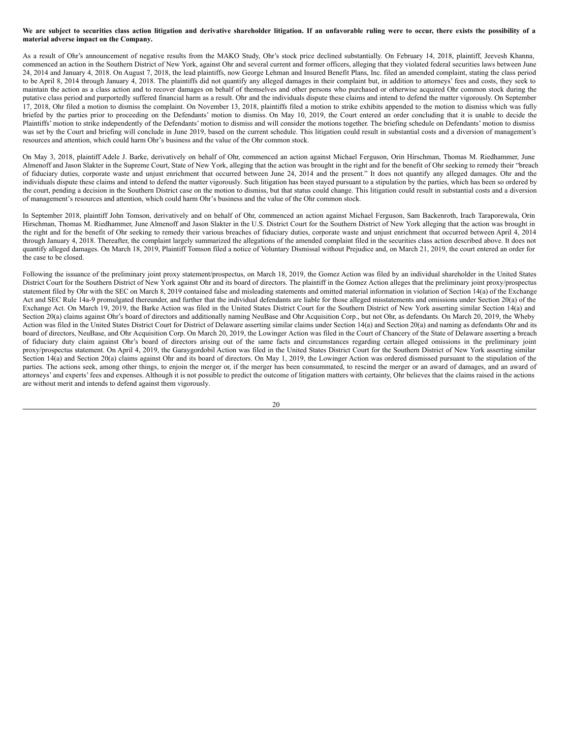**We are subject to securities class action litigation and derivative shareholder litigation. If an unfavorable ruling were to occur, there exists the possibility of a material adverse impact on the Company.**

As a result of Ohr's announcement of negative results from the MAKO Study, Ohr's stock price declined substantially. On February 14, 2018, plaintiff, Jeevesh Khanna, commenced an action in the Southern District of New York, against Ohr and several current and former officers, alleging that they violated federal securities laws between June 24, 2014 and January 4, 2018. On August 7, 2018, the lead plaintiffs, now George Lehman and Insured Benefit Plans, Inc. filed an amended complaint, stating the class period to be April 8, 2014 through January 4, 2018. The plaintiffs did not quantify any alleged damages in their complaint but, in addition to attorneys' fees and costs, they seek to maintain the action as a class action and to recover damages on behalf of themselves and other persons who purchased or otherwise acquired Ohr common stock during the putative class period and purportedly suffered financial harm as a result. Ohr and the individuals dispute these claims and intend to defend the matter vigorously. On September 17, 2018, Ohr filed a motion to dismiss the complaint. On November 13, 2018, plaintiffs filed a motion to strike exhibits appended to the motion to dismiss which was fully briefed by the parties prior to proceeding on the Defendants' motion to dismiss. On May 10, 2019, the Court entered an order concluding that it is unable to decide the Plaintiffs' motion to strike independently of the Defendants' motion to dismiss and will consider the motions together. The briefing schedule on Defendants' motion to dismiss was set by the Court and briefing will conclude in June 2019, based on the current schedule. This litigation could result in substantial costs and a diversion of management's resources and attention, which could harm Ohr's business and the value of the Ohr common stock.

On May 3, 2018, plaintiff Adele J. Barke, derivatively on behalf of Ohr, commenced an action against Michael Ferguson, Orin Hirschman, Thomas M. Riedhammer, June Almenoff and Jason Slakter in the Supreme Court, State of New York, alleging that the action was brought in the right and for the benefit of Ohr seeking to remedy their "breach of fiduciary duties, corporate waste and unjust enrichment that occurred between June 24, 2014 and the present." It does not quantify any alleged damages. Ohr and the individuals dispute these claims and intend to defend the matter vigorously. Such litigation has been stayed pursuant to a stipulation by the parties, which has been so ordered by the court, pending a decision in the Southern District case on the motion to dismiss, but that status could change. This litigation could result in substantial costs and a diversion of management's resources and attention, which could harm Ohr's business and the value of the Ohr common stock.

In September 2018, plaintiff John Tomson, derivatively and on behalf of Ohr, commenced an action against Michael Ferguson, Sam Backenroth, Irach Taraporewala, Orin Hirschman, Thomas M. Riedhammer, June Almenoff and Jason Slakter in the U.S. District Court for the Southern District of New York alleging that the action was brought in the right and for the benefit of Ohr seeking to remedy their various breaches of fiduciary duties, corporate waste and unjust enrichment that occurred between April 4, 2014 through January 4, 2018. Thereafter, the complaint largely summarized the allegations of the amended complaint filed in the securities class action described above. It does not quantify alleged damages. On March 18, 2019, Plaintiff Tomson filed a notice of Voluntary Dismissal without Prejudice and, on March 21, 2019, the court entered an order for the case to be closed.

Following the issuance of the preliminary joint proxy statement/prospectus, on March 18, 2019, the Gomez Action was filed by an individual shareholder in the United States District Court for the Southern District of New York against Ohr and its board of directors. The plaintiff in the Gomez Action alleges that the preliminary joint proxy/prospectus statement filed by Ohr with the SEC on March 8, 2019 contained false and misleading statements and omitted material information in violation of Section 14(a) of the Exchange Act and SEC Rule 14a-9 promulgated thereunder, and further that the individual defendants are liable for those alleged misstatements and omissions under Section 20(a) of the Exchange Act. On March 19, 2019, the Barke Action was filed in the United States District Court for the Southern District of New York asserting similar Section 14(a) and Section 20(a) claims against Ohr's board of directors and additionally naming NeuBase and Ohr Acquisition Corp., but not Ohr, as defendants. On March 20, 2019, the Wheby Action was filed in the United States District Court for District of Delaware asserting similar claims under Section 14(a) and Section 20(a) and naming as defendants Ohr and its board of directors, NeuBase, and Ohr Acquisition Corp. On March 20, 2019, the Lowinger Action was filed in the Court of Chancery of the State of Delaware asserting a breach of fiduciary duty claim against Ohr's board of directors arising out of the same facts and circumstances regarding certain alleged omissions in the preliminary joint proxy/prospectus statement. On April 4, 2019, the Garaygordobil Action was filed in the United States District Court for the Southern District of New York asserting similar Section 14(a) and Section 20(a) claims against Ohr and its board of directors. On May 1, 2019, the Lowinger Action was ordered dismissed pursuant to the stipulation of the parties. The actions seek, among other things, to enjoin the merger or, if the merger has been consummated, to rescind the merger or an award of damages, and an award of attorneys' and experts' fees and expenses. Although it is not possible to predict the outcome of litigation matters with certainty, Ohr believes that the claims raised in the actions are without merit and intends to defend against them vigorously.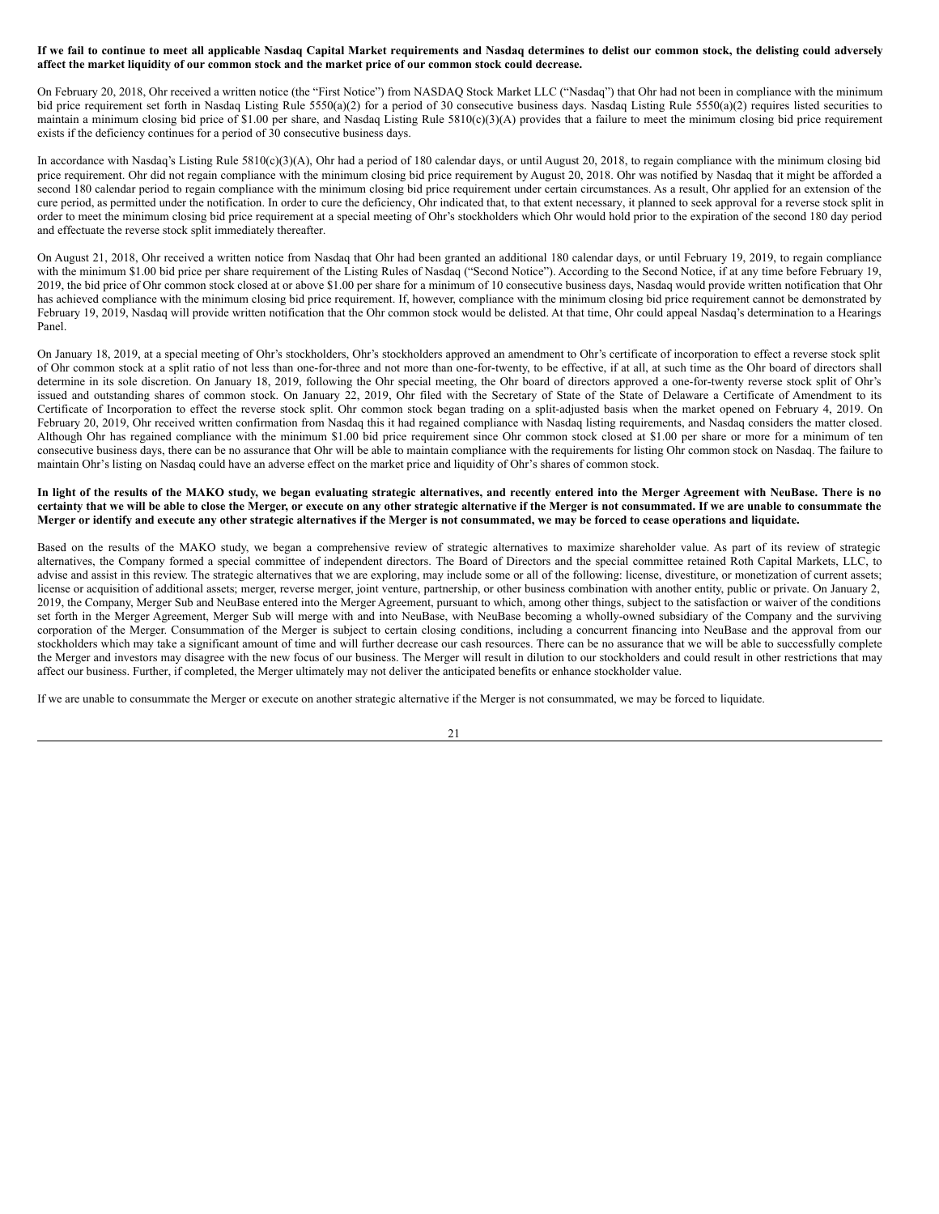**If we fail to continue to meet all applicable Nasdaq Capital Market requirements and Nasdaq determines to delist our common stock, the delisting could adversely affect the market liquidity of our common stock and the market price of our common stock could decrease.**

On February 20, 2018, Ohr received a written notice (the "First Notice") from NASDAQ Stock Market LLC ("Nasdaq") that Ohr had not been in compliance with the minimum bid price requirement set forth in Nasdaq Listing Rule 5550(a)(2) for a period of 30 consecutive business days. Nasdaq Listing Rule 5550(a)(2) requires listed securities to maintain a minimum closing bid price of $1.00 per share, and Nasdaq Listing Rule 5810(c)(3)(A) provides that a failure to meet the minimum closing bid price requirement exists if the deficiency continues for a period of 30 consecutive business days.

In accordance with Nasdaq's Listing Rule 5810(c)(3)(A), Ohr had a period of 180 calendar days, or until August 20, 2018, to regain compliance with the minimum closing bid price requirement. Ohr did not regain compliance with the minimum closing bid price requirement by August 20, 2018. Ohr was notified by Nasdaq that it might be afforded a second 180 calendar period to regain compliance with the minimum closing bid price requirement under certain circumstances. As a result, Ohr applied for an extension of the cure period, as permitted under the notification. In order to cure the deficiency, Ohr indicated that, to that extent necessary, it planned to seek approval for a reverse stock split in order to meet the minimum closing bid price requirement at a special meeting of Ohr's stockholders which Ohr would hold prior to the expiration of the second 180 day period and effectuate the reverse stock split immediately thereafter.

On August 21, 2018, Ohr received a written notice from Nasdaq that Ohr had been granted an additional 180 calendar days, or until February 19, 2019, to regain compliance with the minimum $1.00 bid price per share requirement of the Listing Rules of Nasdaq ("Second Notice"). According to the Second Notice, if at any time before February 19, 2019, the bid price of Ohr common stock closed at or above $1.00 per share for a minimum of 10 consecutive business days, Nasdaq would provide written notification that Ohr has achieved compliance with the minimum closing bid price requirement. If, however, compliance with the minimum closing bid price requirement cannot be demonstrated by February 19, 2019, Nasdaq will provide written notification that the Ohr common stock would be delisted. At that time, Ohr could appeal Nasdaq's determination to a Hearings Panel.

On January 18, 2019, at a special meeting of Ohr's stockholders, Ohr's stockholders approved an amendment to Ohr's certificate of incorporation to effect a reverse stock split of Ohr common stock at a split ratio of not less than one-for-three and not more than one-for-twenty, to be effective, if at all, at such time as the Ohr board of directors shall determine in its sole discretion. On January 18, 2019, following the Ohr special meeting, the Ohr board of directors approved a one-for-twenty reverse stock split of Ohr's issued and outstanding shares of common stock. On January 22, 2019, Ohr filed with the Secretary of State of the State of Delaware a Certificate of Amendment to its Certificate of Incorporation to effect the reverse stock split. Ohr common stock began trading on a split-adjusted basis when the market opened on February 4, 2019. On February 20, 2019, Ohr received written confirmation from Nasdaq this it had regained compliance with Nasdaq listing requirements, and Nasdaq considers the matter closed. Although Ohr has regained compliance with the minimum $1.00 bid price requirement since Ohr common stock closed at $1.00 per share or more for a minimum of ten consecutive business days, there can be no assurance that Ohr will be able to maintain compliance with the requirements for listing Ohr common stock on Nasdaq. The failure to maintain Ohr's listing on Nasdaq could have an adverse effect on the market price and liquidity of Ohr's shares of common stock.

**In light of the results of the MAKO study, we began evaluating strategic alternatives, and recently entered into the Merger Agreement with NeuBase. There is no certainty that we will be able to close the Merger, or execute on any other strategic alternative if the Merger is not consummated. If we are unable to consummate the Merger or identify and execute any other strategic alternatives if the Merger is not consummated, we may be forced to cease operations and liquidate.**

Based on the results of the MAKO study, we began a comprehensive review of strategic alternatives to maximize shareholder value. As part of its review of strategic alternatives, the Company formed a special committee of independent directors. The Board of Directors and the special committee retained Roth Capital Markets, LLC, to advise and assist in this review. The strategic alternatives that we are exploring, may include some or all of the following: license, divestiture, or monetization of current assets; license or acquisition of additional assets; merger, reverse merger, joint venture, partnership, or other business combination with another entity, public or private. On January 2, 2019, the Company, Merger Sub and NeuBase entered into the Merger Agreement, pursuant to which, among other things, subject to the satisfaction or waiver of the conditions set forth in the Merger Agreement, Merger Sub will merge with and into NeuBase, with NeuBase becoming a wholly-owned subsidiary of the Company and the surviving corporation of the Merger. Consummation of the Merger is subject to certain closing conditions, including a concurrent financing into NeuBase and the approval from our stockholders which may take a significant amount of time and will further decrease our cash resources. There can be no assurance that we will be able to successfully complete the Merger and investors may disagree with the new focus of our business. The Merger will result in dilution to our stockholders and could result in other restrictions that may affect our business. Further, if completed, the Merger ultimately may not deliver the anticipated benefits or enhance stockholder value.

If we are unable to consummate the Merger or execute on another strategic alternative if the Merger is not consummated, we may be forced to liquidate.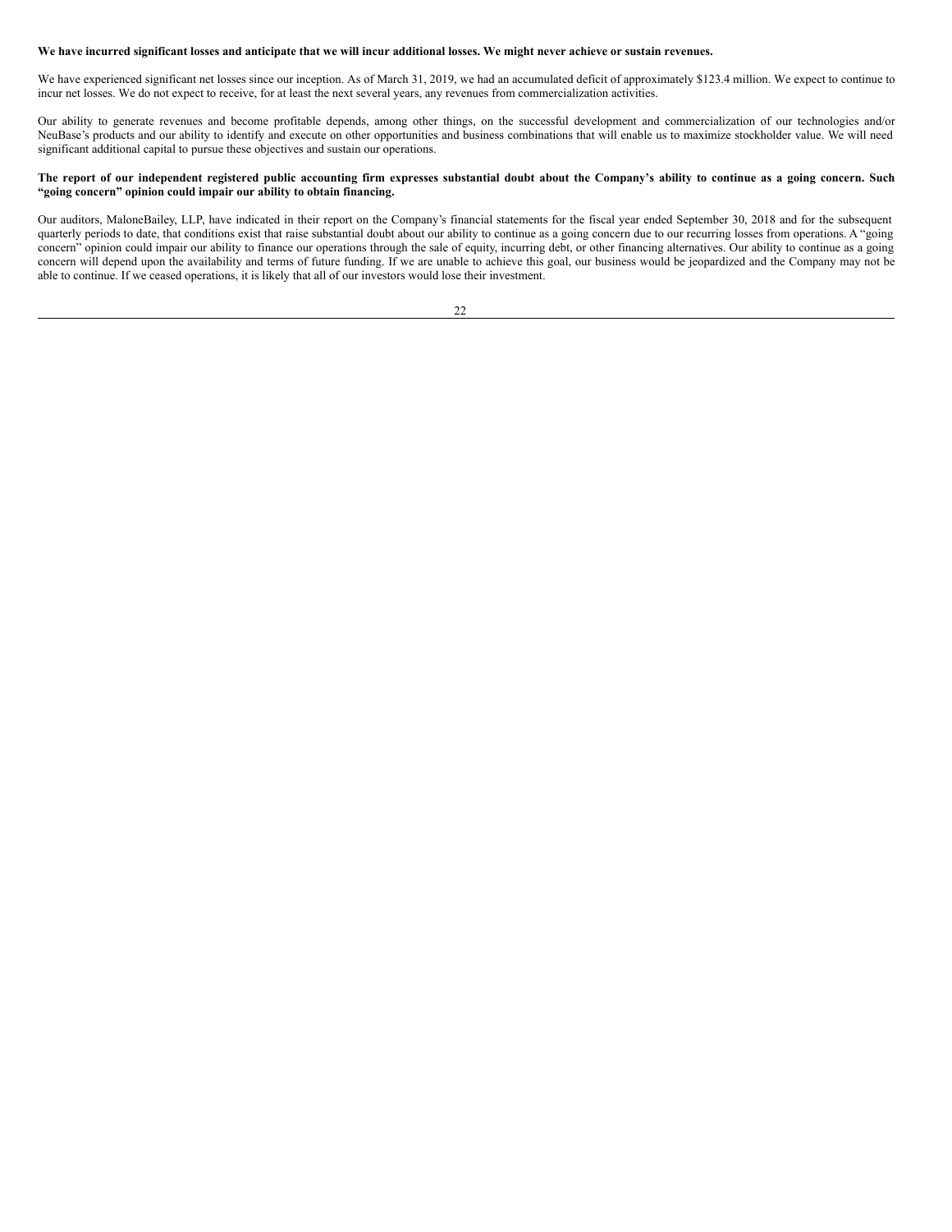**We have incurred significant losses and anticipate that we will incur additional losses. We might never achieve or sustain revenues.**

We have experienced significant net losses since our inception. As of March 31, 2019, we had an accumulated deficit of approximately $123.4 million. We expect to continue to incur net losses. We do not expect to receive, for at least the next several years, any revenues from commercialization activities.

Our ability to generate revenues and become profitable depends, among other things, on the successful development and commercialization of our technologies and/or NeuBase's products and our ability to identify and execute on other opportunities and business combinations that will enable us to maximize stockholder value. We will need significant additional capital to pursue these objectives and sustain our operations.

**The report of our independent registered public accounting firm expresses substantial doubt about the Company's ability to continue as a going concern. Such "going concern" opinion could impair our ability to obtain financing.**

Our auditors, MaloneBailey, LLP, have indicated in their report on the Company's financial statements for the fiscal year ended September 30, 2018 and for the subsequent quarterly periods to date, that conditions exist that raise substantial doubt about our ability to continue as a going concern due to our recurring losses from operations. A "going concern" opinion could impair our ability to finance our operations through the sale of equity, incurring debt, or other financing alternatives. Our ability to continue as a going concern will depend upon the availability and terms of future funding. If we are unable to achieve this goal, our business would be jeopardized and the Company may not be able to continue. If we ceased operations, it is likely that all of our investors would lose their investment.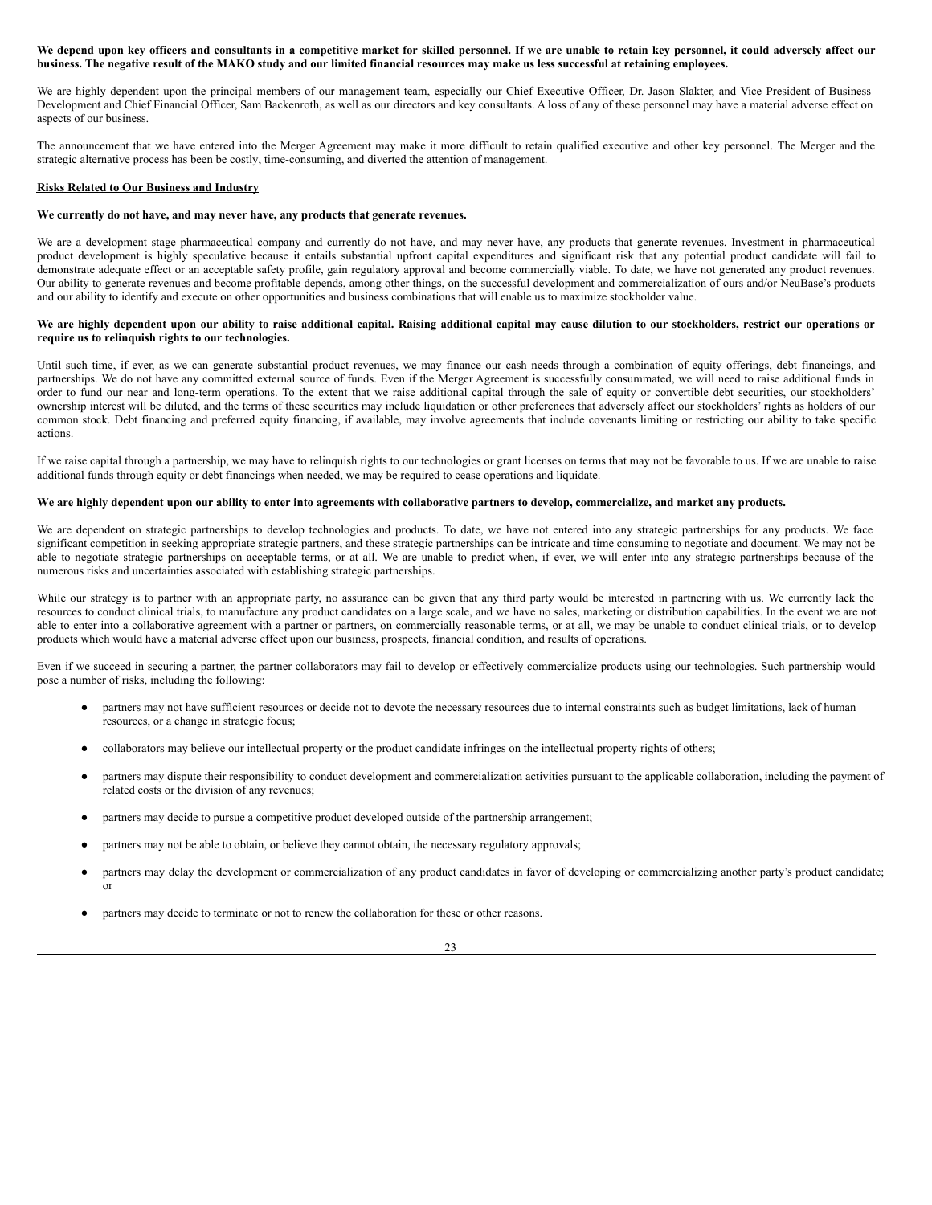**We depend upon key officers and consultants in a competitive market for skilled personnel. If we are unable to retain key personnel, it could adversely affect our business. The negative result of the MAKO study and our limited financial resources may make us less successful at retaining employees.**

We are highly dependent upon the principal members of our management team, especially our Chief Executive Officer, Dr. Jason Slakter, and Vice President of Business Development and Chief Financial Officer, Sam Backenroth, as well as our directors and key consultants. A loss of any of these personnel may have a material adverse effect on aspects of our business.

The announcement that we have entered into the Merger Agreement may make it more difficult to retain qualified executive and other key personnel. The Merger and the strategic alternative process has been be costly, time-consuming, and diverted the attention of management.

**Risks Related to Our Business and Industry**

**We currently do not have, and may never have, any products that generate revenues.**

We are a development stage pharmaceutical company and currently do not have, and may never have, any products that generate revenues. Investment in pharmaceutical product development is highly speculative because it entails substantial upfront capital expenditures and significant risk that any potential product candidate will fail to demonstrate adequate effect or an acceptable safety profile, gain regulatory approval and become commercially viable. To date, we have not generated any product revenues. Our ability to generate revenues and become profitable depends, among other things, on the successful development and commercialization of ours and/or NeuBase's products and our ability to identify and execute on other opportunities and business combinations that will enable us to maximize stockholder value.

**We are highly dependent upon our ability to raise additional capital. Raising additional capital may cause dilution to our stockholders, restrict our operations or require us to relinquish rights to our technologies.**

Until such time, if ever, as we can generate substantial product revenues, we may finance our cash needs through a combination of equity offerings, debt financings, and partnerships. We do not have any committed external source of funds. Even if the Merger Agreement is successfully consummated, we will need to raise additional funds in order to fund our near and long-term operations. To the extent that we raise additional capital through the sale of equity or convertible debt securities, our stockholders' ownership interest will be diluted, and the terms of these securities may include liquidation or other preferences that adversely affect our stockholders' rights as holders of our common stock. Debt financing and preferred equity financing, if available, may involve agreements that include covenants limiting or restricting our ability to take specific actions.

If we raise capital through a partnership, we may have to relinquish rights to our technologies or grant licenses on terms that may not be favorable to us. If we are unable to raise additional funds through equity or debt financings when needed, we may be required to cease operations and liquidate.

**We are highly dependent upon our ability to enter into agreements with collaborative partners to develop, commercialize, and market any products.**

We are dependent on strategic partnerships to develop technologies and products. To date, we have not entered into any strategic partnerships for any products. We face significant competition in seeking appropriate strategic partners, and these strategic partnerships can be intricate and time consuming to negotiate and document. We may not be able to negotiate strategic partnerships on acceptable terms, or at all. We are unable to predict when, if ever, we will enter into any strategic partnerships because of the numerous risks and uncertainties associated with establishing strategic partnerships.

While our strategy is to partner with an appropriate party, no assurance can be given that any third party would be interested in partnering with us. We currently lack the resources to conduct clinical trials, to manufacture any product candidates on a large scale, and we have no sales, marketing or distribution capabilities. In the event we are not able to enter into a collaborative agreement with a partner or partners, on commercially reasonable terms, or at all, we may be unable to conduct clinical trials, or to develop products which would have a material adverse effect upon our business, prospects, financial condition, and results of operations.

Even if we succeed in securing a partner, the partner collaborators may fail to develop or effectively commercialize products using our technologies. Such partnership would pose a number of risks, including the following:

- partners may not have sufficient resources or decide not to devote the necessary resources due to internal constraints such as budget limitations, lack of human resources, or a change in strategic focus;
- collaborators may believe our intellectual property or the product candidate infringes on the intellectual property rights of others;
- partners may dispute their responsibility to conduct development and commercialization activities pursuant to the applicable collaboration, including the payment of related costs or the division of any revenues;
- partners may decide to pursue a competitive product developed outside of the partnership arrangement;
- partners may not be able to obtain, or believe they cannot obtain, the necessary regulatory approvals;
- partners may delay the development or commercialization of any product candidates in favor of developing or commercializing another party's product candidate; or
- partners may decide to terminate or not to renew the collaboration for these or other reasons.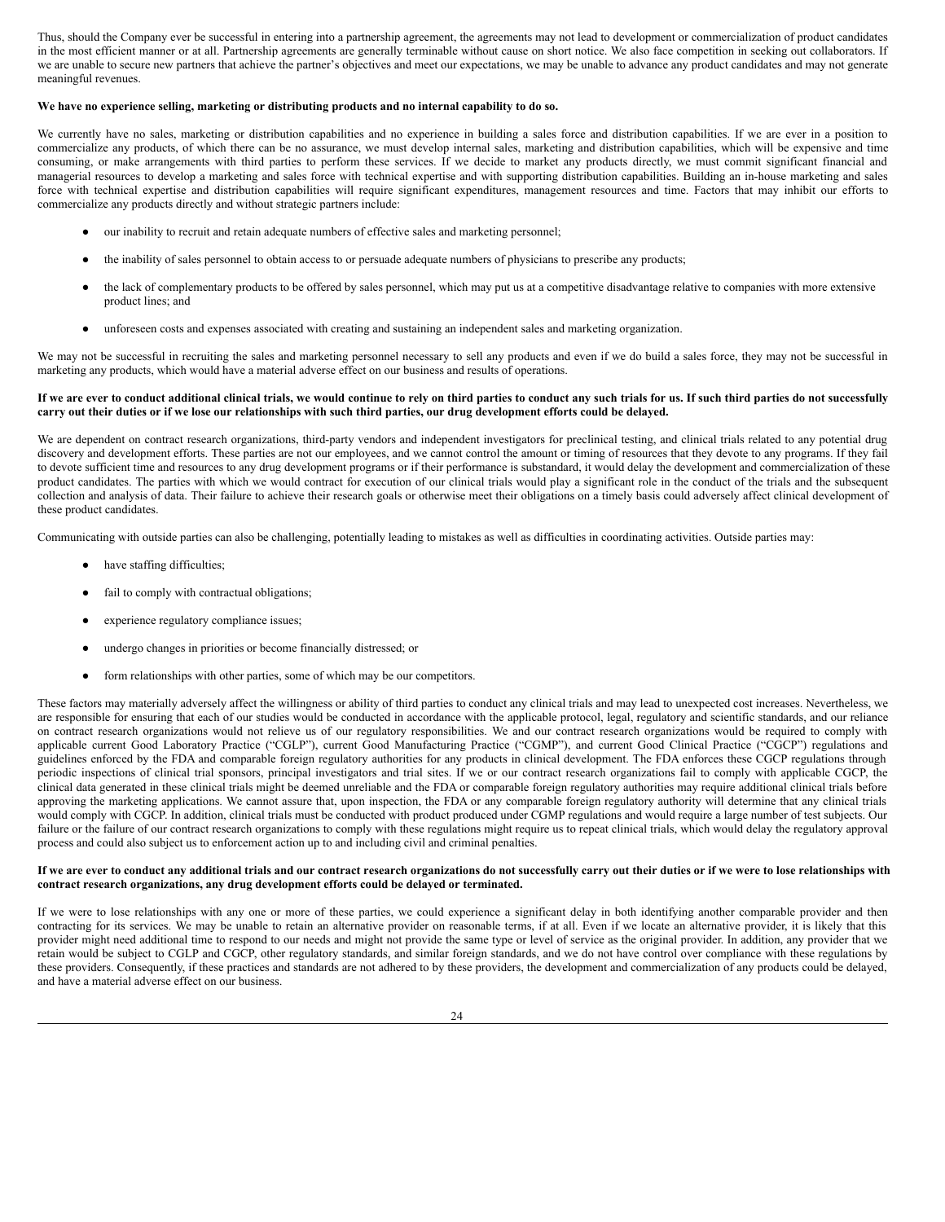Thus, should the Company ever be successful in entering into a partnership agreement, the agreements may not lead to development or commercialization of product candidates in the most efficient manner or at all. Partnership agreements are generally terminable without cause on short notice. We also face competition in seeking out collaborators. If we are unable to secure new partners that achieve the partner's objectives and meet our expectations, we may be unable to advance any product candidates and may not generate meaningful revenues.

**We have no experience selling, marketing or distributing products and no internal capability to do so.**

We currently have no sales, marketing or distribution capabilities and no experience in building a sales force and distribution capabilities. If we are ever in a position to commercialize any products, of which there can be no assurance, we must develop internal sales, marketing and distribution capabilities, which will be expensive and time consuming, or make arrangements with third parties to perform these services. If we decide to market any products directly, we must commit significant financial and managerial resources to develop a marketing and sales force with technical expertise and with supporting distribution capabilities. Building an in-house marketing and sales force with technical expertise and distribution capabilities will require significant expenditures, management resources and time. Factors that may inhibit our efforts to commercialize any products directly and without strategic partners include:

- our inability to recruit and retain adequate numbers of effective sales and marketing personnel;
- the inability of sales personnel to obtain access to or persuade adequate numbers of physicians to prescribe any products;
- the lack of complementary products to be offered by sales personnel, which may put us at a competitive disadvantage relative to companies with more extensive product lines; and
- unforeseen costs and expenses associated with creating and sustaining an independent sales and marketing organization.

We may not be successful in recruiting the sales and marketing personnel necessary to sell any products and even if we do build a sales force, they may not be successful in marketing any products, which would have a material adverse effect on our business and results of operations.

**If we are ever to conduct additional clinical trials, we would continue to rely on third parties to conduct any such trials for us. If such third parties do not successfully carry out their duties or if we lose our relationships with such third parties, our drug development efforts could be delayed.**

We are dependent on contract research organizations, third-party vendors and independent investigators for preclinical testing, and clinical trials related to any potential drug discovery and development efforts. These parties are not our employees, and we cannot control the amount or timing of resources that they devote to any programs. If they fail to devote sufficient time and resources to any drug development programs or if their performance is substandard, it would delay the development and commercialization of these product candidates. The parties with which we would contract for execution of our clinical trials would play a significant role in the conduct of the trials and the subsequent collection and analysis of data. Their failure to achieve their research goals or otherwise meet their obligations on a timely basis could adversely affect clinical development of these product candidates.

Communicating with outside parties can also be challenging, potentially leading to mistakes as well as difficulties in coordinating activities. Outside parties may:

- have staffing difficulties;
- fail to comply with contractual obligations;
- experience regulatory compliance issues;
- undergo changes in priorities or become financially distressed; or
- form relationships with other parties, some of which may be our competitors.

These factors may materially adversely affect the willingness or ability of third parties to conduct any clinical trials and may lead to unexpected cost increases. Nevertheless, we are responsible for ensuring that each of our studies would be conducted in accordance with the applicable protocol, legal, regulatory and scientific standards, and our reliance on contract research organizations would not relieve us of our regulatory responsibilities. We and our contract research organizations would be required to comply with applicable current Good Laboratory Practice ("CGLP"), current Good Manufacturing Practice ("CGMP"), and current Good Clinical Practice ("CGCP") regulations and guidelines enforced by the FDA and comparable foreign regulatory authorities for any products in clinical development. The FDA enforces these CGCP regulations through periodic inspections of clinical trial sponsors, principal investigators and trial sites. If we or our contract research organizations fail to comply with applicable CGCP, the clinical data generated in these clinical trials might be deemed unreliable and the FDA or comparable foreign regulatory authorities may require additional clinical trials before approving the marketing applications. We cannot assure that, upon inspection, the FDA or any comparable foreign regulatory authority will determine that any clinical trials would comply with CGCP. In addition, clinical trials must be conducted with product produced under CGMP regulations and would require a large number of test subjects. Our failure or the failure of our contract research organizations to comply with these regulations might require us to repeat clinical trials, which would delay the regulatory approval process and could also subject us to enforcement action up to and including civil and criminal penalties.

**If we are ever to conduct any additional trials and our contract research organizations do not successfully carry out their duties or if we were to lose relationships with contract research organizations, any drug development efforts could be delayed or terminated.**

If we were to lose relationships with any one or more of these parties, we could experience a significant delay in both identifying another comparable provider and then contracting for its services. We may be unable to retain an alternative provider on reasonable terms, if at all. Even if we locate an alternative provider, it is likely that this provider might need additional time to respond to our needs and might not provide the same type or level of service as the original provider. In addition, any provider that we retain would be subject to CGLP and CGCP, other regulatory standards, and similar foreign standards, and we do not have control over compliance with these regulations by these providers. Consequently, if these practices and standards are not adhered to by these providers, the development and commercialization of any products could be delayed, and have a material adverse effect on our business.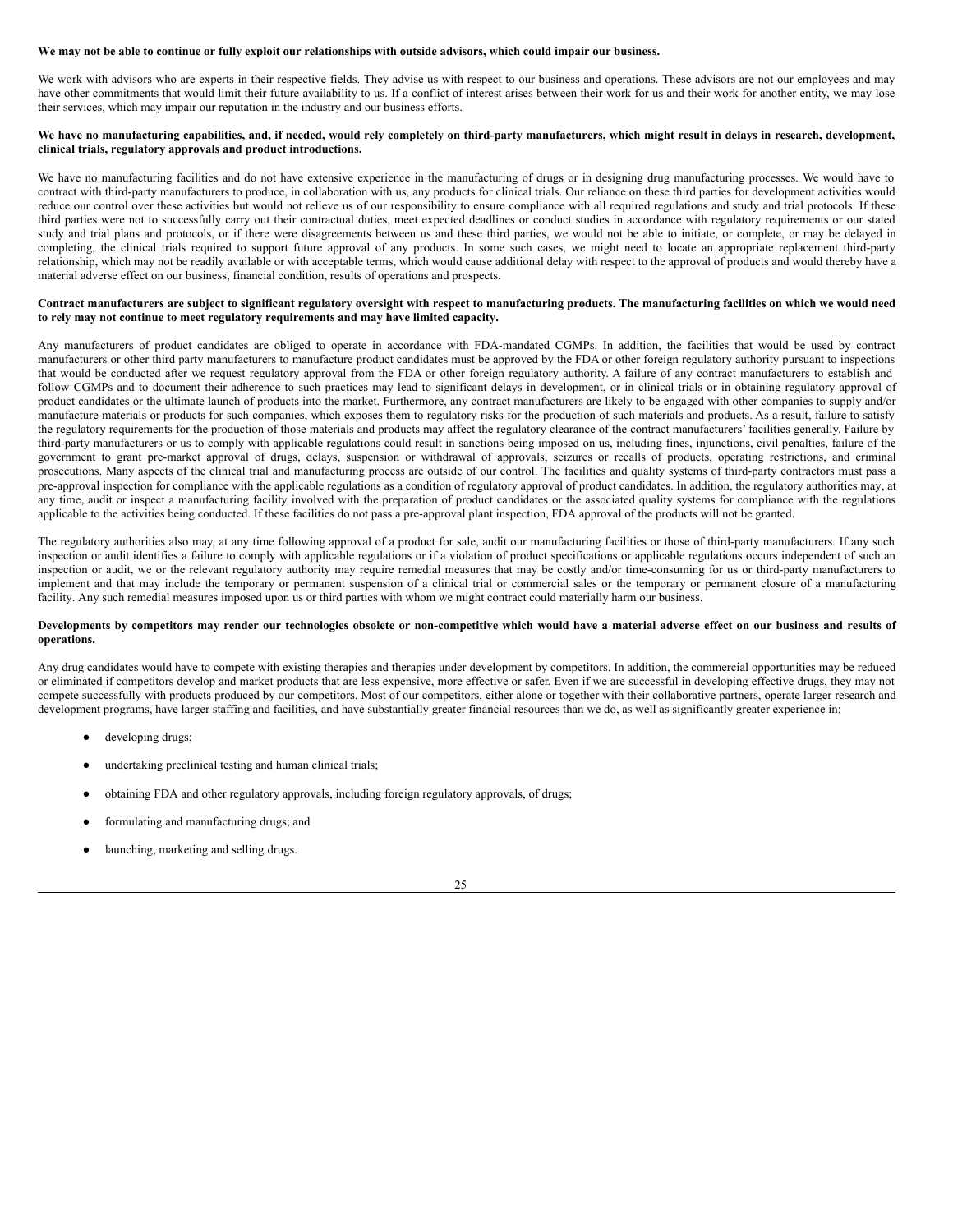**We may not be able to continue or fully exploit our relationships with outside advisors, which could impair our business.**

We work with advisors who are experts in their respective fields. They advise us with respect to our business and operations. These advisors are not our employees and may have other commitments that would limit their future availability to us. If a conflict of interest arises between their work for us and their work for another entity, we may lose their services, which may impair our reputation in the industry and our business efforts.

**We have no manufacturing capabilities, and, if needed, would rely completely on third-party manufacturers, which might result in delays in research, development, clinical trials, regulatory approvals and product introductions.**

We have no manufacturing facilities and do not have extensive experience in the manufacturing of drugs or in designing drug manufacturing processes. We would have to contract with third-party manufacturers to produce, in collaboration with us, any products for clinical trials. Our reliance on these third parties for development activities would reduce our control over these activities but would not relieve us of our responsibility to ensure compliance with all required regulations and study and trial protocols. If these third parties were not to successfully carry out their contractual duties, meet expected deadlines or conduct studies in accordance with regulatory requirements or our stated study and trial plans and protocols, or if there were disagreements between us and these third parties, we would not be able to initiate, or complete, or may be delayed in completing, the clinical trials required to support future approval of any products. In some such cases, we might need to locate an appropriate replacement third-party relationship, which may not be readily available or with acceptable terms, which would cause additional delay with respect to the approval of products and would thereby have a material adverse effect on our business, financial condition, results of operations and prospects.

**Contract manufacturers are subject to significant regulatory oversight with respect to manufacturing products. The manufacturing facilities on which we would need to rely may not continue to meet regulatory requirements and may have limited capacity.**

Any manufacturers of product candidates are obliged to operate in accordance with FDA-mandated CGMPs. In addition, the facilities that would be used by contract manufacturers or other third party manufacturers to manufacture product candidates must be approved by the FDA or other foreign regulatory authority pursuant to inspections that would be conducted after we request regulatory approval from the FDA or other foreign regulatory authority. A failure of any contract manufacturers to establish and follow CGMPs and to document their adherence to such practices may lead to significant delays in development, or in clinical trials or in obtaining regulatory approval of product candidates or the ultimate launch of products into the market. Furthermore, any contract manufacturers are likely to be engaged with other companies to supply and/or manufacture materials or products for such companies, which exposes them to regulatory risks for the production of such materials and products. As a result, failure to satisfy the regulatory requirements for the production of those materials and products may affect the regulatory clearance of the contract manufacturers' facilities generally. Failure by third-party manufacturers or us to comply with applicable regulations could result in sanctions being imposed on us, including fines, injunctions, civil penalties, failure of the government to grant pre-market approval of drugs, delays, suspension or withdrawal of approvals, seizures or recalls of products, operating restrictions, and criminal prosecutions. Many aspects of the clinical trial and manufacturing process are outside of our control. The facilities and quality systems of third-party contractors must pass a pre-approval inspection for compliance with the applicable regulations as a condition of regulatory approval of product candidates. In addition, the regulatory authorities may, at any time, audit or inspect a manufacturing facility involved with the preparation of product candidates or the associated quality systems for compliance with the regulations applicable to the activities being conducted. If these facilities do not pass a pre-approval plant inspection, FDA approval of the products will not be granted.

The regulatory authorities also may, at any time following approval of a product for sale, audit our manufacturing facilities or those of third-party manufacturers. If any such inspection or audit identifies a failure to comply with applicable regulations or if a violation of product specifications or applicable regulations occurs independent of such an inspection or audit, we or the relevant regulatory authority may require remedial measures that may be costly and/or time-consuming for us or third-party manufacturers to implement and that may include the temporary or permanent suspension of a clinical trial or commercial sales or the temporary or permanent closure of a manufacturing facility. Any such remedial measures imposed upon us or third parties with whom we might contract could materially harm our business.

**Developments by competitors may render our technologies obsolete or non-competitive which would have a material adverse effect on our business and results of operations.**

Any drug candidates would have to compete with existing therapies and therapies under development by competitors. In addition, the commercial opportunities may be reduced or eliminated if competitors develop and market products that are less expensive, more effective or safer. Even if we are successful in developing effective drugs, they may not compete successfully with products produced by our competitors. Most of our competitors, either alone or together with their collaborative partners, operate larger research and development programs, have larger staffing and facilities, and have substantially greater financial resources than we do, as well as significantly greater experience in:

- developing drugs;
- undertaking preclinical testing and human clinical trials;
- obtaining FDA and other regulatory approvals, including foreign regulatory approvals, of drugs;
- formulating and manufacturing drugs; and
- launching, marketing and selling drugs.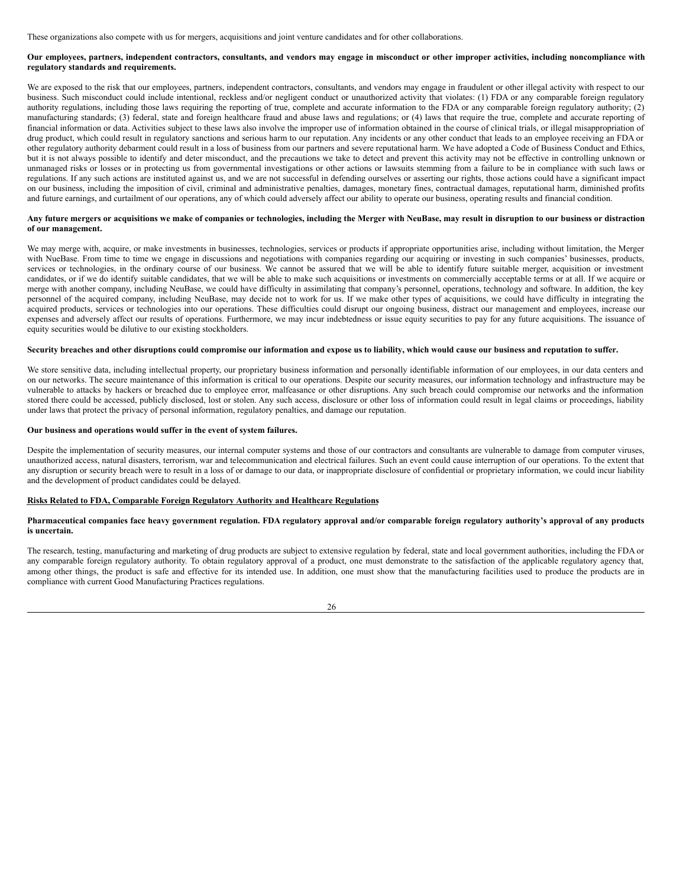These organizations also compete with us for mergers, acquisitions and joint venture candidates and for other collaborations.

**Our employees, partners, independent contractors, consultants, and vendors may engage in misconduct or other improper activities, including noncompliance with regulatory standards and requirements.**

We are exposed to the risk that our employees, partners, independent contractors, consultants, and vendors may engage in fraudulent or other illegal activity with respect to our business. Such misconduct could include intentional, reckless and/or negligent conduct or unauthorized activity that violates: (1) FDA or any comparable foreign regulatory authority regulations, including those laws requiring the reporting of true, complete and accurate information to the FDA or any comparable foreign regulatory authority; (2) manufacturing standards; (3) federal, state and foreign healthcare fraud and abuse laws and regulations; or (4) laws that require the true, complete and accurate reporting of financial information or data. Activities subject to these laws also involve the improper use of information obtained in the course of clinical trials, or illegal misappropriation of drug product, which could result in regulatory sanctions and serious harm to our reputation. Any incidents or any other conduct that leads to an employee receiving an FDA or other regulatory authority debarment could result in a loss of business from our partners and severe reputational harm. We have adopted a Code of Business Conduct and Ethics, but it is not always possible to identify and deter misconduct, and the precautions we take to detect and prevent this activity may not be effective in controlling unknown or unmanaged risks or losses or in protecting us from governmental investigations or other actions or lawsuits stemming from a failure to be in compliance with such laws or regulations. If any such actions are instituted against us, and we are not successful in defending ourselves or asserting our rights, those actions could have a significant impact on our business, including the imposition of civil, criminal and administrative penalties, damages, monetary fines, contractual damages, reputational harm, diminished profits and future earnings, and curtailment of our operations, any of which could adversely affect our ability to operate our business, operating results and financial condition.

**Any future mergers or acquisitions we make of companies or technologies, including the Merger with NeuBase, may result in disruption to our business or distraction of our management.**

We may merge with, acquire, or make investments in businesses, technologies, services or products if appropriate opportunities arise, including without limitation, the Merger with NueBase. From time to time we engage in discussions and negotiations with companies regarding our acquiring or investing in such companies' businesses, products, services or technologies, in the ordinary course of our business. We cannot be assured that we will be able to identify future suitable merger, acquisition or investment candidates, or if we do identify suitable candidates, that we will be able to make such acquisitions or investments on commercially acceptable terms or at all. If we acquire or merge with another company, including NeuBase, we could have difficulty in assimilating that company's personnel, operations, technology and software. In addition, the key personnel of the acquired company, including NeuBase, may decide not to work for us. If we make other types of acquisitions, we could have difficulty in integrating the acquired products, services or technologies into our operations. These difficulties could disrupt our ongoing business, distract our management and employees, increase our expenses and adversely affect our results of operations. Furthermore, we may incur indebtedness or issue equity securities to pay for any future acquisitions. The issuance of equity securities would be dilutive to our existing stockholders.

**Security breaches and other disruptions could compromise our information and expose us to liability, which would cause our business and reputation to suffer.**

We store sensitive data, including intellectual property, our proprietary business information and personally identifiable information of our employees, in our data centers and on our networks. The secure maintenance of this information is critical to our operations. Despite our security measures, our information technology and infrastructure may be vulnerable to attacks by hackers or breached due to employee error, malfeasance or other disruptions. Any such breach could compromise our networks and the information stored there could be accessed, publicly disclosed, lost or stolen. Any such access, disclosure or other loss of information could result in legal claims or proceedings, liability under laws that protect the privacy of personal information, regulatory penalties, and damage our reputation.

**Our business and operations would suffer in the event of system failures.**

Despite the implementation of security measures, our internal computer systems and those of our contractors and consultants are vulnerable to damage from computer viruses, unauthorized access, natural disasters, terrorism, war and telecommunication and electrical failures. Such an event could cause interruption of our operations. To the extent that any disruption or security breach were to result in a loss of or damage to our data, or inappropriate disclosure of confidential or proprietary information, we could incur liability and the development of product candidates could be delayed.

## Risks Related to FDA, Comparable Foreign Regulatory Authority and Healthcare Regulations

**Pharmaceutical companies face heavy government regulation. FDA regulatory approval and/or comparable foreign regulatory authority's approval of any products is uncertain.**

The research, testing, manufacturing and marketing of drug products are subject to extensive regulation by federal, state and local government authorities, including the FDA or any comparable foreign regulatory authority. To obtain regulatory approval of a product, one must demonstrate to the satisfaction of the applicable regulatory agency that, among other things, the product is safe and effective for its intended use. In addition, one must show that the manufacturing facilities used to produce the products are in compliance with current Good Manufacturing Practices regulations.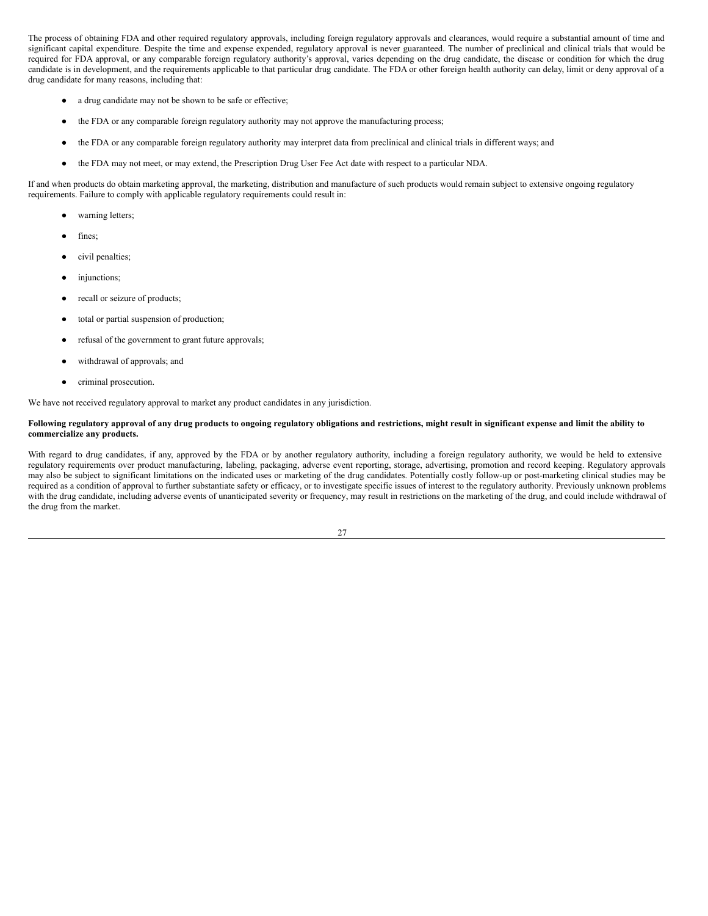The process of obtaining FDA and other required regulatory approvals, including foreign regulatory approvals and clearances, would require a substantial amount of time and significant capital expenditure. Despite the time and expense expended, regulatory approval is never guaranteed. The number of preclinical and clinical trials that would be required for FDA approval, or any comparable foreign regulatory authority's approval, varies depending on the drug candidate, the disease or condition for which the drug candidate is in development, and the requirements applicable to that particular drug candidate. The FDA or other foreign health authority can delay, limit or deny approval of a drug candidate for many reasons, including that:

- a drug candidate may not be shown to be safe or effective;
- the FDA or any comparable foreign regulatory authority may not approve the manufacturing process;
- the FDA or any comparable foreign regulatory authority may interpret data from preclinical and clinical trials in different ways; and
- the FDA may not meet, or may extend, the Prescription Drug User Fee Act date with respect to a particular NDA.

If and when products do obtain marketing approval, the marketing, distribution and manufacture of such products would remain subject to extensive ongoing regulatory requirements. Failure to comply with applicable regulatory requirements could result in:

- warning letters;
- fines;
- civil penalties;
- injunctions;
- recall or seizure of products;
- total or partial suspension of production;
- refusal of the government to grant future approvals;
- withdrawal of approvals; and
- criminal prosecution.

We have not received regulatory approval to market any product candidates in any jurisdiction.

**Following regulatory approval of any drug products to ongoing regulatory obligations and restrictions, might result in significant expense and limit the ability to commercialize any products.**

With regard to drug candidates, if any, approved by the FDA or by another regulatory authority, including a foreign regulatory authority, we would be held to extensive regulatory requirements over product manufacturing, labeling, packaging, adverse event reporting, storage, advertising, promotion and record keeping. Regulatory approvals may also be subject to significant limitations on the indicated uses or marketing of the drug candidates. Potentially costly follow-up or post-marketing clinical studies may be required as a condition of approval to further substantiate safety or efficacy, or to investigate specific issues of interest to the regulatory authority. Previously unknown problems with the drug candidate, including adverse events of unanticipated severity or frequency, may result in restrictions on the marketing of the drug, and could include withdrawal of the drug from the market.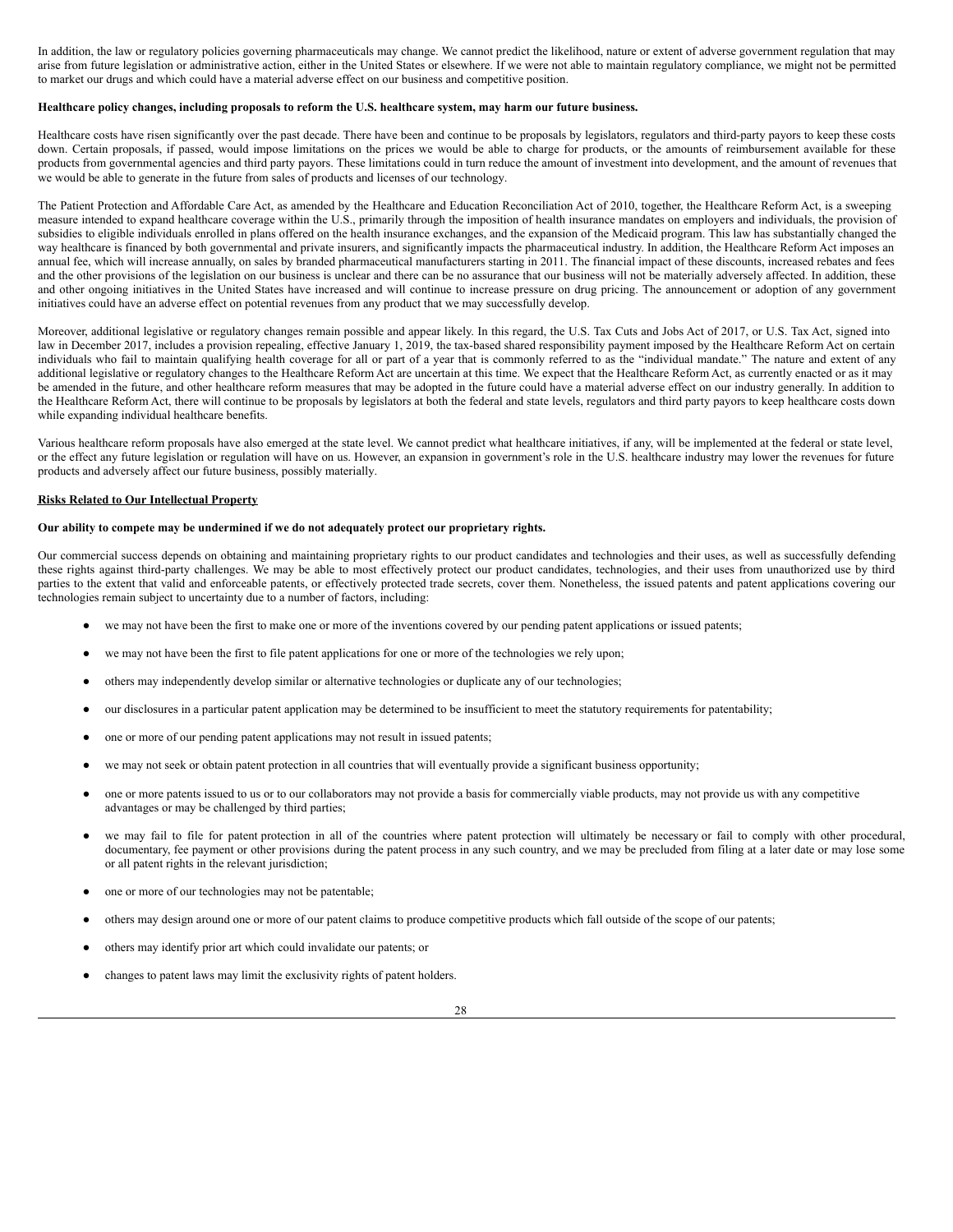In addition, the law or regulatory policies governing pharmaceuticals may change. We cannot predict the likelihood, nature or extent of adverse government regulation that may arise from future legislation or administrative action, either in the United States or elsewhere. If we were not able to maintain regulatory compliance, we might not be permitted to market our drugs and which could have a material adverse effect on our business and competitive position.

**Healthcare policy changes, including proposals to reform the U.S. healthcare system, may harm our future business.**

Healthcare costs have risen significantly over the past decade. There have been and continue to be proposals by legislators, regulators and third-party payors to keep these costs down. Certain proposals, if passed, would impose limitations on the prices we would be able to charge for products, or the amounts of reimbursement available for these products from governmental agencies and third party payors. These limitations could in turn reduce the amount of investment into development, and the amount of revenues that we would be able to generate in the future from sales of products and licenses of our technology.

The Patient Protection and Affordable Care Act, as amended by the Healthcare and Education Reconciliation Act of 2010, together, the Healthcare Reform Act, is a sweeping measure intended to expand healthcare coverage within the U.S., primarily through the imposition of health insurance mandates on employers and individuals, the provision of subsidies to eligible individuals enrolled in plans offered on the health insurance exchanges, and the expansion of the Medicaid program. This law has substantially changed the way healthcare is financed by both governmental and private insurers, and significantly impacts the pharmaceutical industry. In addition, the Healthcare Reform Act imposes an annual fee, which will increase annually, on sales by branded pharmaceutical manufacturers starting in 2011. The financial impact of these discounts, increased rebates and fees and the other provisions of the legislation on our business is unclear and there can be no assurance that our business will not be materially adversely affected. In addition, these and other ongoing initiatives in the United States have increased and will continue to increase pressure on drug pricing. The announcement or adoption of any government initiatives could have an adverse effect on potential revenues from any product that we may successfully develop.

Moreover, additional legislative or regulatory changes remain possible and appear likely. In this regard, the U.S. Tax Cuts and Jobs Act of 2017, or U.S. Tax Act, signed into law in December 2017, includes a provision repealing, effective January 1, 2019, the tax-based shared responsibility payment imposed by the Healthcare Reform Act on certain individuals who fail to maintain qualifying health coverage for all or part of a year that is commonly referred to as the "individual mandate." The nature and extent of any additional legislative or regulatory changes to the Healthcare Reform Act are uncertain at this time. We expect that the Healthcare Reform Act, as currently enacted or as it may be amended in the future, and other healthcare reform measures that may be adopted in the future could have a material adverse effect on our industry generally. In addition to the Healthcare Reform Act, there will continue to be proposals by legislators at both the federal and state levels, regulators and third party payors to keep healthcare costs down while expanding individual healthcare benefits.

Various healthcare reform proposals have also emerged at the state level. We cannot predict what healthcare initiatives, if any, will be implemented at the federal or state level, or the effect any future legislation or regulation will have on us. However, an expansion in government's role in the U.S. healthcare industry may lower the revenues for future products and adversely affect our future business, possibly materially.

## Risks Related to Our Intellectual Property

**Our ability to compete may be undermined if we do not adequately protect our proprietary rights.**

Our commercial success depends on obtaining and maintaining proprietary rights to our product candidates and technologies and their uses, as well as successfully defending these rights against third-party challenges. We may be able to most effectively protect our product candidates, technologies, and their uses from unauthorized use by third parties to the extent that valid and enforceable patents, or effectively protected trade secrets, cover them. Nonetheless, the issued patents and patent applications covering our technologies remain subject to uncertainty due to a number of factors, including:

- we may not have been the first to make one or more of the inventions covered by our pending patent applications or issued patents;
- we may not have been the first to file patent applications for one or more of the technologies we rely upon;
- others may independently develop similar or alternative technologies or duplicate any of our technologies;
- our disclosures in a particular patent application may be determined to be insufficient to meet the statutory requirements for patentability;
- one or more of our pending patent applications may not result in issued patents;
- we may not seek or obtain patent protection in all countries that will eventually provide a significant business opportunity;
- one or more patents issued to us or to our collaborators may not provide a basis for commercially viable products, may not provide us with any competitive advantages or may be challenged by third parties;
- we may fail to file for patent protection in all of the countries where patent protection will ultimately be necessary or fail to comply with other procedural, documentary, fee payment or other provisions during the patent process in any such country, and we may be precluded from filing at a later date or may lose some or all patent rights in the relevant jurisdiction;
- one or more of our technologies may not be patentable;
- others may design around one or more of our patent claims to produce competitive products which fall outside of the scope of our patents;
- others may identify prior art which could invalidate our patents; or
- changes to patent laws may limit the exclusivity rights of patent holders.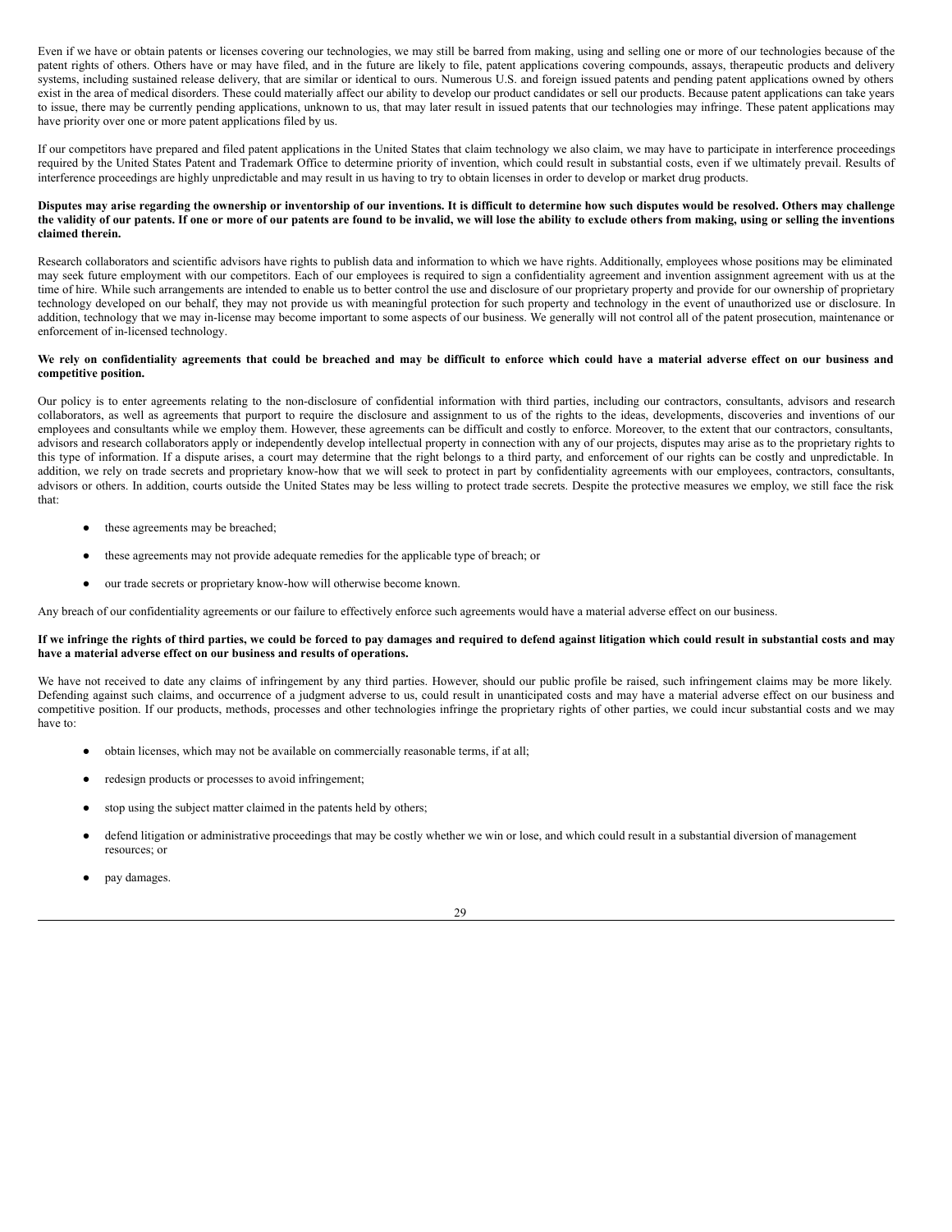Even if we have or obtain patents or licenses covering our technologies, we may still be barred from making, using and selling one or more of our technologies because of the patent rights of others. Others have or may have filed, and in the future are likely to file, patent applications covering compounds, assays, therapeutic products and delivery systems, including sustained release delivery, that are similar or identical to ours. Numerous U.S. and foreign issued patents and pending patent applications owned by others exist in the area of medical disorders. These could materially affect our ability to develop our product candidates or sell our products. Because patent applications can take years to issue, there may be currently pending applications, unknown to us, that may later result in issued patents that our technologies may infringe. These patent applications may have priority over one or more patent applications filed by us.

If our competitors have prepared and filed patent applications in the United States that claim technology we also claim, we may have to participate in interference proceedings required by the United States Patent and Trademark Office to determine priority of invention, which could result in substantial costs, even if we ultimately prevail. Results of interference proceedings are highly unpredictable and may result in us having to try to obtain licenses in order to develop or market drug products.

**Disputes may arise regarding the ownership or inventorship of our inventions. It is difficult to determine how such disputes would be resolved. Others may challenge the validity of our patents. If one or more of our patents are found to be invalid, we will lose the ability to exclude others from making, using or selling the inventions claimed therein.**

Research collaborators and scientific advisors have rights to publish data and information to which we have rights. Additionally, employees whose positions may be eliminated may seek future employment with our competitors. Each of our employees is required to sign a confidentiality agreement and invention assignment agreement with us at the time of hire. While such arrangements are intended to enable us to better control the use and disclosure of our proprietary property and provide for our ownership of proprietary technology developed on our behalf, they may not provide us with meaningful protection for such property and technology in the event of unauthorized use or disclosure. In addition, technology that we may in-license may become important to some aspects of our business. We generally will not control all of the patent prosecution, maintenance or enforcement of in-licensed technology.

**We rely on confidentiality agreements that could be breached and may be difficult to enforce which could have a material adverse effect on our business and competitive position.**

Our policy is to enter agreements relating to the non-disclosure of confidential information with third parties, including our contractors, consultants, advisors and research collaborators, as well as agreements that purport to require the disclosure and assignment to us of the rights to the ideas, developments, discoveries and inventions of our employees and consultants while we employ them. However, these agreements can be difficult and costly to enforce. Moreover, to the extent that our contractors, consultants, advisors and research collaborators apply or independently develop intellectual property in connection with any of our projects, disputes may arise as to the proprietary rights to this type of information. If a dispute arises, a court may determine that the right belongs to a third party, and enforcement of our rights can be costly and unpredictable. In addition, we rely on trade secrets and proprietary know-how that we will seek to protect in part by confidentiality agreements with our employees, contractors, consultants, advisors or others. In addition, courts outside the United States may be less willing to protect trade secrets. Despite the protective measures we employ, we still face the risk that:

- these agreements may be breached;
- these agreements may not provide adequate remedies for the applicable type of breach; or
- our trade secrets or proprietary know-how will otherwise become known.

Any breach of our confidentiality agreements or our failure to effectively enforce such agreements would have a material adverse effect on our business.

**If we infringe the rights of third parties, we could be forced to pay damages and required to defend against litigation which could result in substantial costs and may have a material adverse effect on our business and results of operations.**

We have not received to date any claims of infringement by any third parties. However, should our public profile be raised, such infringement claims may be more likely. Defending against such claims, and occurrence of a judgment adverse to us, could result in unanticipated costs and may have a material adverse effect on our business and competitive position. If our products, methods, processes and other technologies infringe the proprietary rights of other parties, we could incur substantial costs and we may have to:

- obtain licenses, which may not be available on commercially reasonable terms, if at all;
- redesign products or processes to avoid infringement;
- stop using the subject matter claimed in the patents held by others;
- defend litigation or administrative proceedings that may be costly whether we win or lose, and which could result in a substantial diversion of management resources; or
- pay damages.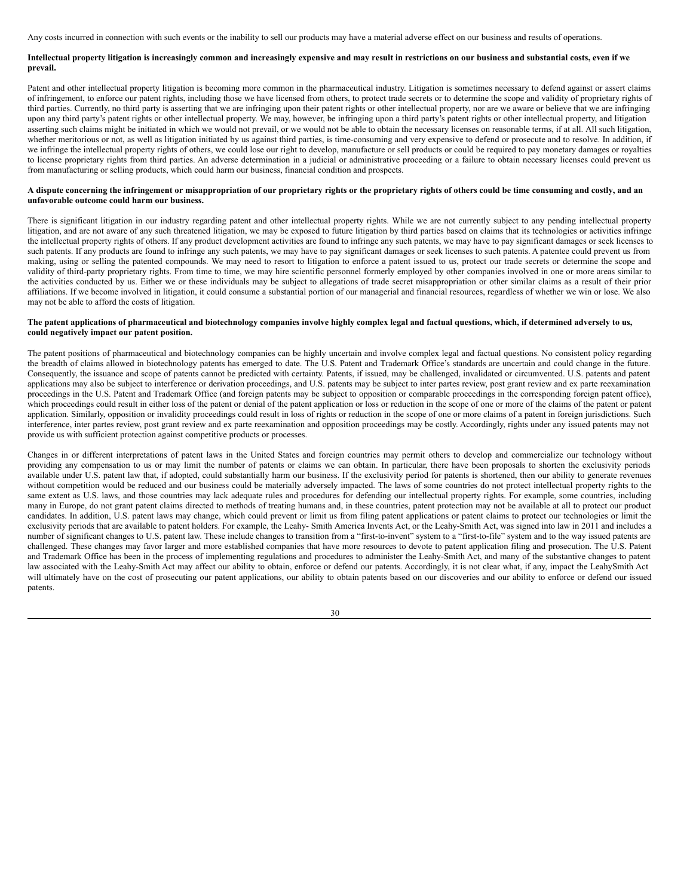Any costs incurred in connection with such events or the inability to sell our products may have a material adverse effect on our business and results of operations.

**Intellectual property litigation is increasingly common and increasingly expensive and may result in restrictions on our business and substantial costs, even if we prevail.**

Patent and other intellectual property litigation is becoming more common in the pharmaceutical industry. Litigation is sometimes necessary to defend against or assert claims of infringement, to enforce our patent rights, including those we have licensed from others, to protect trade secrets or to determine the scope and validity of proprietary rights of third parties. Currently, no third party is asserting that we are infringing upon their patent rights or other intellectual property, nor are we aware or believe that we are infringing upon any third party's patent rights or other intellectual property. We may, however, be infringing upon a third party's patent rights or other intellectual property, and litigation asserting such claims might be initiated in which we would not prevail, or we would not be able to obtain the necessary licenses on reasonable terms, if at all. All such litigation, whether meritorious or not, as well as litigation initiated by us against third parties, is time-consuming and very expensive to defend or prosecute and to resolve. In addition, if we infringe the intellectual property rights of others, we could lose our right to develop, manufacture or sell products or could be required to pay monetary damages or royalties to license proprietary rights from third parties. An adverse determination in a judicial or administrative proceeding or a failure to obtain necessary licenses could prevent us from manufacturing or selling products, which could harm our business, financial condition and prospects.

**A dispute concerning the infringement or misappropriation of our proprietary rights or the proprietary rights of others could be time consuming and costly, and an unfavorable outcome could harm our business.**

There is significant litigation in our industry regarding patent and other intellectual property rights. While we are not currently subject to any pending intellectual property litigation, and are not aware of any such threatened litigation, we may be exposed to future litigation by third parties based on claims that its technologies or activities infringe the intellectual property rights of others. If any product development activities are found to infringe any such patents, we may have to pay significant damages or seek licenses to such patents. If any products are found to infringe any such patents, we may have to pay significant damages or seek licenses to such patents. A patentee could prevent us from making, using or selling the patented compounds. We may need to resort to litigation to enforce a patent issued to us, protect our trade secrets or determine the scope and validity of third-party proprietary rights. From time to time, we may hire scientific personnel formerly employed by other companies involved in one or more areas similar to the activities conducted by us. Either we or these individuals may be subject to allegations of trade secret misappropriation or other similar claims as a result of their prior affiliations. If we become involved in litigation, it could consume a substantial portion of our managerial and financial resources, regardless of whether we win or lose. We also may not be able to afford the costs of litigation.

**The patent applications of pharmaceutical and biotechnology companies involve highly complex legal and factual questions, which, if determined adversely to us, could negatively impact our patent position.**

The patent positions of pharmaceutical and biotechnology companies can be highly uncertain and involve complex legal and factual questions. No consistent policy regarding the breadth of claims allowed in biotechnology patents has emerged to date. The U.S. Patent and Trademark Office's standards are uncertain and could change in the future. Consequently, the issuance and scope of patents cannot be predicted with certainty. Patents, if issued, may be challenged, invalidated or circumvented. U.S. patents and patent applications may also be subject to interference or derivation proceedings, and U.S. patents may be subject to inter partes review, post grant review and ex parte reexamination proceedings in the U.S. Patent and Trademark Office (and foreign patents may be subject to opposition or comparable proceedings in the corresponding foreign patent office), which proceedings could result in either loss of the patent or denial of the patent application or loss or reduction in the scope of one or more of the claims of the patent or patent application. Similarly, opposition or invalidity proceedings could result in loss of rights or reduction in the scope of one or more claims of a patent in foreign jurisdictions. Such interference, inter partes review, post grant review and ex parte reexamination and opposition proceedings may be costly. Accordingly, rights under any issued patents may not provide us with sufficient protection against competitive products or processes.

Changes in or different interpretations of patent laws in the United States and foreign countries may permit others to develop and commercialize our technology without providing any compensation to us or may limit the number of patents or claims we can obtain. In particular, there have been proposals to shorten the exclusivity periods available under U.S. patent law that, if adopted, could substantially harm our business. If the exclusivity period for patents is shortened, then our ability to generate revenues without competition would be reduced and our business could be materially adversely impacted. The laws of some countries do not protect intellectual property rights to the same extent as U.S. laws, and those countries may lack adequate rules and procedures for defending our intellectual property rights. For example, some countries, including many in Europe, do not grant patent claims directed to methods of treating humans and, in these countries, patent protection may not be available at all to protect our product candidates. In addition, U.S. patent laws may change, which could prevent or limit us from filing patent applications or patent claims to protect our technologies or limit the exclusivity periods that are available to patent holders. For example, the Leahy- Smith America Invents Act, or the Leahy-Smith Act, was signed into law in 2011 and includes a number of significant changes to U.S. patent law. These include changes to transition from a "first-to-invent" system to a "first-to-file" system and to the way issued patents are challenged. These changes may favor larger and more established companies that have more resources to devote to patent application filing and prosecution. The U.S. Patent and Trademark Office has been in the process of implementing regulations and procedures to administer the Leahy-Smith Act, and many of the substantive changes to patent law associated with the Leahy-Smith Act may affect our ability to obtain, enforce or defend our patents. Accordingly, it is not clear what, if any, impact the LeahySmith Act will ultimately have on the cost of prosecuting our patent applications, our ability to obtain patents based on our discoveries and our ability to enforce or defend our issued patents.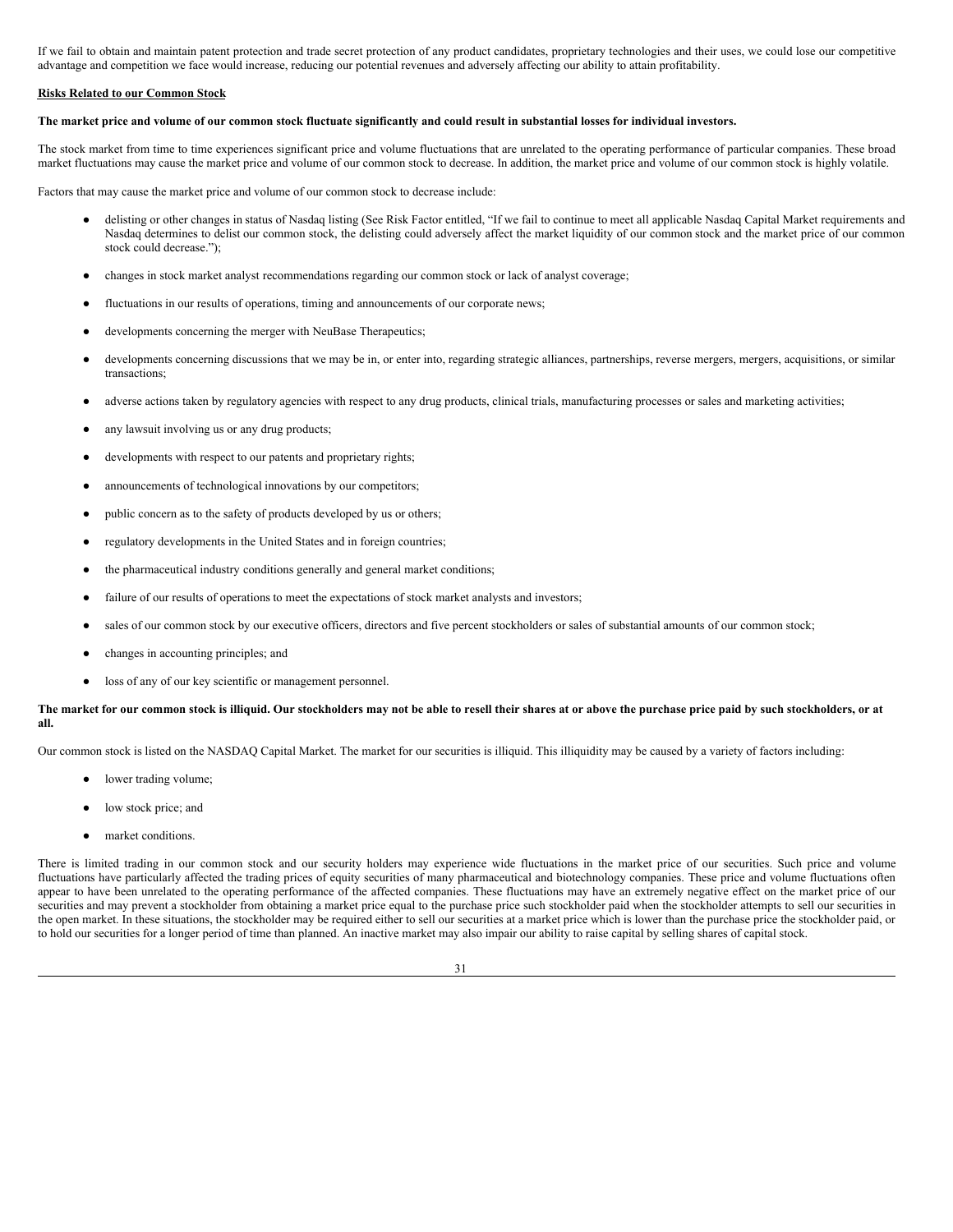If we fail to obtain and maintain patent protection and trade secret protection of any product candidates, proprietary technologies and their uses, we could lose our competitive advantage and competition we face would increase, reducing our potential revenues and adversely affecting our ability to attain profitability.

**Risks Related to our Common Stock**

**The market price and volume of our common stock fluctuate significantly and could result in substantial losses for individual investors.**

The stock market from time to time experiences significant price and volume fluctuations that are unrelated to the operating performance of particular companies. These broad market fluctuations may cause the market price and volume of our common stock to decrease. In addition, the market price and volume of our common stock is highly volatile.

Factors that may cause the market price and volume of our common stock to decrease include:

- delisting or other changes in status of Nasdaq listing (See Risk Factor entitled, "If we fail to continue to meet all applicable Nasdaq Capital Market requirements and Nasdaq determines to delist our common stock, the delisting could adversely affect the market liquidity of our common stock and the market price of our common stock could decrease.");
- changes in stock market analyst recommendations regarding our common stock or lack of analyst coverage;
- fluctuations in our results of operations, timing and announcements of our corporate news;
- developments concerning the merger with NeuBase Therapeutics;
- developments concerning discussions that we may be in, or enter into, regarding strategic alliances, partnerships, reverse mergers, mergers, acquisitions, or similar transactions;
- adverse actions taken by regulatory agencies with respect to any drug products, clinical trials, manufacturing processes or sales and marketing activities;
- any lawsuit involving us or any drug products;
- developments with respect to our patents and proprietary rights;
- announcements of technological innovations by our competitors;
- public concern as to the safety of products developed by us or others;
- regulatory developments in the United States and in foreign countries;
- the pharmaceutical industry conditions generally and general market conditions;
- failure of our results of operations to meet the expectations of stock market analysts and investors;
- sales of our common stock by our executive officers, directors and five percent stockholders or sales of substantial amounts of our common stock;
- changes in accounting principles; and
- loss of any of our key scientific or management personnel.

**The market for our common stock is illiquid. Our stockholders may not be able to resell their shares at or above the purchase price paid by such stockholders, or at all.**

Our common stock is listed on the NASDAQ Capital Market. The market for our securities is illiquid. This illiquidity may be caused by a variety of factors including:

- lower trading volume;
- low stock price; and
- market conditions.

There is limited trading in our common stock and our security holders may experience wide fluctuations in the market price of our securities. Such price and volume fluctuations have particularly affected the trading prices of equity securities of many pharmaceutical and biotechnology companies. These price and volume fluctuations often appear to have been unrelated to the operating performance of the affected companies. These fluctuations may have an extremely negative effect on the market price of our securities and may prevent a stockholder from obtaining a market price equal to the purchase price such stockholder paid when the stockholder attempts to sell our securities in the open market. In these situations, the stockholder may be required either to sell our securities at a market price which is lower than the purchase price the stockholder paid, or to hold our securities for a longer period of time than planned. An inactive market may also impair our ability to raise capital by selling shares of capital stock.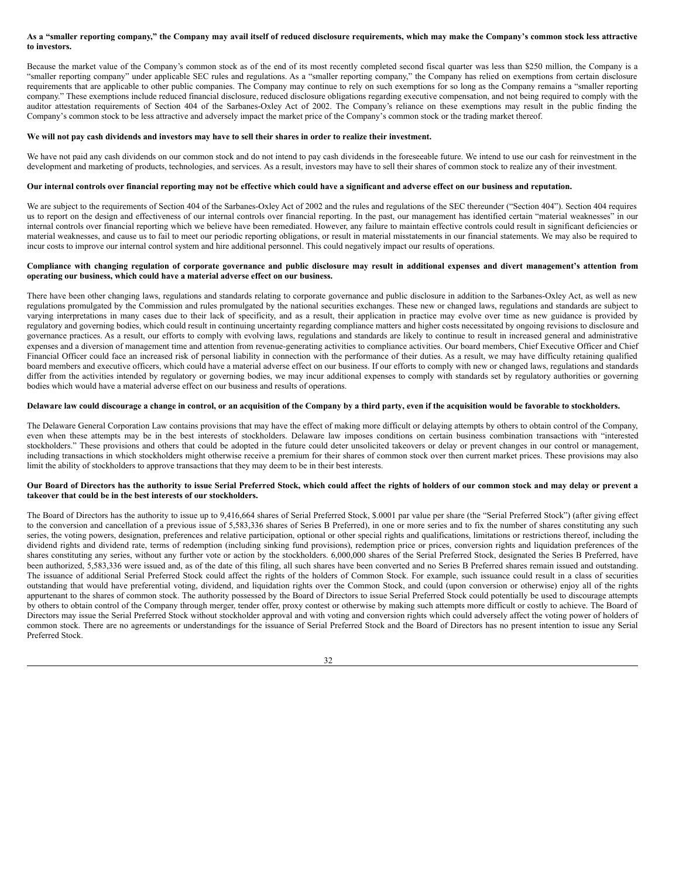**As a "smaller reporting company," the Company may avail itself of reduced disclosure requirements, which may make the Company's common stock less attractive to investors.**

Because the market value of the Company's common stock as of the end of its most recently completed second fiscal quarter was less than $250 million, the Company is a "smaller reporting company" under applicable SEC rules and regulations. As a "smaller reporting company," the Company has relied on exemptions from certain disclosure requirements that are applicable to other public companies. The Company may continue to rely on such exemptions for so long as the Company remains a "smaller reporting company." These exemptions include reduced financial disclosure, reduced disclosure obligations regarding executive compensation, and not being required to comply with the auditor attestation requirements of Section 404 of the Sarbanes-Oxley Act of 2002. The Company's reliance on these exemptions may result in the public finding the Company's common stock to be less attractive and adversely impact the market price of the Company's common stock or the trading market thereof.

**We will not pay cash dividends and investors may have to sell their shares in order to realize their investment.**

We have not paid any cash dividends on our common stock and do not intend to pay cash dividends in the foreseeable future. We intend to use our cash for reinvestment in the development and marketing of products, technologies, and services. As a result, investors may have to sell their shares of common stock to realize any of their investment.

**Our internal controls over financial reporting may not be effective which could have a significant and adverse effect on our business and reputation.**

We are subject to the requirements of Section 404 of the Sarbanes-Oxley Act of 2002 and the rules and regulations of the SEC thereunder ("Section 404"). Section 404 requires us to report on the design and effectiveness of our internal controls over financial reporting. In the past, our management has identified certain "material weaknesses" in our internal controls over financial reporting which we believe have been remediated. However, any failure to maintain effective controls could result in significant deficiencies or material weaknesses, and cause us to fail to meet our periodic reporting obligations, or result in material misstatements in our financial statements. We may also be required to incur costs to improve our internal control system and hire additional personnel. This could negatively impact our results of operations.

**Compliance with changing regulation of corporate governance and public disclosure may result in additional expenses and divert management's attention from operating our business, which could have a material adverse effect on our business.**

There have been other changing laws, regulations and standards relating to corporate governance and public disclosure in addition to the Sarbanes-Oxley Act, as well as new regulations promulgated by the Commission and rules promulgated by the national securities exchanges. These new or changed laws, regulations and standards are subject to varying interpretations in many cases due to their lack of specificity, and as a result, their application in practice may evolve over time as new guidance is provided by regulatory and governing bodies, which could result in continuing uncertainty regarding compliance matters and higher costs necessitated by ongoing revisions to disclosure and governance practices. As a result, our efforts to comply with evolving laws, regulations and standards are likely to continue to result in increased general and administrative expenses and a diversion of management time and attention from revenue-generating activities to compliance activities. Our board members, Chief Executive Officer and Chief Financial Officer could face an increased risk of personal liability in connection with the performance of their duties. As a result, we may have difficulty retaining qualified board members and executive officers, which could have a material adverse effect on our business. If our efforts to comply with new or changed laws, regulations and standards differ from the activities intended by regulatory or governing bodies, we may incur additional expenses to comply with standards set by regulatory authorities or governing bodies which would have a material adverse effect on our business and results of operations.

**Delaware law could discourage a change in control, or an acquisition of the Company by a third party, even if the acquisition would be favorable to stockholders.**

The Delaware General Corporation Law contains provisions that may have the effect of making more difficult or delaying attempts by others to obtain control of the Company, even when these attempts may be in the best interests of stockholders. Delaware law imposes conditions on certain business combination transactions with "interested stockholders." These provisions and others that could be adopted in the future could deter unsolicited takeovers or delay or prevent changes in our control or management, including transactions in which stockholders might otherwise receive a premium for their shares of common stock over then current market prices. These provisions may also limit the ability of stockholders to approve transactions that they may deem to be in their best interests.

**Our Board of Directors has the authority to issue Serial Preferred Stock, which could affect the rights of holders of our common stock and may delay or prevent a takeover that could be in the best interests of our stockholders.**

The Board of Directors has the authority to issue up to 9,416,664 shares of Serial Preferred Stock, $.0001 par value per share (the "Serial Preferred Stock") (after giving effect to the conversion and cancellation of a previous issue of 5,583,336 shares of Series B Preferred), in one or more series and to fix the number of shares constituting any such series, the voting powers, designation, preferences and relative participation, optional or other special rights and qualifications, limitations or restrictions thereof, including the dividend rights and dividend rate, terms of redemption (including sinking fund provisions), redemption price or prices, conversion rights and liquidation preferences of the shares constituting any series, without any further vote or action by the stockholders. 6,000,000 shares of the Serial Preferred Stock, designated the Series B Preferred, have been authorized, 5,583,336 were issued and, as of the date of this filing, all such shares have been converted and no Series B Preferred shares remain issued and outstanding. The issuance of additional Serial Preferred Stock could affect the rights of the holders of Common Stock. For example, such issuance could result in a class of securities outstanding that would have preferential voting, dividend, and liquidation rights over the Common Stock, and could (upon conversion or otherwise) enjoy all of the rights appurtenant to the shares of common stock. The authority possessed by the Board of Directors to issue Serial Preferred Stock could potentially be used to discourage attempts by others to obtain control of the Company through merger, tender offer, proxy contest or otherwise by making such attempts more difficult or costly to achieve. The Board of Directors may issue the Serial Preferred Stock without stockholder approval and with voting and conversion rights which could adversely affect the voting power of holders of common stock. There are no agreements or understandings for the issuance of Serial Preferred Stock and the Board of Directors has no present intention to issue any Serial Preferred Stock.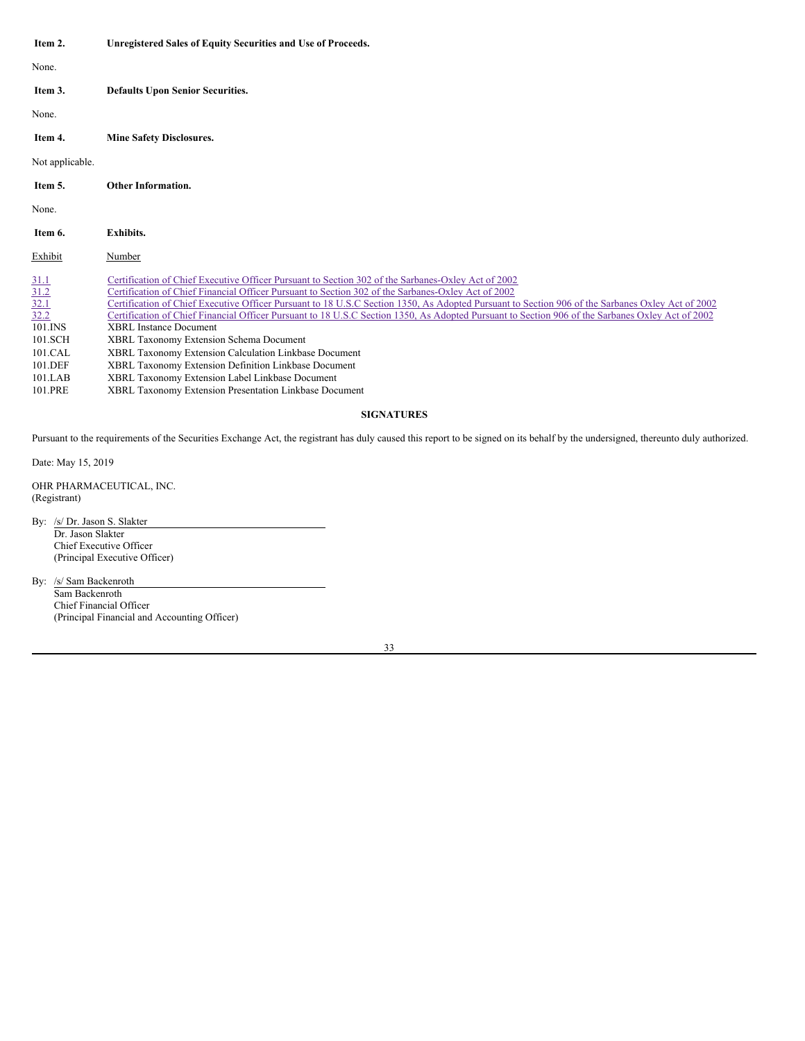**Item 2. Unregistered Sales of Equity Securities and Use of Proceeds.**

None.

**Item 3. Defaults Upon Senior Securities.**

None.

**Item 4. Mine Safety Disclosures.**

Not applicable.

**Item 5. Other Information.**

None.

**Item 6. Exhibits.**

| Exhibit | Number |
| --- | --- |
| 31.1 | Certification of Chief Executive Officer Pursuant to Section 302 of the Sarbanes-Oxley Act of 2002 |
| 31.2 | Certification of Chief Financial Officer Pursuant to Section 302 of the Sarbanes-Oxley Act of 2002 |
| 32.1 | Certification of Chief Executive Officer Pursuant to 18 U.S.C Section 1350, As Adopted Pursuant to Section 906 of the Sarbanes Oxley Act of 2002 |
| 32.2 | Certification of Chief Financial Officer Pursuant to 18 U.S.C Section 1350, As Adopted Pursuant to Section 906 of the Sarbanes Oxley Act of 2002 |
| 101.INS | XBRL Instance Document |
| 101.SCH | XBRL Taxonomy Extension Schema Document |
| 101.CAL | XBRL Taxonomy Extension Calculation Linkbase Document |
| 101.DEF | XBRL Taxonomy Extension Definition Linkbase Document |
| 101.LAB | XBRL Taxonomy Extension Label Linkbase Document |
| 101.PRE | XBRL Taxonomy Extension Presentation Linkbase Document |

**SIGNATURES**

Pursuant to the requirements of the Securities Exchange Act, the registrant has duly caused this report to be signed on its behalf by the undersigned, thereunto duly authorized.

Date: May 15, 2019

OHR PHARMACEUTICAL, INC.
(Registrant)

By: /s/ Dr. Jason S. Slakter
Dr. Jason Slakter
Chief Executive Officer
(Principal Executive Officer)

By: /s/ Sam Backenroth
Sam Backenroth
Chief Financial Officer
(Principal Financial and Accounting Officer)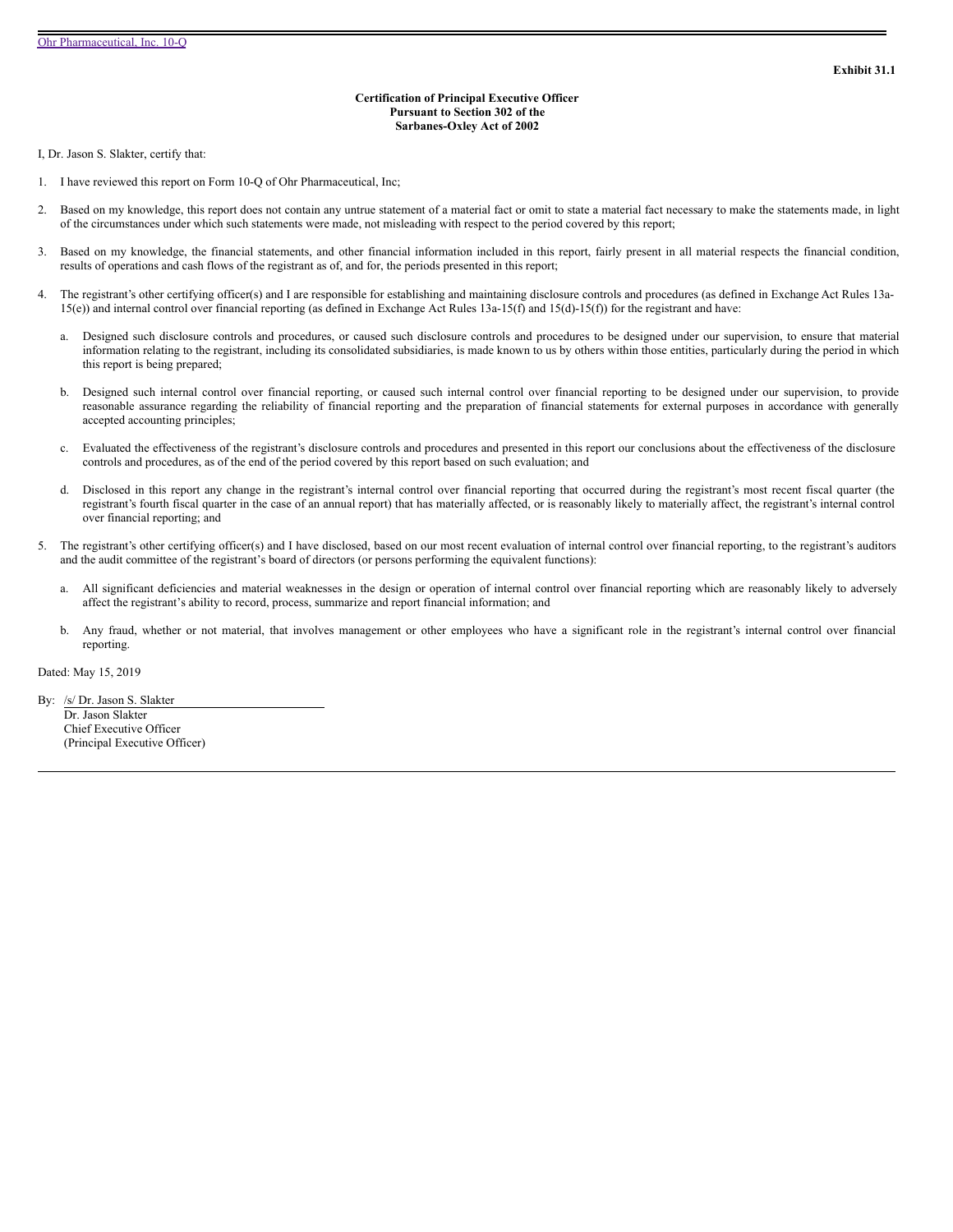**Exhibit 31.1**

**Certification of Principal Executive Officer**
**Pursuant to Section 302 of the**
**Sarbanes-Oxley Act of 2002**

I, Dr. Jason S. Slakter, certify that:

1. I have reviewed this report on Form 10-Q of Ohr Pharmaceutical, Inc;

2. Based on my knowledge, this report does not contain any untrue statement of a material fact or omit to state a material fact necessary to make the statements made, in light of the circumstances under which such statements were made, not misleading with respect to the period covered by this report;

3. Based on my knowledge, the financial statements, and other financial information included in this report, fairly present in all material respects the financial condition, results of operations and cash flows of the registrant as of, and for, the periods presented in this report;

4. The registrant's other certifying officer(s) and I are responsible for establishing and maintaining disclosure controls and procedures (as defined in Exchange Act Rules 13a-15(e)) and internal control over financial reporting (as defined in Exchange Act Rules 13a-15(f) and 15(d)-15(f)) for the registrant and have:

   a. Designed such disclosure controls and procedures, or caused such disclosure controls and procedures to be designed under our supervision, to ensure that material information relating to the registrant, including its consolidated subsidiaries, is made known to us by others within those entities, particularly during the period in which this report is being prepared;

   b. Designed such internal control over financial reporting, or caused such internal control over financial reporting to be designed under our supervision, to provide reasonable assurance regarding the reliability of financial reporting and the preparation of financial statements for external purposes in accordance with generally accepted accounting principles;

   c. Evaluated the effectiveness of the registrant's disclosure controls and procedures and presented in this report our conclusions about the effectiveness of the disclosure controls and procedures, as of the end of the period covered by this report based on such evaluation; and

   d. Disclosed in this report any change in the registrant's internal control over financial reporting that occurred during the registrant's most recent fiscal quarter (the registrant's fourth fiscal quarter in the case of an annual report) that has materially affected, or is reasonably likely to materially affect, the registrant's internal control over financial reporting; and

5. The registrant's other certifying officer(s) and I have disclosed, based on our most recent evaluation of internal control over financial reporting, to the registrant's auditors and the audit committee of the registrant's board of directors (or persons performing the equivalent functions):

   a. All significant deficiencies and material weaknesses in the design or operation of internal control over financial reporting which are reasonably likely to adversely affect the registrant's ability to record, process, summarize and report financial information; and

   b. Any fraud, whether or not material, that involves management or other employees who have a significant role in the registrant's internal control over financial reporting.

Dated: May 15, 2019

By: /s/ Dr. Jason S. Slakter
Dr. Jason Slakter
Chief Executive Officer
(Principal Executive Officer)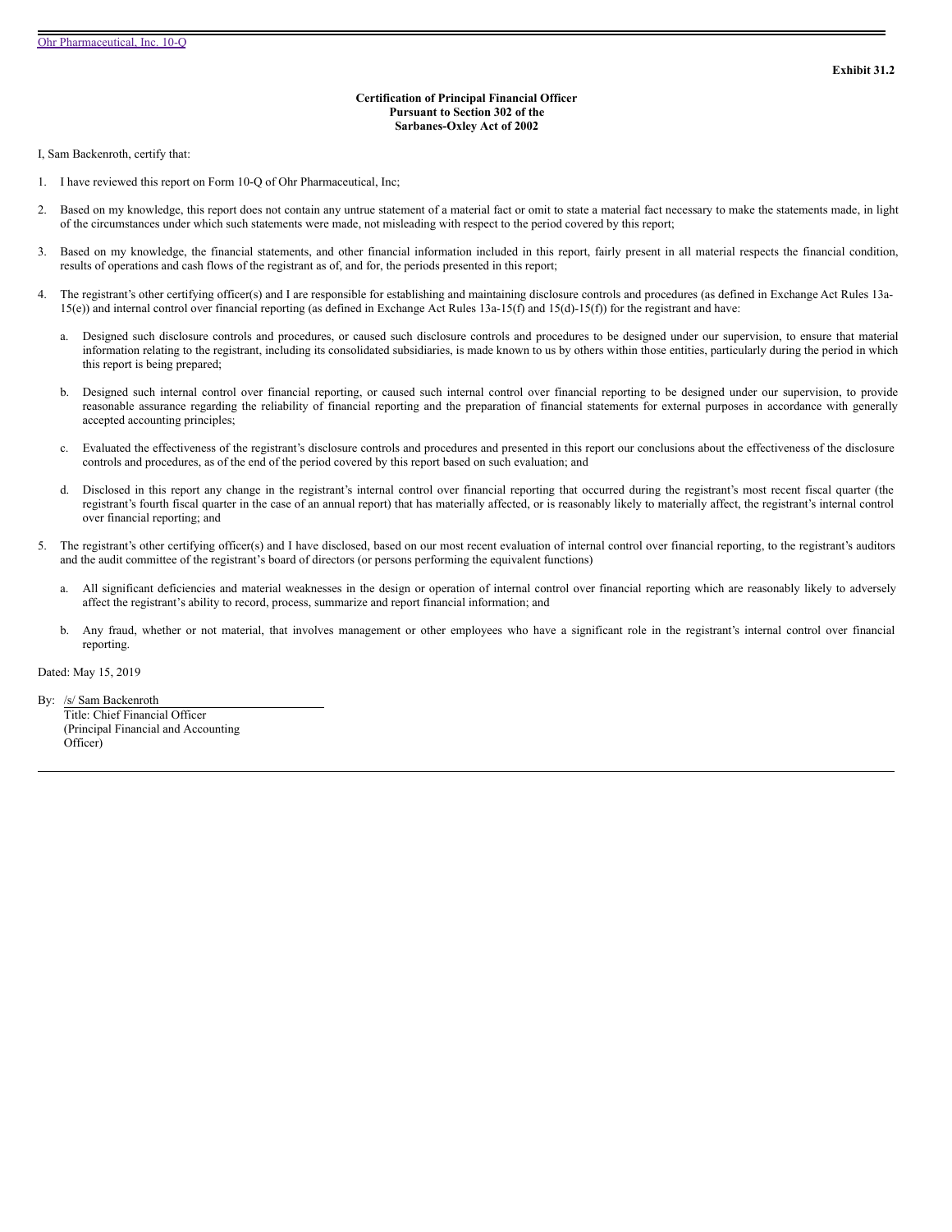**Exhibit 31.2**

**Certification of Principal Financial Officer**
**Pursuant to Section 302 of the**
**Sarbanes-Oxley Act of 2002**

I, Sam Backenroth, certify that:

1. I have reviewed this report on Form 10-Q of Ohr Pharmaceutical, Inc;

2. Based on my knowledge, this report does not contain any untrue statement of a material fact or omit to state a material fact necessary to make the statements made, in light of the circumstances under which such statements were made, not misleading with respect to the period covered by this report;

3. Based on my knowledge, the financial statements, and other financial information included in this report, fairly present in all material respects the financial condition, results of operations and cash flows of the registrant as of, and for, the periods presented in this report;

4. The registrant's other certifying officer(s) and I are responsible for establishing and maintaining disclosure controls and procedures (as defined in Exchange Act Rules 13a-15(e)) and internal control over financial reporting (as defined in Exchange Act Rules 13a-15(f) and 15(d)-15(f)) for the registrant and have:

   a. Designed such disclosure controls and procedures, or caused such disclosure controls and procedures to be designed under our supervision, to ensure that material information relating to the registrant, including its consolidated subsidiaries, is made known to us by others within those entities, particularly during the period in which this report is being prepared;

   b. Designed such internal control over financial reporting, or caused such internal control over financial reporting to be designed under our supervision, to provide reasonable assurance regarding the reliability of financial reporting and the preparation of financial statements for external purposes in accordance with generally accepted accounting principles;

   c. Evaluated the effectiveness of the registrant's disclosure controls and procedures and presented in this report our conclusions about the effectiveness of the disclosure controls and procedures, as of the end of the period covered by this report based on such evaluation; and

   d. Disclosed in this report any change in the registrant's internal control over financial reporting that occurred during the registrant's most recent fiscal quarter (the registrant's fourth fiscal quarter in the case of an annual report) that has materially affected, or is reasonably likely to materially affect, the registrant's internal control over financial reporting; and

5. The registrant's other certifying officer(s) and I have disclosed, based on our most recent evaluation of internal control over financial reporting, to the registrant's auditors and the audit committee of the registrant's board of directors (or persons performing the equivalent functions)

   a. All significant deficiencies and material weaknesses in the design or operation of internal control over financial reporting which are reasonably likely to adversely affect the registrant's ability to record, process, summarize and report financial information; and

   b. Any fraud, whether or not material, that involves management or other employees who have a significant role in the registrant's internal control over financial reporting.

Dated: May 15, 2019

By: /s/ Sam Backenroth
Title: Chief Financial Officer
(Principal Financial and Accounting Officer)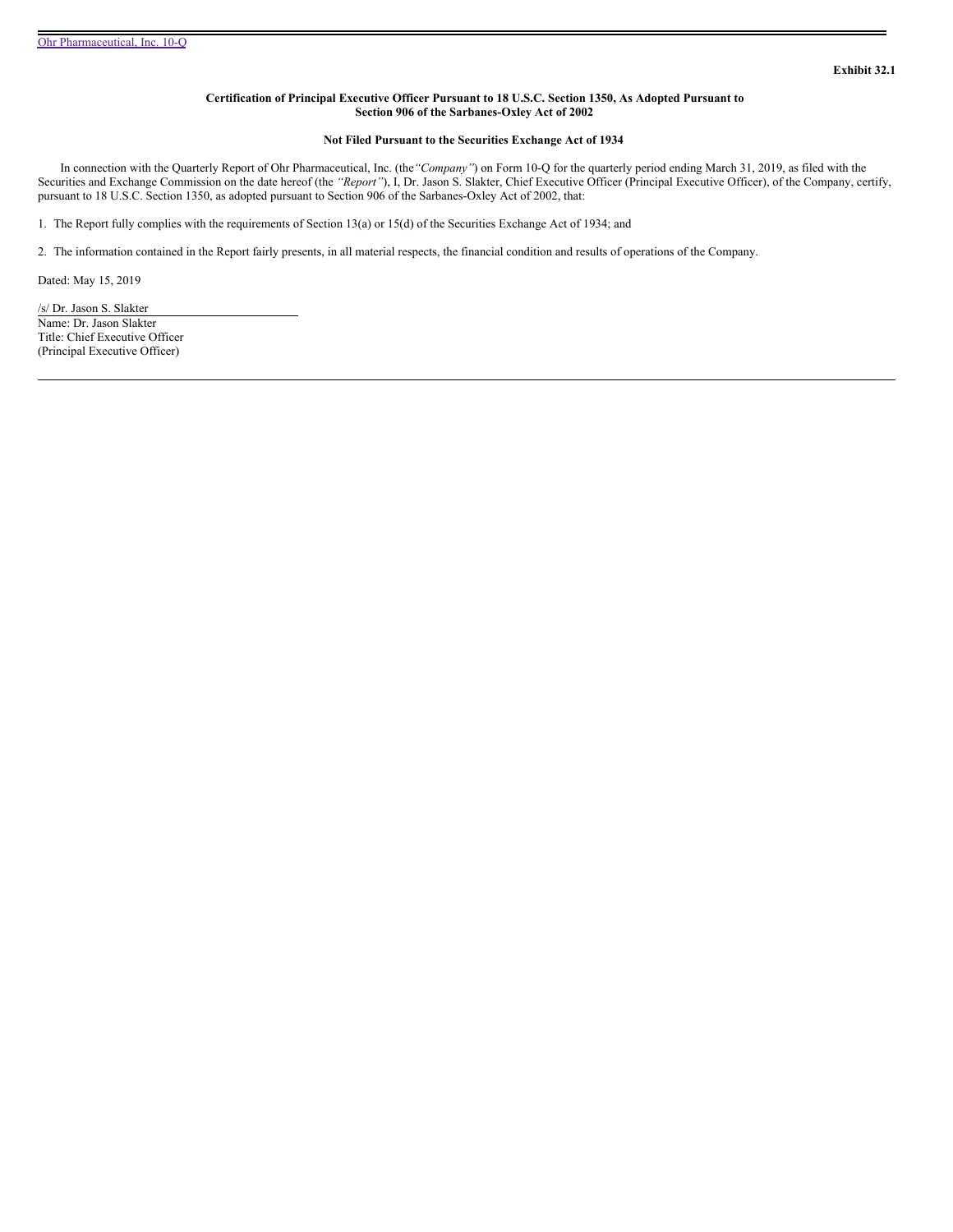**Exhibit 32.1**

**Certification of Principal Executive Officer Pursuant to 18 U.S.C. Section 1350, As Adopted Pursuant to Section 906 of the Sarbanes-Oxley Act of 2002**

**Not Filed Pursuant to the Securities Exchange Act of 1934**

In connection with the Quarterly Report of Ohr Pharmaceutical, Inc. (the *"Company"*) on Form 10-Q for the quarterly period ending March 31, 2019, as filed with the Securities and Exchange Commission on the date hereof (the *"Report"*), I, Dr. Jason S. Slakter, Chief Executive Officer (Principal Executive Officer), of the Company, certify, pursuant to 18 U.S.C. Section 1350, as adopted pursuant to Section 906 of the Sarbanes-Oxley Act of 2002, that:

1. The Report fully complies with the requirements of Section 13(a) or 15(d) of the Securities Exchange Act of 1934; and

2. The information contained in the Report fairly presents, in all material respects, the financial condition and results of operations of the Company.

Dated: May 15, 2019

/s/ Dr. Jason S. Slakter
Name: Dr. Jason Slakter
Title: Chief Executive Officer
(Principal Executive Officer)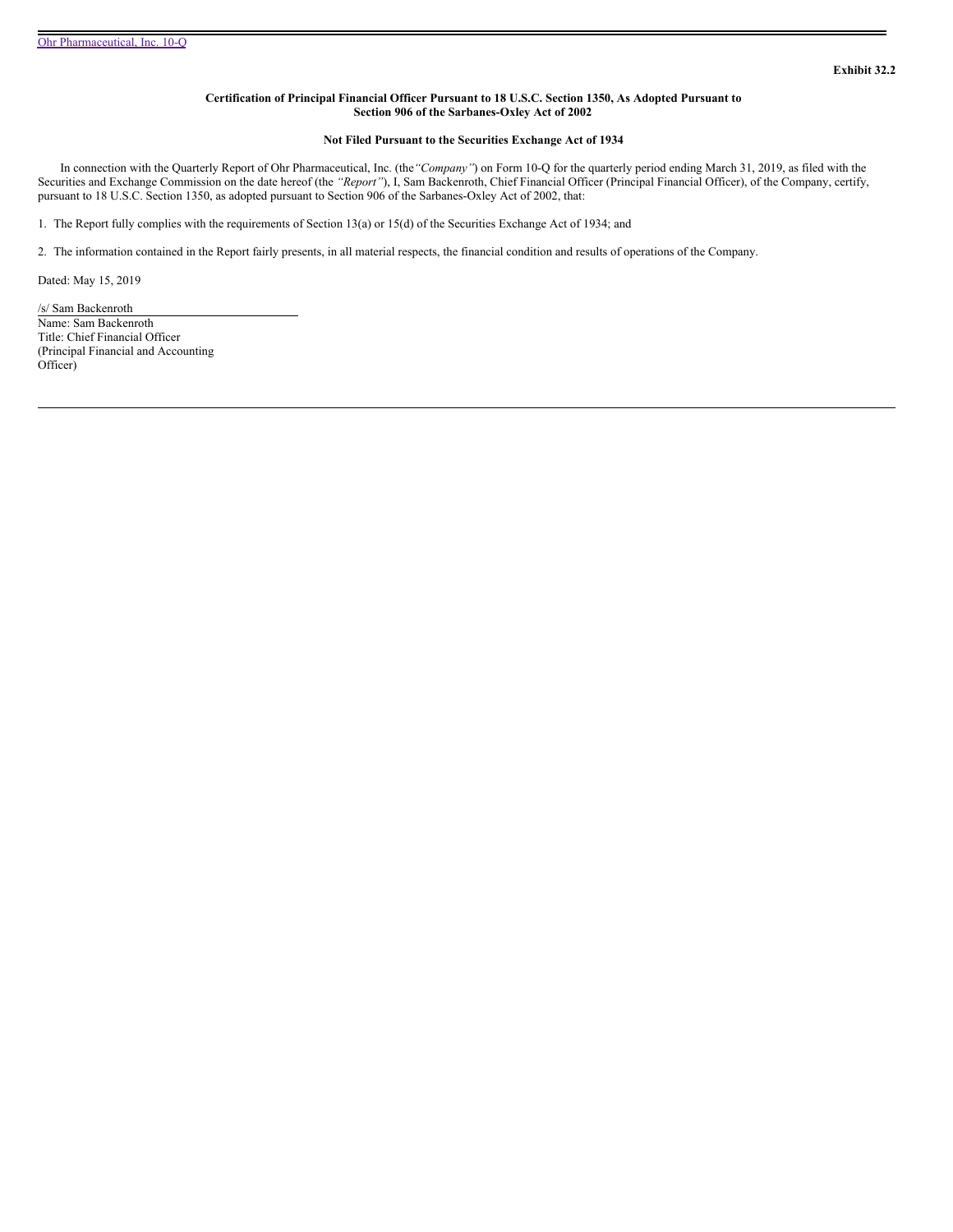**Exhibit 32.2**

**Certification of Principal Financial Officer Pursuant to 18 U.S.C. Section 1350, As Adopted Pursuant to Section 906 of the Sarbanes-Oxley Act of 2002**

**Not Filed Pursuant to the Securities Exchange Act of 1934**

In connection with the Quarterly Report of Ohr Pharmaceutical, Inc. (the *"Company"*) on Form 10-Q for the quarterly period ending March 31, 2019, as filed with the Securities and Exchange Commission on the date hereof (the *"Report"*), I, Sam Backenroth, Chief Financial Officer (Principal Financial Officer), of the Company, certify, pursuant to 18 U.S.C. Section 1350, as adopted pursuant to Section 906 of the Sarbanes-Oxley Act of 2002, that:

1. The Report fully complies with the requirements of Section 13(a) or 15(d) of the Securities Exchange Act of 1934; and

2. The information contained in the Report fairly presents, in all material respects, the financial condition and results of operations of the Company.

Dated: May 15, 2019

/s/ Sam Backenroth
Name: Sam Backenroth
Title: Chief Financial Officer
(Principal Financial and Accounting Officer)